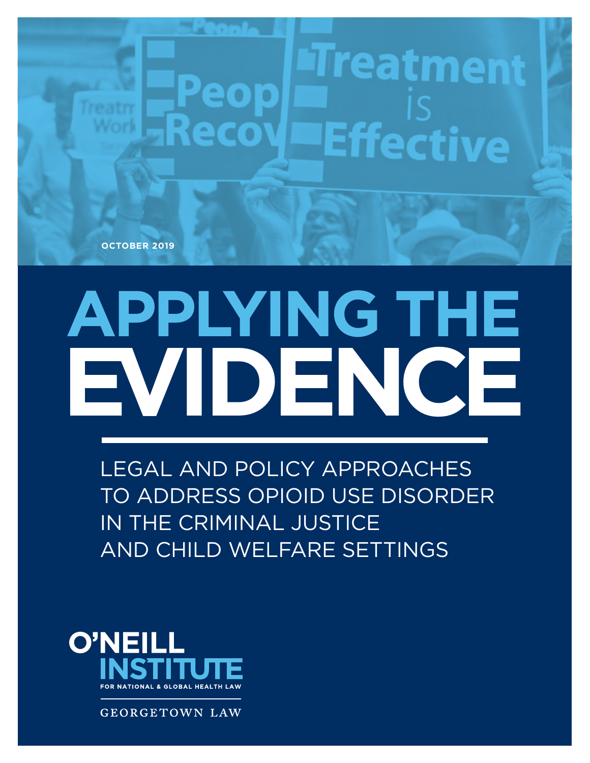OCTOBER 2019

# APPLYING THE EVIDENCE

## LEGAL AND POLICY APPROACHES TO ADDRESS OPIOID USE DISORDER IN THE CRIMINAL JUSTICE AND CHILD WELFARE SETTINGS

O'NEILL INSTITUTE
FOR NATIONAL & GLOBAL HEALTH LAW

GEORGETOWN LAW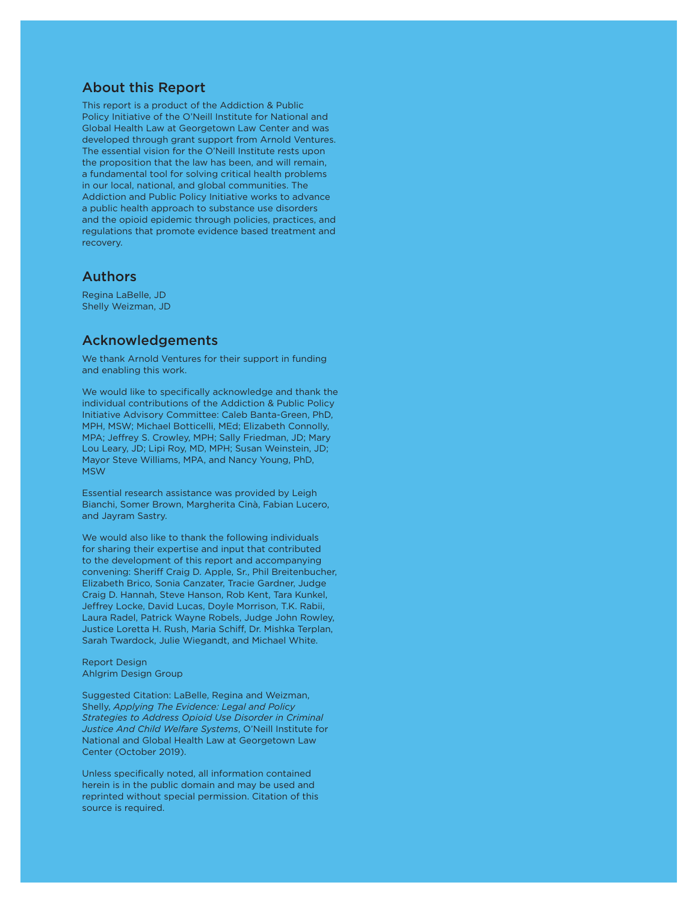## About this Report

This report is a product of the Addiction & Public Policy Initiative of the O'Neill Institute for National and Global Health Law at Georgetown Law Center and was developed through grant support from Arnold Ventures. The essential vision for the O'Neill Institute rests upon the proposition that the law has been, and will remain, a fundamental tool for solving critical health problems in our local, national, and global communities. The Addiction and Public Policy Initiative works to advance a public health approach to substance use disorders and the opioid epidemic through policies, practices, and regulations that promote evidence based treatment and recovery.

## Authors

Regina LaBelle, JD
Shelly Weizman, JD

## Acknowledgements

We thank Arnold Ventures for their support in funding and enabling this work.

We would like to specifically acknowledge and thank the individual contributions of the Addiction & Public Policy Initiative Advisory Committee: Caleb Banta-Green, PhD, MPH, MSW; Michael Botticelli, MEd; Elizabeth Connolly, MPA; Jeffrey S. Crowley, MPH; Sally Friedman, JD; Mary Lou Leary, JD; Lipi Roy, MD, MPH; Susan Weinstein, JD; Mayor Steve Williams, MPA, and Nancy Young, PhD, MSW

Essential research assistance was provided by Leigh Bianchi, Somer Brown, Margherita Cinà, Fabian Lucero, and Jayram Sastry.

We would also like to thank the following individuals for sharing their expertise and input that contributed to the development of this report and accompanying convening: Sheriff Craig D. Apple, Sr., Phil Breitenbucher, Elizabeth Brico, Sonia Canzater, Tracie Gardner, Judge Craig D. Hannah, Steve Hanson, Rob Kent, Tara Kunkel, Jeffrey Locke, David Lucas, Doyle Morrison, T.K. Rabii, Laura Radel, Patrick Wayne Robels, Judge John Rowley, Justice Loretta H. Rush, Maria Schiff, Dr. Mishka Terplan, Sarah Twardock, Julie Wiegandt, and Michael White.

Report Design
Ahlgrim Design Group

Suggested Citation: LaBelle, Regina and Weizman, Shelly, *Applying The Evidence: Legal and Policy Strategies to Address Opioid Use Disorder in Criminal Justice And Child Welfare Systems*, O'Neill Institute for National and Global Health Law at Georgetown Law Center (October 2019).

Unless specifically noted, all information contained herein is in the public domain and may be used and reprinted without special permission. Citation of this source is required.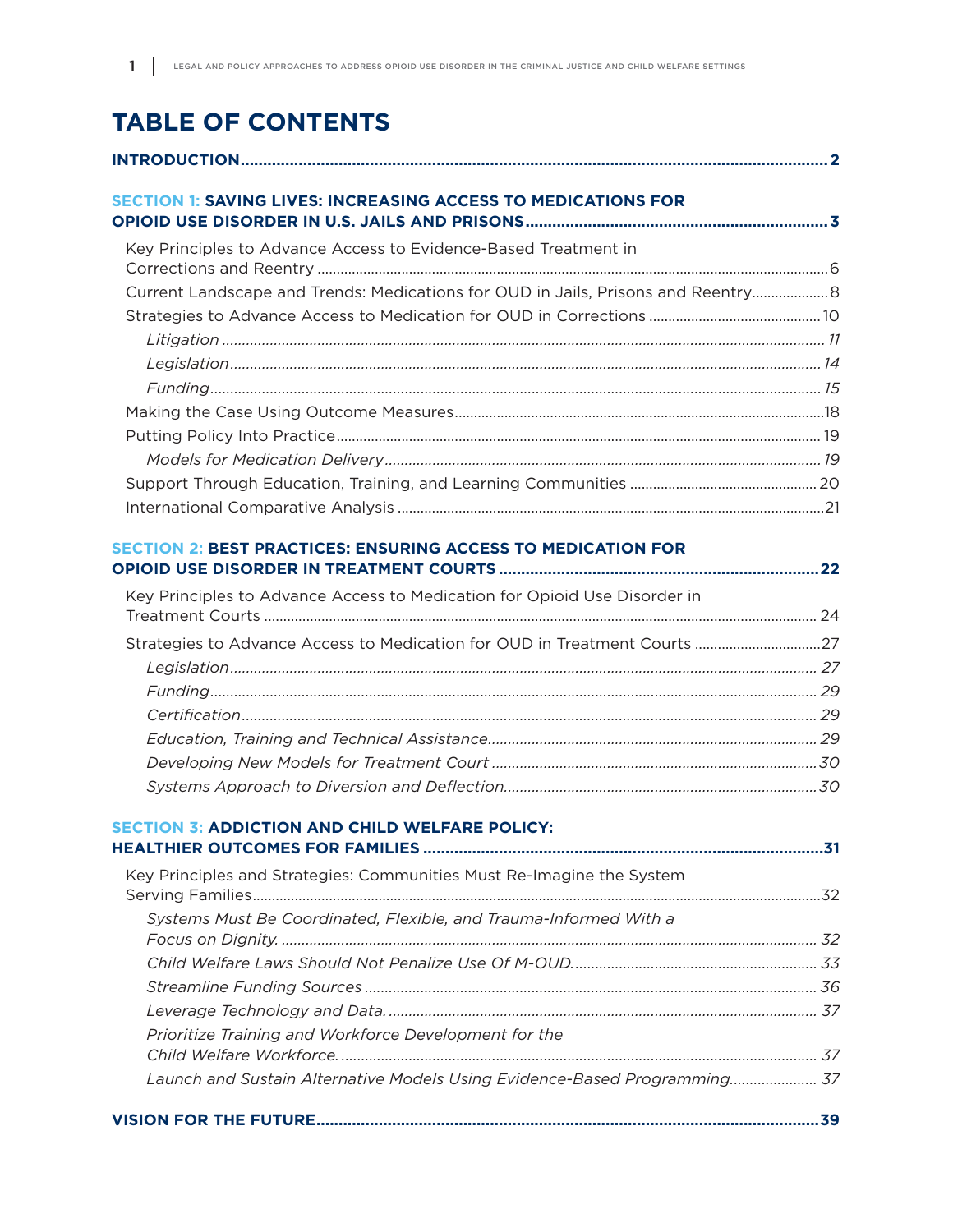# TABLE OF CONTENTS

**INTRODUCTION** .... 2

**SECTION 1: SAVING LIVES: INCREASING ACCESS TO MEDICATIONS FOR OPIOID USE DISORDER IN U.S. JAILS AND PRISONS** .... 3

- Key Principles to Advance Access to Evidence-Based Treatment in Corrections and Reentry .... 6
- Current Landscape and Trends: Medications for OUD in Jails, Prisons and Reentry .... 8
- Strategies to Advance Access to Medication for OUD in Corrections .... 10
  - *Litigation* .... 11
  - *Legislation* .... 14
  - *Funding* .... 15
- Making the Case Using Outcome Measures .... 18
- Putting Policy Into Practice .... 19
  - *Models for Medication Delivery* .... 19
- Support Through Education, Training, and Learning Communities .... 20
- International Comparative Analysis .... 21

**SECTION 2: BEST PRACTICES: ENSURING ACCESS TO MEDICATION FOR OPIOID USE DISORDER IN TREATMENT COURTS** .... 22

- Key Principles to Advance Access to Medication for Opioid Use Disorder in Treatment Courts .... 24
- Strategies to Advance Access to Medication for OUD in Treatment Courts .... 27
  - *Legislation* .... 27
  - *Funding* .... 29
  - *Certification* .... 29
  - *Education, Training and Technical Assistance* .... 29
  - *Developing New Models for Treatment Court* .... 30
  - *Systems Approach to Diversion and Deflection* .... 30

**SECTION 3: ADDICTION AND CHILD WELFARE POLICY: HEALTHIER OUTCOMES FOR FAMILIES** .... 31

- Key Principles and Strategies: Communities Must Re-Imagine the System Serving Families .... 32
  - *Systems Must Be Coordinated, Flexible, and Trauma-Informed With a Focus on Dignity.* .... 32
  - *Child Welfare Laws Should Not Penalize Use Of M-OUD.* .... 33
  - *Streamline Funding Sources* .... 36
  - *Leverage Technology and Data.* .... 37
  - *Prioritize Training and Workforce Development for the Child Welfare Workforce.* .... 37
  - *Launch and Sustain Alternative Models Using Evidence-Based Programming.* .... 37

**VISION FOR THE FUTURE** .... 39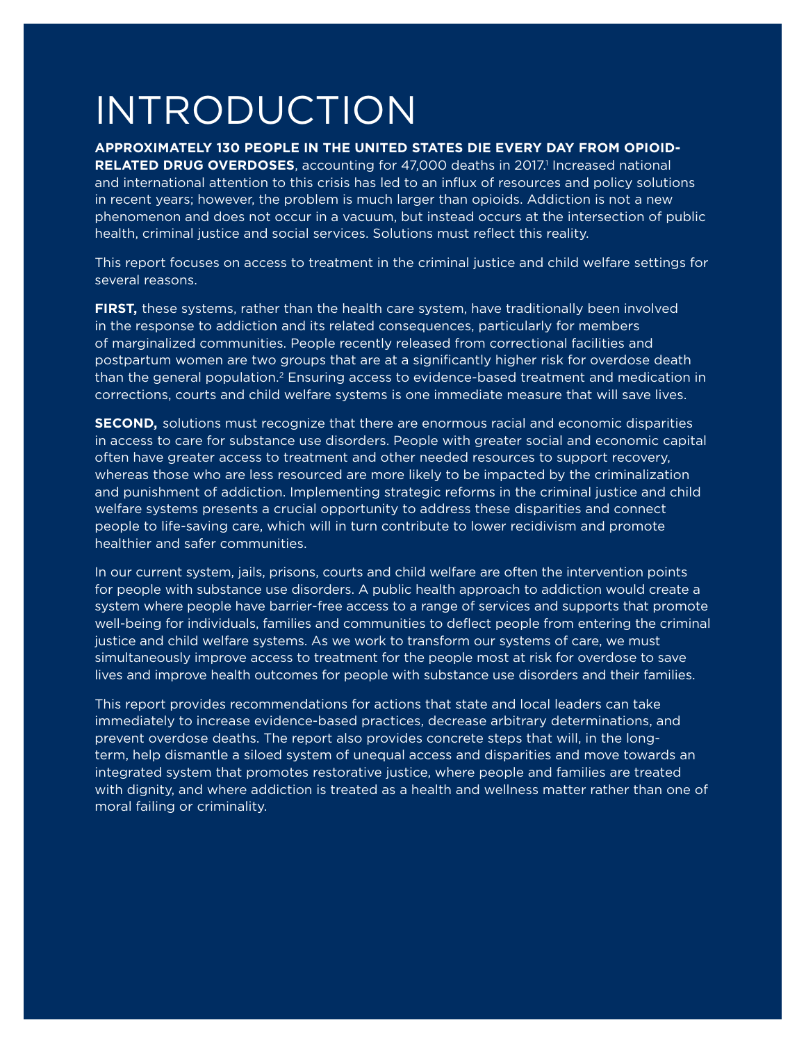# INTRODUCTION

**APPROXIMATELY 130 PEOPLE IN THE UNITED STATES DIE EVERY DAY FROM OPIOID-RELATED DRUG OVERDOSES**, accounting for 47,000 deaths in 2017.[1] Increased national and international attention to this crisis has led to an influx of resources and policy solutions in recent years; however, the problem is much larger than opioids. Addiction is not a new phenomenon and does not occur in a vacuum, but instead occurs at the intersection of public health, criminal justice and social services. Solutions must reflect this reality.

This report focuses on access to treatment in the criminal justice and child welfare settings for several reasons.

**FIRST,** these systems, rather than the health care system, have traditionally been involved in the response to addiction and its related consequences, particularly for members of marginalized communities. People recently released from correctional facilities and postpartum women are two groups that are at a significantly higher risk for overdose death than the general population.[2] Ensuring access to evidence-based treatment and medication in corrections, courts and child welfare systems is one immediate measure that will save lives.

**SECOND,** solutions must recognize that there are enormous racial and economic disparities in access to care for substance use disorders. People with greater social and economic capital often have greater access to treatment and other needed resources to support recovery, whereas those who are less resourced are more likely to be impacted by the criminalization and punishment of addiction. Implementing strategic reforms in the criminal justice and child welfare systems presents a crucial opportunity to address these disparities and connect people to life-saving care, which will in turn contribute to lower recidivism and promote healthier and safer communities.

In our current system, jails, prisons, courts and child welfare are often the intervention points for people with substance use disorders. A public health approach to addiction would create a system where people have barrier-free access to a range of services and supports that promote well-being for individuals, families and communities to deflect people from entering the criminal justice and child welfare systems. As we work to transform our systems of care, we must simultaneously improve access to treatment for the people most at risk for overdose to save lives and improve health outcomes for people with substance use disorders and their families.

This report provides recommendations for actions that state and local leaders can take immediately to increase evidence-based practices, decrease arbitrary determinations, and prevent overdose deaths. The report also provides concrete steps that will, in the long-term, help dismantle a siloed system of unequal access and disparities and move towards an integrated system that promotes restorative justice, where people and families are treated with dignity, and where addiction is treated as a health and wellness matter rather than one of moral failing or criminality.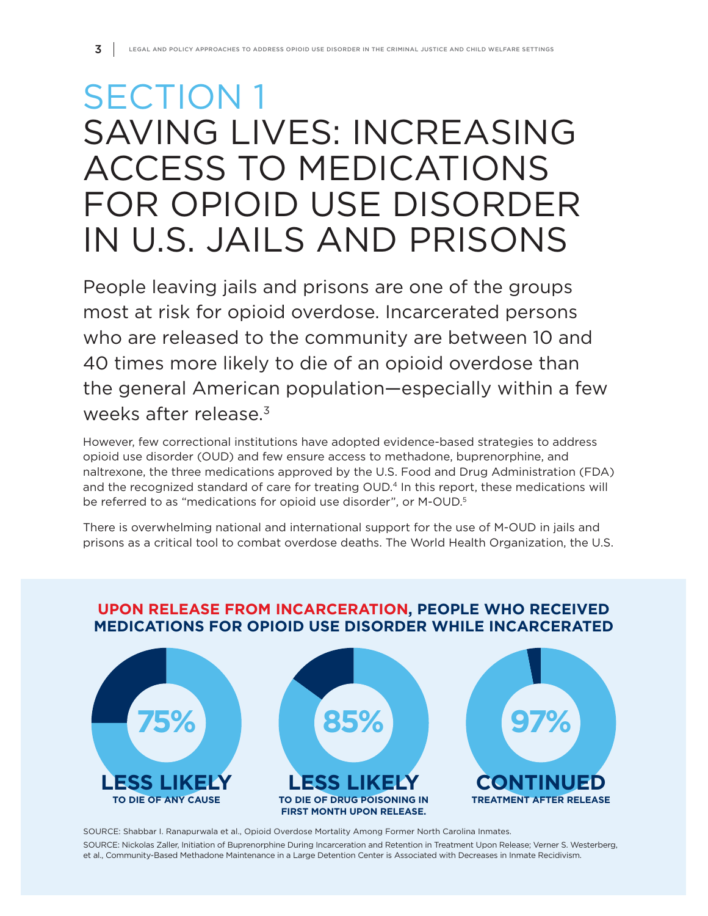# SECTION 1
# SAVING LIVES: INCREASING ACCESS TO MEDICATIONS FOR OPIOID USE DISORDER IN U.S. JAILS AND PRISONS

People leaving jails and prisons are one of the groups most at risk for opioid overdose. Incarcerated persons who are released to the community are between 10 and 40 times more likely to die of an opioid overdose than the general American population—especially within a few weeks after release.[3]

However, few correctional institutions have adopted evidence-based strategies to address opioid use disorder (OUD) and few ensure access to methadone, buprenorphine, and naltrexone, the three medications approved by the U.S. Food and Drug Administration (FDA) and the recognized standard of care for treating OUD.[4] In this report, these medications will be referred to as "medications for opioid use disorder", or M-OUD.[5]

There is overwhelming national and international support for the use of M-OUD in jails and prisons as a critical tool to combat overdose deaths. The World Health Organization, the U.S.

**UPON RELEASE FROM INCARCERATION, PEOPLE WHO RECEIVED MEDICATIONS FOR OPIOID USE DISORDER WHILE INCARCERATED**

**75%**
**LESS LIKELY**
**TO DIE OF ANY CAUSE**

**85%**
**LESS LIKELY**
**TO DIE OF DRUG POISONING IN FIRST MONTH UPON RELEASE.**

**97%**
**CONTINUED**
**TREATMENT AFTER RELEASE**

SOURCE: Shabbar I. Ranapurwala et al., Opioid Overdose Mortality Among Former North Carolina Inmates.

SOURCE: Nickolas Zaller, Initiation of Buprenorphine During Incarceration and Retention in Treatment Upon Release; Verner S. Westerberg, et al., Community-Based Methadone Maintenance in a Large Detention Center is Associated with Decreases in Inmate Recidivism.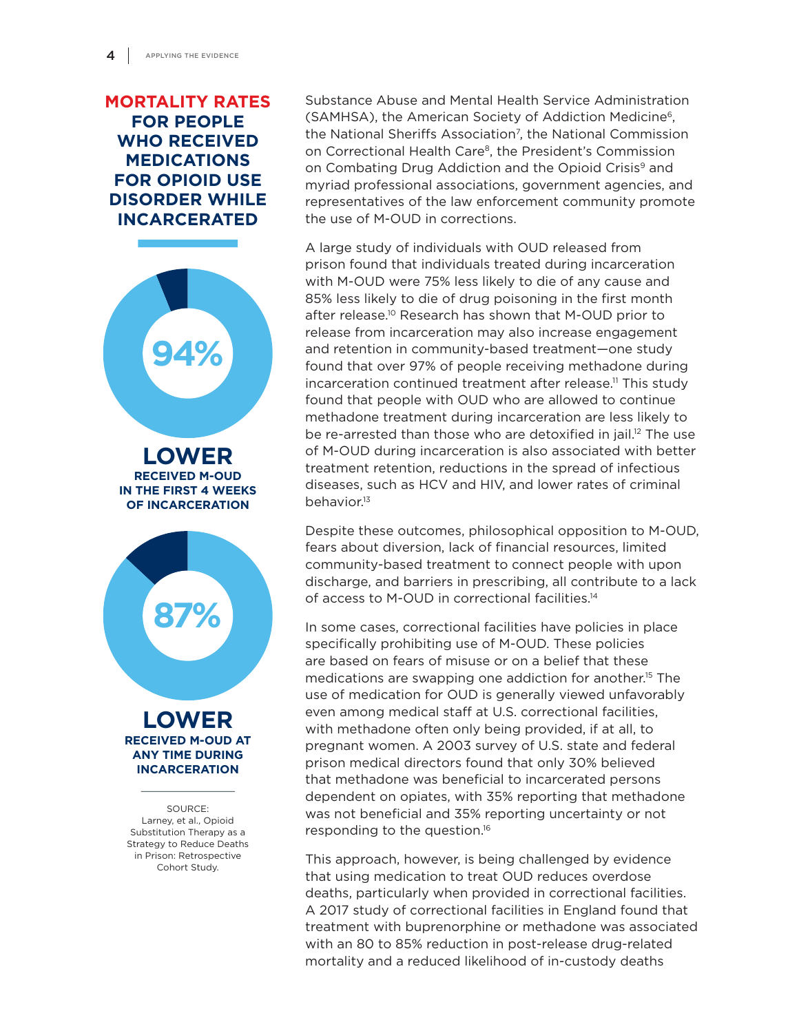## MORTALITY RATES FOR PEOPLE WHO RECEIVED MEDICATIONS FOR OPIOID USE DISORDER WHILE INCARCERATED

**94%**

**LOWER**

**RECEIVED M-OUD IN THE FIRST 4 WEEKS OF INCARCERATION**

**87%**

**LOWER**

**RECEIVED M-OUD AT ANY TIME DURING INCARCERATION**

SOURCE: Larney, et al., Opioid Substitution Therapy as a Strategy to Reduce Deaths in Prison: Retrospective Cohort Study.

Substance Abuse and Mental Health Service Administration (SAMHSA), the American Society of Addiction Medicine[6], the National Sheriffs Association[7], the National Commission on Correctional Health Care[8], the President's Commission on Combating Drug Addiction and the Opioid Crisis[9] and myriad professional associations, government agencies, and representatives of the law enforcement community promote the use of M-OUD in corrections.

A large study of individuals with OUD released from prison found that individuals treated during incarceration with M-OUD were 75% less likely to die of any cause and 85% less likely to die of drug poisoning in the first month after release.[10] Research has shown that M-OUD prior to release from incarceration may also increase engagement and retention in community-based treatment—one study found that over 97% of people receiving methadone during incarceration continued treatment after release.[11] This study found that people with OUD who are allowed to continue methadone treatment during incarceration are less likely to be re-arrested than those who are detoxified in jail.[12] The use of M-OUD during incarceration is also associated with better treatment retention, reductions in the spread of infectious diseases, such as HCV and HIV, and lower rates of criminal behavior.[13]

Despite these outcomes, philosophical opposition to M-OUD, fears about diversion, lack of financial resources, limited community-based treatment to connect people with upon discharge, and barriers in prescribing, all contribute to a lack of access to M-OUD in correctional facilities.[14]

In some cases, correctional facilities have policies in place specifically prohibiting use of M-OUD. These policies are based on fears of misuse or on a belief that these medications are swapping one addiction for another.[15] The use of medication for OUD is generally viewed unfavorably even among medical staff at U.S. correctional facilities, with methadone often only being provided, if at all, to pregnant women. A 2003 survey of U.S. state and federal prison medical directors found that only 30% believed that methadone was beneficial to incarcerated persons dependent on opiates, with 35% reporting that methadone was not beneficial and 35% reporting uncertainty or not responding to the question.[16]

This approach, however, is being challenged by evidence that using medication to treat OUD reduces overdose deaths, particularly when provided in correctional facilities. A 2017 study of correctional facilities in England found that treatment with buprenorphine or methadone was associated with an 80 to 85% reduction in post-release drug-related mortality and a reduced likelihood of in-custody deaths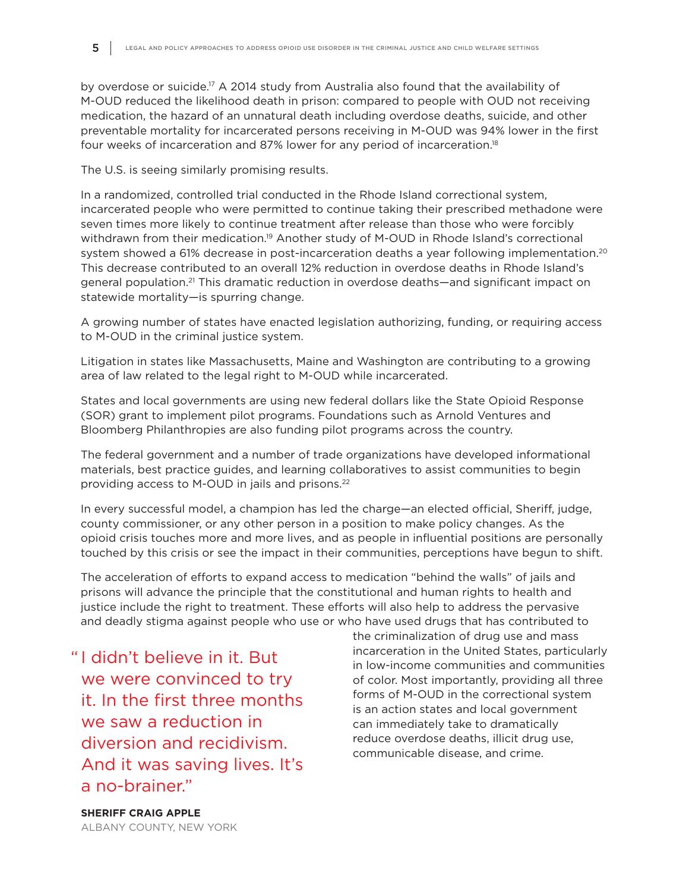by overdose or suicide.[17] A 2014 study from Australia also found that the availability of M-OUD reduced the likelihood death in prison: compared to people with OUD not receiving medication, the hazard of an unnatural death including overdose deaths, suicide, and other preventable mortality for incarcerated persons receiving in M-OUD was 94% lower in the first four weeks of incarceration and 87% lower for any period of incarceration.[18]

The U.S. is seeing similarly promising results.

In a randomized, controlled trial conducted in the Rhode Island correctional system, incarcerated people who were permitted to continue taking their prescribed methadone were seven times more likely to continue treatment after release than those who were forcibly withdrawn from their medication.[19] Another study of M-OUD in Rhode Island's correctional system showed a 61% decrease in post-incarceration deaths a year following implementation.[20] This decrease contributed to an overall 12% reduction in overdose deaths in Rhode Island's general population.[21] This dramatic reduction in overdose deaths—and significant impact on statewide mortality—is spurring change.

A growing number of states have enacted legislation authorizing, funding, or requiring access to M-OUD in the criminal justice system.

Litigation in states like Massachusetts, Maine and Washington are contributing to a growing area of law related to the legal right to M-OUD while incarcerated.

States and local governments are using new federal dollars like the State Opioid Response (SOR) grant to implement pilot programs. Foundations such as Arnold Ventures and Bloomberg Philanthropies are also funding pilot programs across the country.

The federal government and a number of trade organizations have developed informational materials, best practice guides, and learning collaboratives to assist communities to begin providing access to M-OUD in jails and prisons.[22]

In every successful model, a champion has led the charge—an elected official, Sheriff, judge, county commissioner, or any other person in a position to make policy changes. As the opioid crisis touches more and more lives, and as people in influential positions are personally touched by this crisis or see the impact in their communities, perceptions have begun to shift.

The acceleration of efforts to expand access to medication "behind the walls" of jails and prisons will advance the principle that the constitutional and human rights to health and justice include the right to treatment. These efforts will also help to address the pervasive and deadly stigma against people who use or who have used drugs that has contributed to the criminalization of drug use and mass incarceration in the United States, particularly in low-income communities and communities of color. Most importantly, providing all three forms of M-OUD in the correctional system is an action states and local government can immediately take to dramatically reduce overdose deaths, illicit drug use, communicable disease, and crime.

> "I didn't believe in it. But we were convinced to try it. In the first three months we saw a reduction in diversion and recidivism. And it was saving lives. It's a no-brainer."
>
> **SHERIFF CRAIG APPLE**
> ALBANY COUNTY, NEW YORK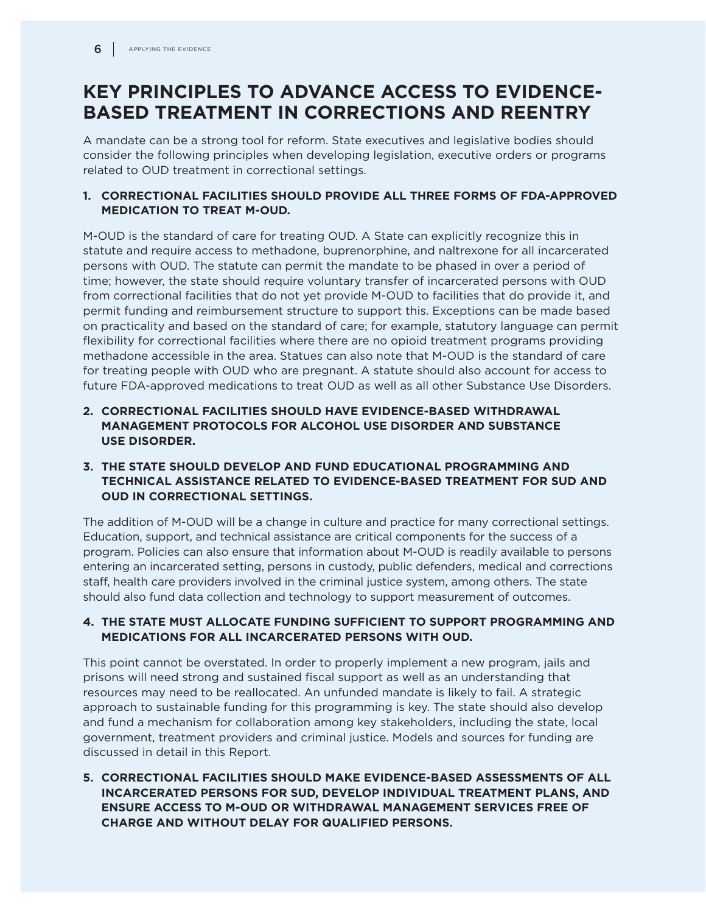## KEY PRINCIPLES TO ADVANCE ACCESS TO EVIDENCE-BASED TREATMENT IN CORRECTIONS AND REENTRY

A mandate can be a strong tool for reform. State executives and legislative bodies should consider the following principles when developing legislation, executive orders or programs related to OUD treatment in correctional settings.

**1. CORRECTIONAL FACILITIES SHOULD PROVIDE ALL THREE FORMS OF FDA-APPROVED MEDICATION TO TREAT M-OUD.**

M-OUD is the standard of care for treating OUD. A State can explicitly recognize this in statute and require access to methadone, buprenorphine, and naltrexone for all incarcerated persons with OUD. The statute can permit the mandate to be phased in over a period of time; however, the state should require voluntary transfer of incarcerated persons with OUD from correctional facilities that do not yet provide M-OUD to facilities that do provide it, and permit funding and reimbursement structure to support this. Exceptions can be made based on practicality and based on the standard of care; for example, statutory language can permit flexibility for correctional facilities where there are no opioid treatment programs providing methadone accessible in the area. Statues can also note that M-OUD is the standard of care for treating people with OUD who are pregnant. A statute should also account for access to future FDA-approved medications to treat OUD as well as all other Substance Use Disorders.

**2. CORRECTIONAL FACILITIES SHOULD HAVE EVIDENCE-BASED WITHDRAWAL MANAGEMENT PROTOCOLS FOR ALCOHOL USE DISORDER AND SUBSTANCE USE DISORDER.**

**3. THE STATE SHOULD DEVELOP AND FUND EDUCATIONAL PROGRAMMING AND TECHNICAL ASSISTANCE RELATED TO EVIDENCE-BASED TREATMENT FOR SUD AND OUD IN CORRECTIONAL SETTINGS.**

The addition of M-OUD will be a change in culture and practice for many correctional settings. Education, support, and technical assistance are critical components for the success of a program. Policies can also ensure that information about M-OUD is readily available to persons entering an incarcerated setting, persons in custody, public defenders, medical and corrections staff, health care providers involved in the criminal justice system, among others. The state should also fund data collection and technology to support measurement of outcomes.

**4. THE STATE MUST ALLOCATE FUNDING SUFFICIENT TO SUPPORT PROGRAMMING AND MEDICATIONS FOR ALL INCARCERATED PERSONS WITH OUD.**

This point cannot be overstated. In order to properly implement a new program, jails and prisons will need strong and sustained fiscal support as well as an understanding that resources may need to be reallocated. An unfunded mandate is likely to fail. A strategic approach to sustainable funding for this programming is key. The state should also develop and fund a mechanism for collaboration among key stakeholders, including the state, local government, treatment providers and criminal justice. Models and sources for funding are discussed in detail in this Report.

**5. CORRECTIONAL FACILITIES SHOULD MAKE EVIDENCE-BASED ASSESSMENTS OF ALL INCARCERATED PERSONS FOR SUD, DEVELOP INDIVIDUAL TREATMENT PLANS, AND ENSURE ACCESS TO M-OUD OR WITHDRAWAL MANAGEMENT SERVICES FREE OF CHARGE AND WITHOUT DELAY FOR QUALIFIED PERSONS.**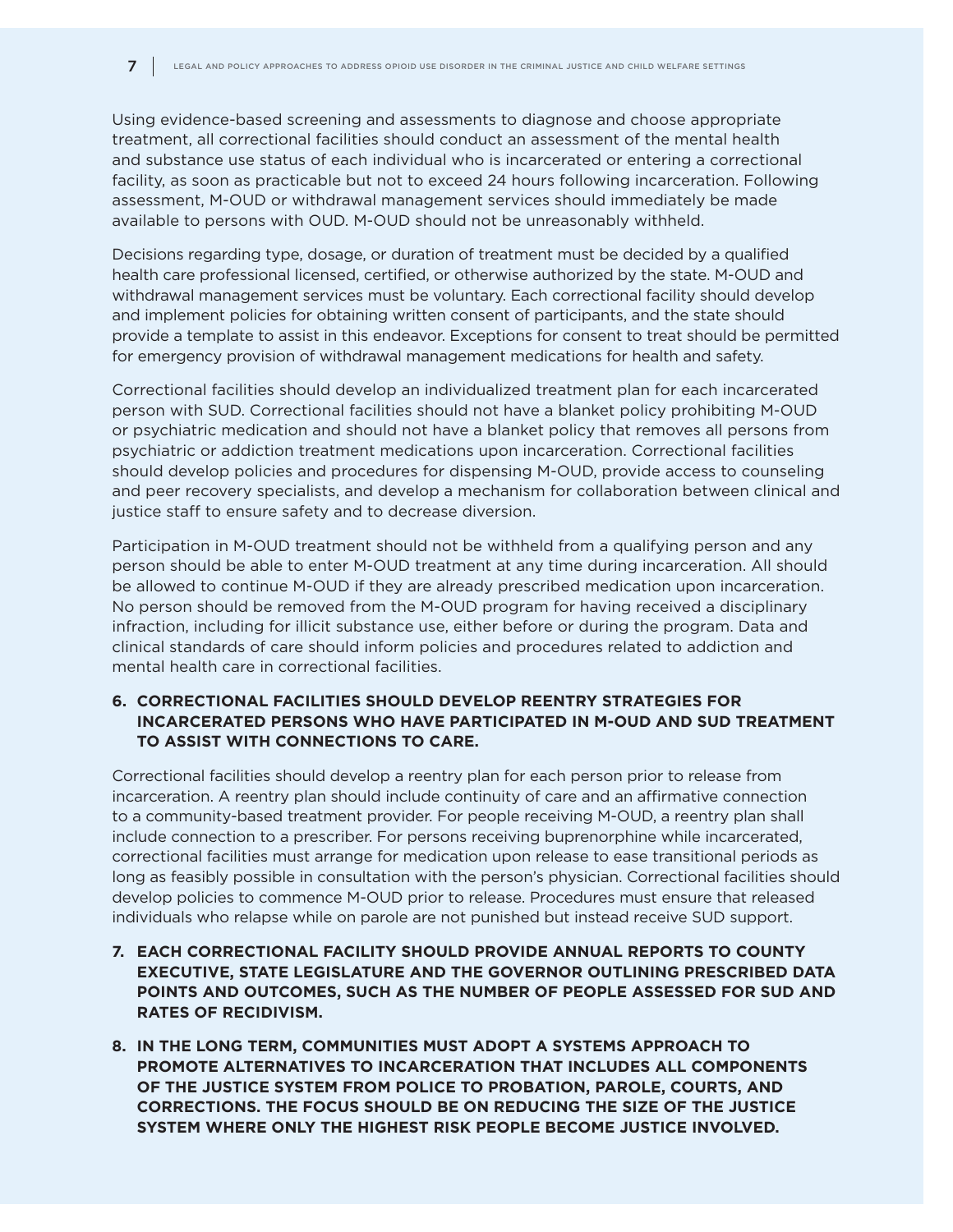Using evidence-based screening and assessments to diagnose and choose appropriate treatment, all correctional facilities should conduct an assessment of the mental health and substance use status of each individual who is incarcerated or entering a correctional facility, as soon as practicable but not to exceed 24 hours following incarceration. Following assessment, M-OUD or withdrawal management services should immediately be made available to persons with OUD. M-OUD should not be unreasonably withheld.

Decisions regarding type, dosage, or duration of treatment must be decided by a qualified health care professional licensed, certified, or otherwise authorized by the state. M-OUD and withdrawal management services must be voluntary. Each correctional facility should develop and implement policies for obtaining written consent of participants, and the state should provide a template to assist in this endeavor. Exceptions for consent to treat should be permitted for emergency provision of withdrawal management medications for health and safety.

Correctional facilities should develop an individualized treatment plan for each incarcerated person with SUD. Correctional facilities should not have a blanket policy prohibiting M-OUD or psychiatric medication and should not have a blanket policy that removes all persons from psychiatric or addiction treatment medications upon incarceration. Correctional facilities should develop policies and procedures for dispensing M-OUD, provide access to counseling and peer recovery specialists, and develop a mechanism for collaboration between clinical and justice staff to ensure safety and to decrease diversion.

Participation in M-OUD treatment should not be withheld from a qualifying person and any person should be able to enter M-OUD treatment at any time during incarceration. All should be allowed to continue M-OUD if they are already prescribed medication upon incarceration. No person should be removed from the M-OUD program for having received a disciplinary infraction, including for illicit substance use, either before or during the program. Data and clinical standards of care should inform policies and procedures related to addiction and mental health care in correctional facilities.

6. **CORRECTIONAL FACILITIES SHOULD DEVELOP REENTRY STRATEGIES FOR INCARCERATED PERSONS WHO HAVE PARTICIPATED IN M-OUD AND SUD TREATMENT TO ASSIST WITH CONNECTIONS TO CARE.**

Correctional facilities should develop a reentry plan for each person prior to release from incarceration. A reentry plan should include continuity of care and an affirmative connection to a community-based treatment provider. For people receiving M-OUD, a reentry plan shall include connection to a prescriber. For persons receiving buprenorphine while incarcerated, correctional facilities must arrange for medication upon release to ease transitional periods as long as feasibly possible in consultation with the person's physician. Correctional facilities should develop policies to commence M-OUD prior to release. Procedures must ensure that released individuals who relapse while on parole are not punished but instead receive SUD support.

7. **EACH CORRECTIONAL FACILITY SHOULD PROVIDE ANNUAL REPORTS TO COUNTY EXECUTIVE, STATE LEGISLATURE AND THE GOVERNOR OUTLINING PRESCRIBED DATA POINTS AND OUTCOMES, SUCH AS THE NUMBER OF PEOPLE ASSESSED FOR SUD AND RATES OF RECIDIVISM.**

8. **IN THE LONG TERM, COMMUNITIES MUST ADOPT A SYSTEMS APPROACH TO PROMOTE ALTERNATIVES TO INCARCERATION THAT INCLUDES ALL COMPONENTS OF THE JUSTICE SYSTEM FROM POLICE TO PROBATION, PAROLE, COURTS, AND CORRECTIONS. THE FOCUS SHOULD BE ON REDUCING THE SIZE OF THE JUSTICE SYSTEM WHERE ONLY THE HIGHEST RISK PEOPLE BECOME JUSTICE INVOLVED.**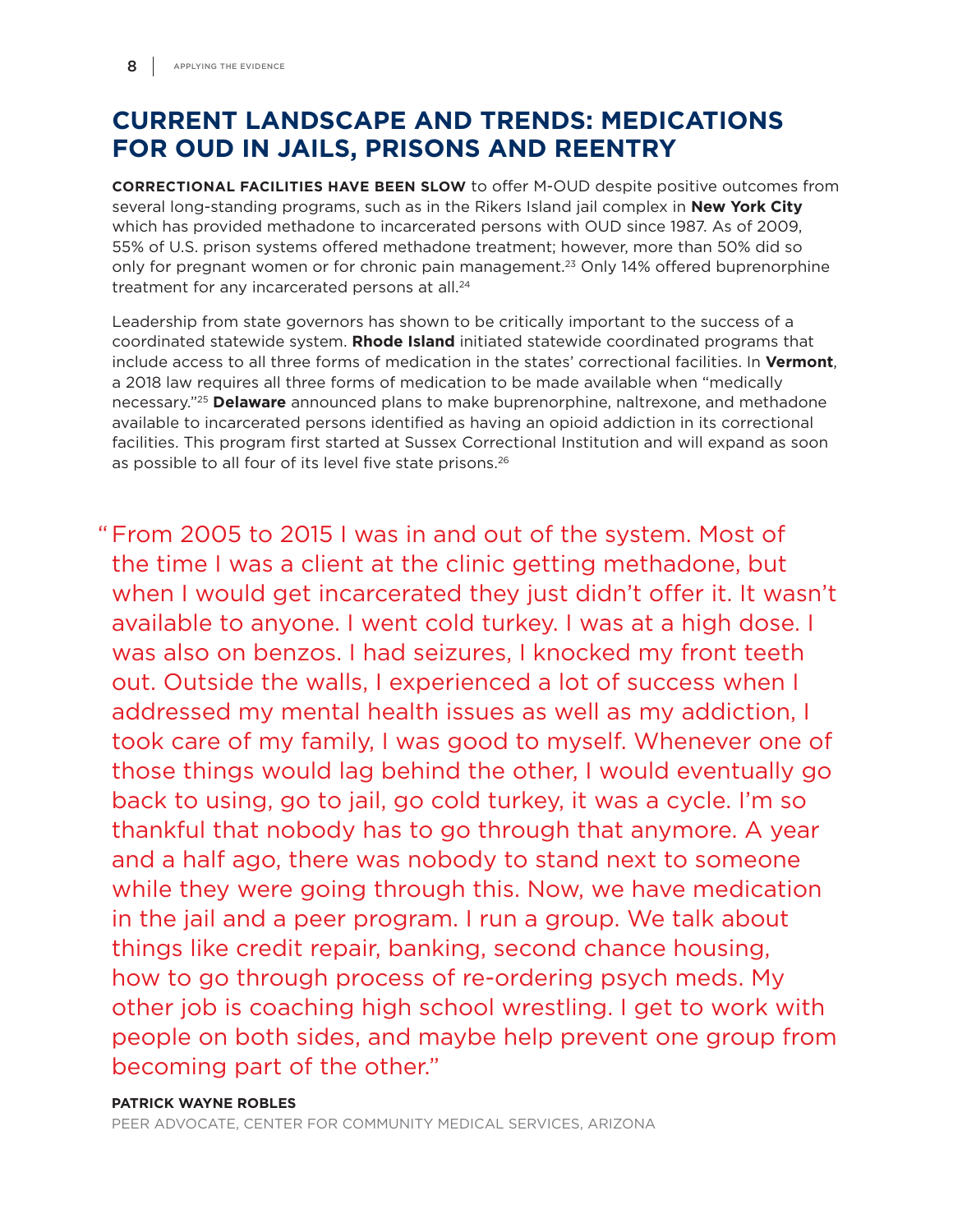## CURRENT LANDSCAPE AND TRENDS: MEDICATIONS FOR OUD IN JAILS, PRISONS AND REENTRY

**CORRECTIONAL FACILITIES HAVE BEEN SLOW** to offer M-OUD despite positive outcomes from several long-standing programs, such as in the Rikers Island jail complex in **New York City** which has provided methadone to incarcerated persons with OUD since 1987. As of 2009, 55% of U.S. prison systems offered methadone treatment; however, more than 50% did so only for pregnant women or for chronic pain management.[23] Only 14% offered buprenorphine treatment for any incarcerated persons at all.[24]

Leadership from state governors has shown to be critically important to the success of a coordinated statewide system. **Rhode Island** initiated statewide coordinated programs that include access to all three forms of medication in the states' correctional facilities. In **Vermont**, a 2018 law requires all three forms of medication to be made available when "medically necessary."[25] **Delaware** announced plans to make buprenorphine, naltrexone, and methadone available to incarcerated persons identified as having an opioid addiction in its correctional facilities. This program first started at Sussex Correctional Institution and will expand as soon as possible to all four of its level five state prisons.[26]

> "From 2005 to 2015 I was in and out of the system. Most of the time I was a client at the clinic getting methadone, but when I would get incarcerated they just didn't offer it. It wasn't available to anyone. I went cold turkey. I was at a high dose. I was also on benzos. I had seizures, I knocked my front teeth out. Outside the walls, I experienced a lot of success when I addressed my mental health issues as well as my addiction, I took care of my family, I was good to myself. Whenever one of those things would lag behind the other, I would eventually go back to using, go to jail, go cold turkey, it was a cycle. I'm so thankful that nobody has to go through that anymore. A year and a half ago, there was nobody to stand next to someone while they were going through this. Now, we have medication in the jail and a peer program. I run a group. We talk about things like credit repair, banking, second chance housing, how to go through process of re-ordering psych meds. My other job is coaching high school wrestling. I get to work with people on both sides, and maybe help prevent one group from becoming part of the other."

**PATRICK WAYNE ROBLES**
PEER ADVOCATE, CENTER FOR COMMUNITY MEDICAL SERVICES, ARIZONA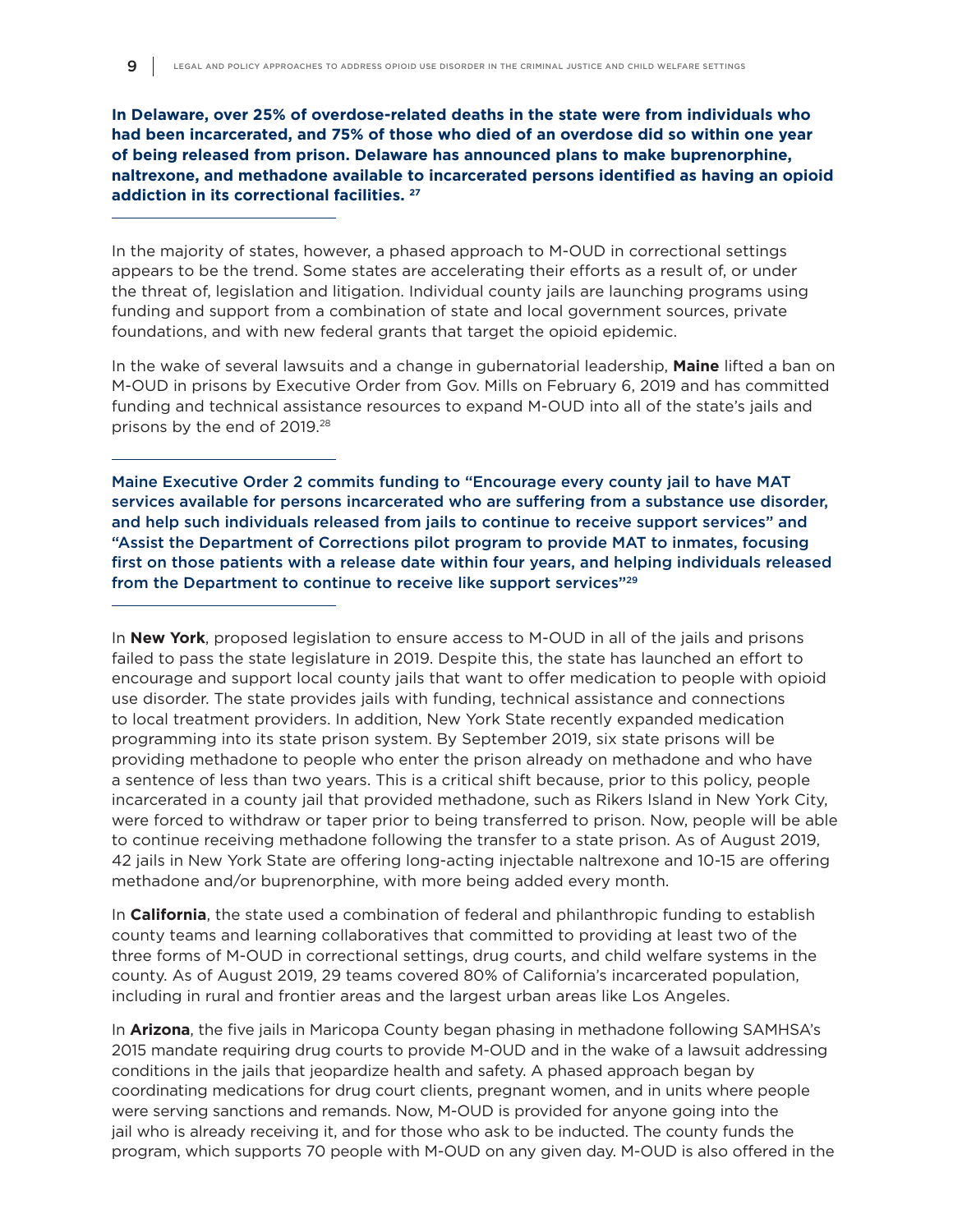**In Delaware, over 25% of overdose-related deaths in the state were from individuals who had been incarcerated, and 75% of those who died of an overdose did so within one year of being released from prison. Delaware has announced plans to make buprenorphine, naltrexone, and methadone available to incarcerated persons identified as having an opioid addiction in its correctional facilities.[27]**

In the majority of states, however, a phased approach to M-OUD in correctional settings appears to be the trend. Some states are accelerating their efforts as a result of, or under the threat of, legislation and litigation. Individual county jails are launching programs using funding and support from a combination of state and local government sources, private foundations, and with new federal grants that target the opioid epidemic.

In the wake of several lawsuits and a change in gubernatorial leadership, **Maine** lifted a ban on M-OUD in prisons by Executive Order from Gov. Mills on February 6, 2019 and has committed funding and technical assistance resources to expand M-OUD into all of the state's jails and prisons by the end of 2019.[28]

Maine Executive Order 2 commits funding to "Encourage every county jail to have MAT services available for persons incarcerated who are suffering from a substance use disorder, and help such individuals released from jails to continue to receive support services" and "Assist the Department of Corrections pilot program to provide MAT to inmates, focusing first on those patients with a release date within four years, and helping individuals released from the Department to continue to receive like support services"[29]

In **New York**, proposed legislation to ensure access to M-OUD in all of the jails and prisons failed to pass the state legislature in 2019. Despite this, the state has launched an effort to encourage and support local county jails that want to offer medication to people with opioid use disorder. The state provides jails with funding, technical assistance and connections to local treatment providers. In addition, New York State recently expanded medication programming into its state prison system. By September 2019, six state prisons will be providing methadone to people who enter the prison already on methadone and who have a sentence of less than two years. This is a critical shift because, prior to this policy, people incarcerated in a county jail that provided methadone, such as Rikers Island in New York City, were forced to withdraw or taper prior to being transferred to prison. Now, people will be able to continue receiving methadone following the transfer to a state prison. As of August 2019, 42 jails in New York State are offering long-acting injectable naltrexone and 10-15 are offering methadone and/or buprenorphine, with more being added every month.

In **California**, the state used a combination of federal and philanthropic funding to establish county teams and learning collaboratives that committed to providing at least two of the three forms of M-OUD in correctional settings, drug courts, and child welfare systems in the county. As of August 2019, 29 teams covered 80% of California's incarcerated population, including in rural and frontier areas and the largest urban areas like Los Angeles.

In **Arizona**, the five jails in Maricopa County began phasing in methadone following SAMHSA's 2015 mandate requiring drug courts to provide M-OUD and in the wake of a lawsuit addressing conditions in the jails that jeopardize health and safety. A phased approach began by coordinating medications for drug court clients, pregnant women, and in units where people were serving sanctions and remands. Now, M-OUD is provided for anyone going into the jail who is already receiving it, and for those who ask to be inducted. The county funds the program, which supports 70 people with M-OUD on any given day. M-OUD is also offered in the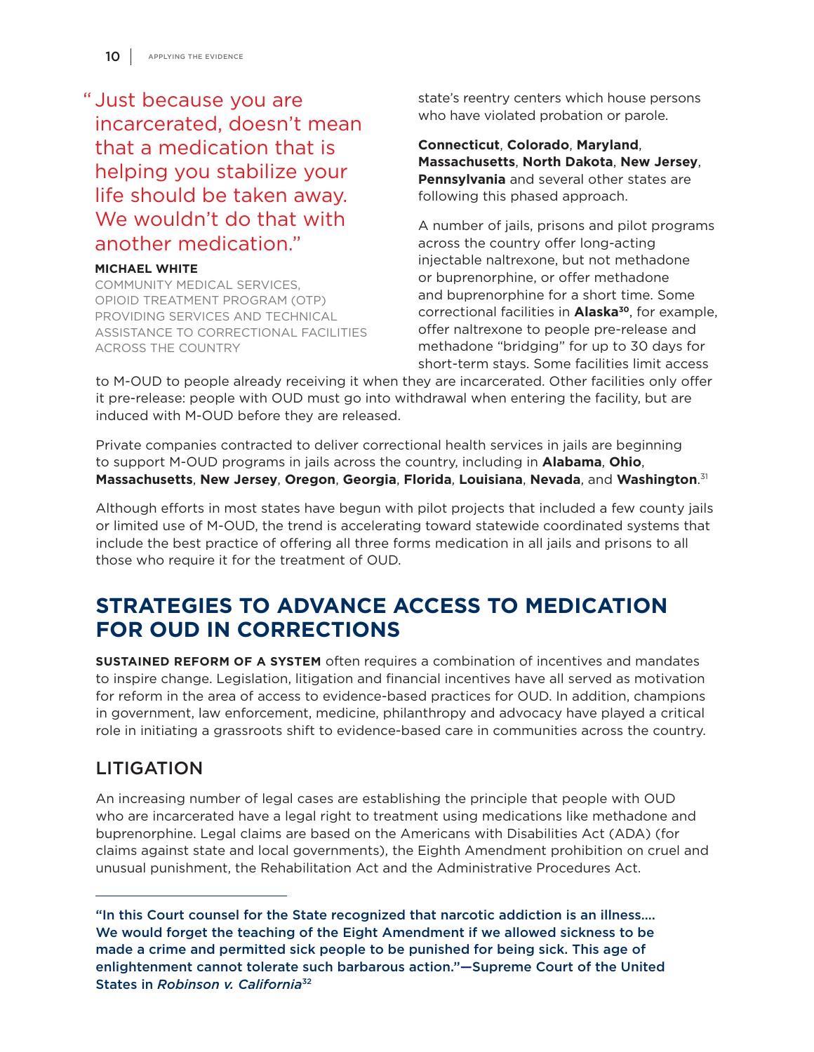> "Just because you are incarcerated, doesn't mean that a medication that is helping you stabilize your life should be taken away. We wouldn't do that with another medication."
>
> **MICHAEL WHITE**
> COMMUNITY MEDICAL SERVICES, OPIOID TREATMENT PROGRAM (OTP) PROVIDING SERVICES AND TECHNICAL ASSISTANCE TO CORRECTIONAL FACILITIES ACROSS THE COUNTRY

state's reentry centers which house persons who have violated probation or parole.

**Connecticut**, **Colorado**, **Maryland**, **Massachusetts**, **North Dakota**, **New Jersey**, **Pennsylvania** and several other states are following this phased approach.

A number of jails, prisons and pilot programs across the country offer long-acting injectable naltrexone, but not methadone or buprenorphine, or offer methadone and buprenorphine for a short time. Some correctional facilities in **Alaska**[30], for example, offer naltrexone to people pre-release and methadone "bridging" for up to 30 days for short-term stays. Some facilities limit access to M-OUD to people already receiving it when they are incarcerated. Other facilities only offer it pre-release: people with OUD must go into withdrawal when entering the facility, but are induced with M-OUD before they are released.

Private companies contracted to deliver correctional health services in jails are beginning to support M-OUD programs in jails across the country, including in **Alabama**, **Ohio**, **Massachusetts**, **New Jersey**, **Oregon**, **Georgia**, **Florida**, **Louisiana**, **Nevada**, and **Washington**.[31]

Although efforts in most states have begun with pilot projects that included a few county jails or limited use of M-OUD, the trend is accelerating toward statewide coordinated systems that include the best practice of offering all three forms medication in all jails and prisons to all those who require it for the treatment of OUD.

## STRATEGIES TO ADVANCE ACCESS TO MEDICATION FOR OUD IN CORRECTIONS

**SUSTAINED REFORM OF A SYSTEM** often requires a combination of incentives and mandates to inspire change. Legislation, litigation and financial incentives have all served as motivation for reform in the area of access to evidence-based practices for OUD. In addition, champions in government, law enforcement, medicine, philanthropy and advocacy have played a critical role in initiating a grassroots shift to evidence-based care in communities across the country.

### LITIGATION

An increasing number of legal cases are establishing the principle that people with OUD who are incarcerated have a legal right to treatment using medications like methadone and buprenorphine. Legal claims are based on the Americans with Disabilities Act (ADA) (for claims against state and local governments), the Eighth Amendment prohibition on cruel and unusual punishment, the Rehabilitation Act and the Administrative Procedures Act.

---

**"In this Court counsel for the State recognized that narcotic addiction is an illness.... We would forget the teaching of the Eight Amendment if we allowed sickness to be made a crime and permitted sick people to be punished for being sick. This age of enlightenment cannot tolerate such barbarous action."—Supreme Court of the United States in *Robinson v. California*[32]**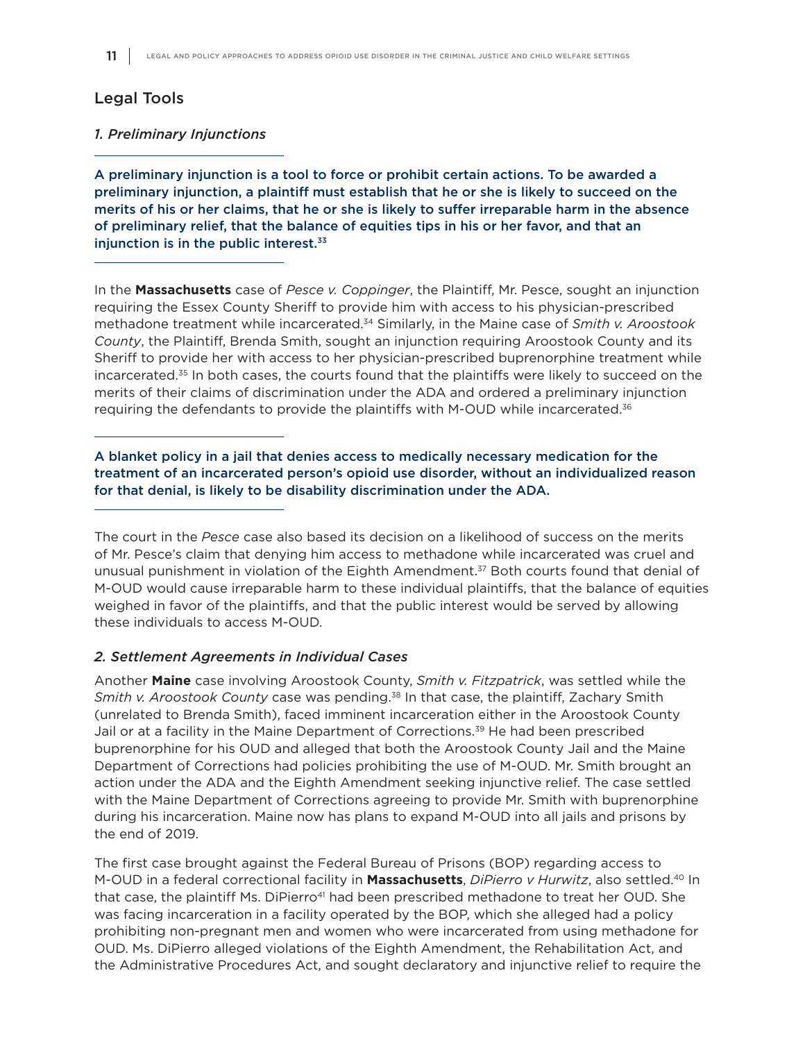## Legal Tools

### *1. Preliminary Injunctions*

**A preliminary injunction is a tool to force or prohibit certain actions. To be awarded a preliminary injunction, a plaintiff must establish that he or she is likely to succeed on the merits of his or her claims, that he or she is likely to suffer irreparable harm in the absence of preliminary relief, that the balance of equities tips in his or her favor, and that an injunction is in the public interest.[33]**

In the **Massachusetts** case of *Pesce v. Coppinger*, the Plaintiff, Mr. Pesce, sought an injunction requiring the Essex County Sheriff to provide him with access to his physician-prescribed methadone treatment while incarcerated.[34] Similarly, in the Maine case of *Smith v. Aroostook County*, the Plaintiff, Brenda Smith, sought an injunction requiring Aroostook County and its Sheriff to provide her with access to her physician-prescribed buprenorphine treatment while incarcerated.[35] In both cases, the courts found that the plaintiffs were likely to succeed on the merits of their claims of discrimination under the ADA and ordered a preliminary injunction requiring the defendants to provide the plaintiffs with M-OUD while incarcerated.[36]

**A blanket policy in a jail that denies access to medically necessary medication for the treatment of an incarcerated person's opioid use disorder, without an individualized reason for that denial, is likely to be disability discrimination under the ADA.**

The court in the *Pesce* case also based its decision on a likelihood of success on the merits of Mr. Pesce's claim that denying him access to methadone while incarcerated was cruel and unusual punishment in violation of the Eighth Amendment.[37] Both courts found that denial of M-OUD would cause irreparable harm to these individual plaintiffs, that the balance of equities weighed in favor of the plaintiffs, and that the public interest would be served by allowing these individuals to access M-OUD.

### *2. Settlement Agreements in Individual Cases*

Another **Maine** case involving Aroostook County, *Smith v. Fitzpatrick*, was settled while the *Smith v. Aroostook County* case was pending.[38] In that case, the plaintiff, Zachary Smith (unrelated to Brenda Smith), faced imminent incarceration either in the Aroostook County Jail or at a facility in the Maine Department of Corrections.[39] He had been prescribed buprenorphine for his OUD and alleged that both the Aroostook County Jail and the Maine Department of Corrections had policies prohibiting the use of M-OUD. Mr. Smith brought an action under the ADA and the Eighth Amendment seeking injunctive relief. The case settled with the Maine Department of Corrections agreeing to provide Mr. Smith with buprenorphine during his incarceration. Maine now has plans to expand M-OUD into all jails and prisons by the end of 2019.

The first case brought against the Federal Bureau of Prisons (BOP) regarding access to M-OUD in a federal correctional facility in **Massachusetts**, *DiPierro v Hurwitz*, also settled.[40] In that case, the plaintiff Ms. DiPierro[41] had been prescribed methadone to treat her OUD. She was facing incarceration in a facility operated by the BOP, which she alleged had a policy prohibiting non-pregnant men and women who were incarcerated from using methadone for OUD. Ms. DiPierro alleged violations of the Eighth Amendment, the Rehabilitation Act, and the Administrative Procedures Act, and sought declaratory and injunctive relief to require the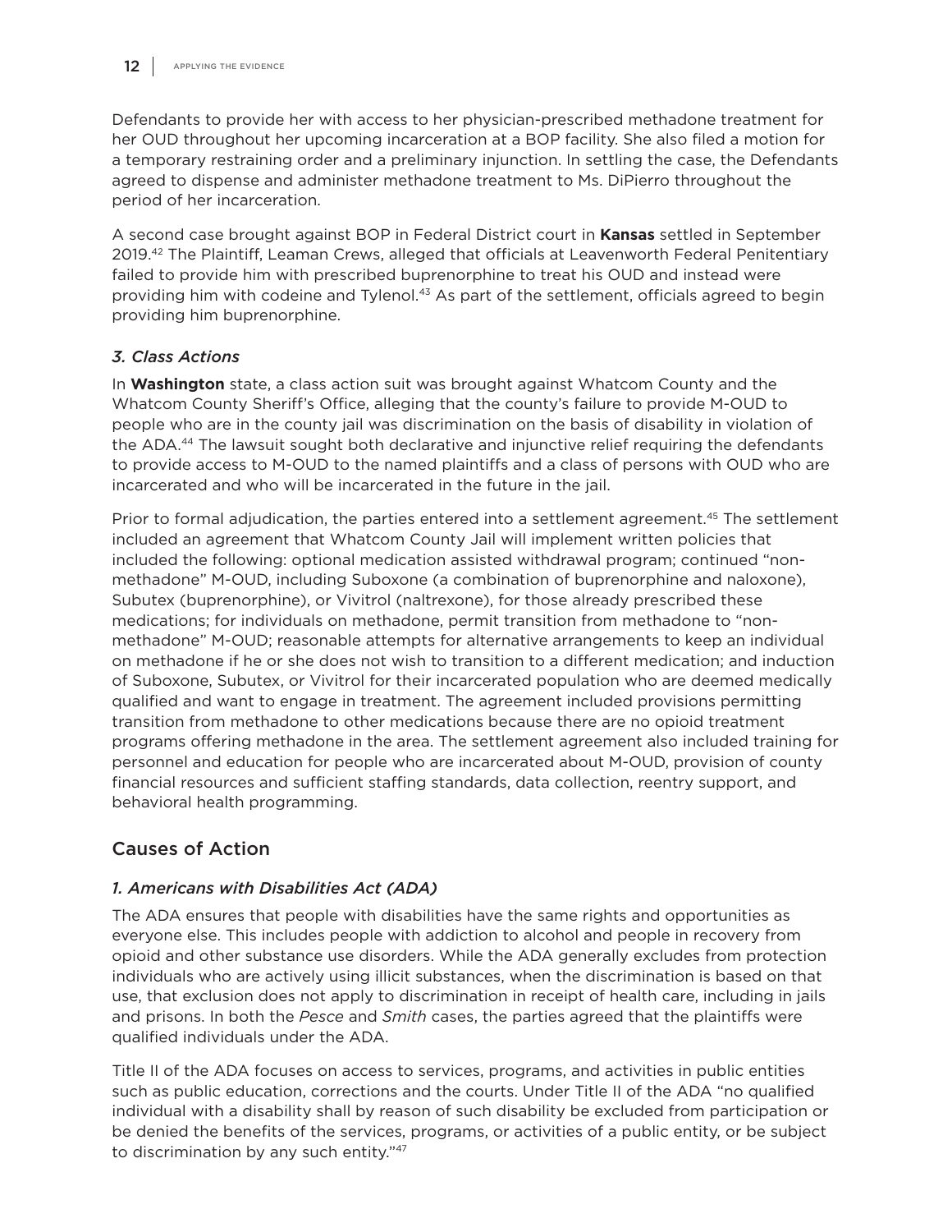Defendants to provide her with access to her physician-prescribed methadone treatment for her OUD throughout her upcoming incarceration at a BOP facility. She also filed a motion for a temporary restraining order and a preliminary injunction. In settling the case, the Defendants agreed to dispense and administer methadone treatment to Ms. DiPierro throughout the period of her incarceration.

A second case brought against BOP in Federal District court in **Kansas** settled in September 2019.[42] The Plaintiff, Leaman Crews, alleged that officials at Leavenworth Federal Penitentiary failed to provide him with prescribed buprenorphine to treat his OUD and instead were providing him with codeine and Tylenol.[43] As part of the settlement, officials agreed to begin providing him buprenorphine.

### *3. Class Actions*

In **Washington** state, a class action suit was brought against Whatcom County and the Whatcom County Sheriff's Office, alleging that the county's failure to provide M-OUD to people who are in the county jail was discrimination on the basis of disability in violation of the ADA.[44] The lawsuit sought both declarative and injunctive relief requiring the defendants to provide access to M-OUD to the named plaintiffs and a class of persons with OUD who are incarcerated and who will be incarcerated in the future in the jail.

Prior to formal adjudication, the parties entered into a settlement agreement.[45] The settlement included an agreement that Whatcom County Jail will implement written policies that included the following: optional medication assisted withdrawal program; continued "non-methadone" M-OUD, including Suboxone (a combination of buprenorphine and naloxone), Subutex (buprenorphine), or Vivitrol (naltrexone), for those already prescribed these medications; for individuals on methadone, permit transition from methadone to "non-methadone" M-OUD; reasonable attempts for alternative arrangements to keep an individual on methadone if he or she does not wish to transition to a different medication; and induction of Suboxone, Subutex, or Vivitrol for their incarcerated population who are deemed medically qualified and want to engage in treatment. The agreement included provisions permitting transition from methadone to other medications because there are no opioid treatment programs offering methadone in the area. The settlement agreement also included training for personnel and education for people who are incarcerated about M-OUD, provision of county financial resources and sufficient staffing standards, data collection, reentry support, and behavioral health programming.

## Causes of Action

### *1. Americans with Disabilities Act (ADA)*

The ADA ensures that people with disabilities have the same rights and opportunities as everyone else. This includes people with addiction to alcohol and people in recovery from opioid and other substance use disorders. While the ADA generally excludes from protection individuals who are actively using illicit substances, when the discrimination is based on that use, that exclusion does not apply to discrimination in receipt of health care, including in jails and prisons. In both the *Pesce* and *Smith* cases, the parties agreed that the plaintiffs were qualified individuals under the ADA.

Title II of the ADA focuses on access to services, programs, and activities in public entities such as public education, corrections and the courts. Under Title II of the ADA "no qualified individual with a disability shall by reason of such disability be excluded from participation or be denied the benefits of the services, programs, or activities of a public entity, or be subject to discrimination by any such entity."[47]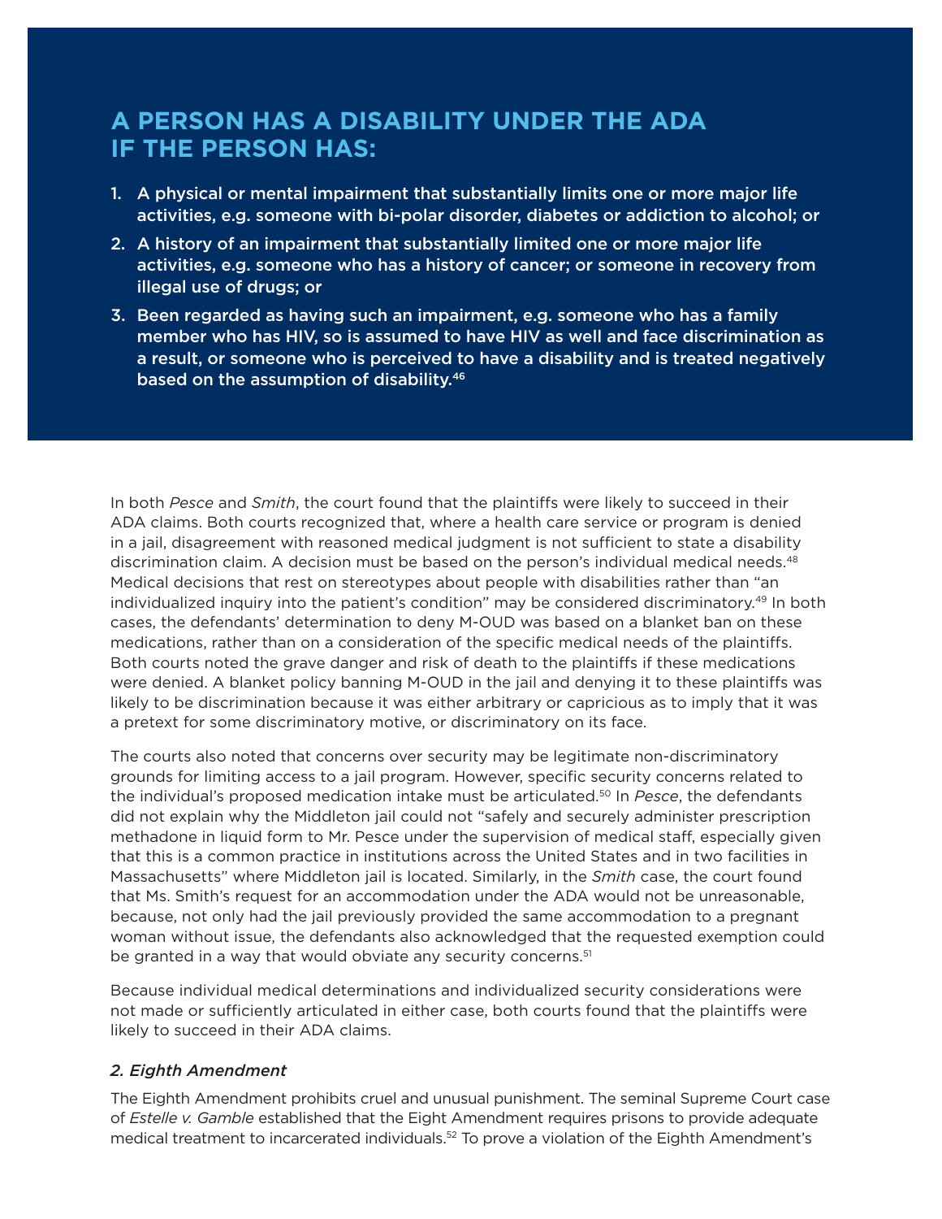## A PERSON HAS A DISABILITY UNDER THE ADA IF THE PERSON HAS:

1. A physical or mental impairment that substantially limits one or more major life activities, e.g. someone with bi-polar disorder, diabetes or addiction to alcohol; or
2. A history of an impairment that substantially limited one or more major life activities, e.g. someone who has a history of cancer; or someone in recovery from illegal use of drugs; or
3. Been regarded as having such an impairment, e.g. someone who has a family member who has HIV, so is assumed to have HIV as well and face discrimination as a result, or someone who is perceived to have a disability and is treated negatively based on the assumption of disability.[46]

In both *Pesce* and *Smith*, the court found that the plaintiffs were likely to succeed in their ADA claims. Both courts recognized that, where a health care service or program is denied in a jail, disagreement with reasoned medical judgment is not sufficient to state a disability discrimination claim. A decision must be based on the person's individual medical needs.[48] Medical decisions that rest on stereotypes about people with disabilities rather than "an individualized inquiry into the patient's condition" may be considered discriminatory.[49] In both cases, the defendants' determination to deny M-OUD was based on a blanket ban on these medications, rather than on a consideration of the specific medical needs of the plaintiffs. Both courts noted the grave danger and risk of death to the plaintiffs if these medications were denied. A blanket policy banning M-OUD in the jail and denying it to these plaintiffs was likely to be discrimination because it was either arbitrary or capricious as to imply that it was a pretext for some discriminatory motive, or discriminatory on its face.

The courts also noted that concerns over security may be legitimate non-discriminatory grounds for limiting access to a jail program. However, specific security concerns related to the individual's proposed medication intake must be articulated.[50] In *Pesce*, the defendants did not explain why the Middleton jail could not "safely and securely administer prescription methadone in liquid form to Mr. Pesce under the supervision of medical staff, especially given that this is a common practice in institutions across the United States and in two facilities in Massachusetts" where Middleton jail is located. Similarly, in the *Smith* case, the court found that Ms. Smith's request for an accommodation under the ADA would not be unreasonable, because, not only had the jail previously provided the same accommodation to a pregnant woman without issue, the defendants also acknowledged that the requested exemption could be granted in a way that would obviate any security concerns.[51]

Because individual medical determinations and individualized security considerations were not made or sufficiently articulated in either case, both courts found that the plaintiffs were likely to succeed in their ADA claims.

### *2. Eighth Amendment*

The Eighth Amendment prohibits cruel and unusual punishment. The seminal Supreme Court case of *Estelle v. Gamble* established that the Eight Amendment requires prisons to provide adequate medical treatment to incarcerated individuals.[52] To prove a violation of the Eighth Amendment's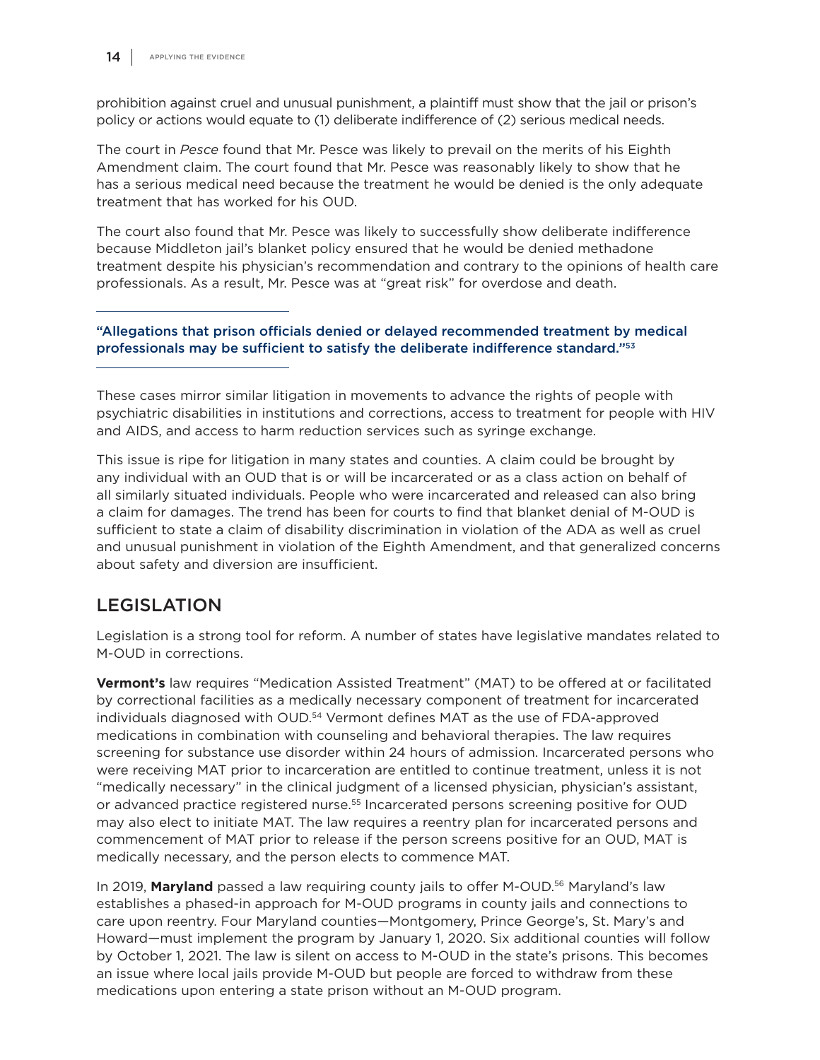prohibition against cruel and unusual punishment, a plaintiff must show that the jail or prison's policy or actions would equate to (1) deliberate indifference of (2) serious medical needs.

The court in *Pesce* found that Mr. Pesce was likely to prevail on the merits of his Eighth Amendment claim. The court found that Mr. Pesce was reasonably likely to show that he has a serious medical need because the treatment he would be denied is the only adequate treatment that has worked for his OUD.

The court also found that Mr. Pesce was likely to successfully show deliberate indifference because Middleton jail's blanket policy ensured that he would be denied methadone treatment despite his physician's recommendation and contrary to the opinions of health care professionals. As a result, Mr. Pesce was at "great risk" for overdose and death.

---

**"Allegations that prison officials denied or delayed recommended treatment by medical professionals may be sufficient to satisfy the deliberate indifference standard."[53]**

---

These cases mirror similar litigation in movements to advance the rights of people with psychiatric disabilities in institutions and corrections, access to treatment for people with HIV and AIDS, and access to harm reduction services such as syringe exchange.

This issue is ripe for litigation in many states and counties. A claim could be brought by any individual with an OUD that is or will be incarcerated or as a class action on behalf of all similarly situated individuals. People who were incarcerated and released can also bring a claim for damages. The trend has been for courts to find that blanket denial of M-OUD is sufficient to state a claim of disability discrimination in violation of the ADA as well as cruel and unusual punishment in violation of the Eighth Amendment, and that generalized concerns about safety and diversion are insufficient.

## LEGISLATION

Legislation is a strong tool for reform. A number of states have legislative mandates related to M-OUD in corrections.

**Vermont's** law requires "Medication Assisted Treatment" (MAT) to be offered at or facilitated by correctional facilities as a medically necessary component of treatment for incarcerated individuals diagnosed with OUD.[54] Vermont defines MAT as the use of FDA-approved medications in combination with counseling and behavioral therapies. The law requires screening for substance use disorder within 24 hours of admission. Incarcerated persons who were receiving MAT prior to incarceration are entitled to continue treatment, unless it is not "medically necessary" in the clinical judgment of a licensed physician, physician's assistant, or advanced practice registered nurse.[55] Incarcerated persons screening positive for OUD may also elect to initiate MAT. The law requires a reentry plan for incarcerated persons and commencement of MAT prior to release if the person screens positive for an OUD, MAT is medically necessary, and the person elects to commence MAT.

In 2019, **Maryland** passed a law requiring county jails to offer M-OUD.[56] Maryland's law establishes a phased-in approach for M-OUD programs in county jails and connections to care upon reentry. Four Maryland counties—Montgomery, Prince George's, St. Mary's and Howard—must implement the program by January 1, 2020. Six additional counties will follow by October 1, 2021. The law is silent on access to M-OUD in the state's prisons. This becomes an issue where local jails provide M-OUD but people are forced to withdraw from these medications upon entering a state prison without an M-OUD program.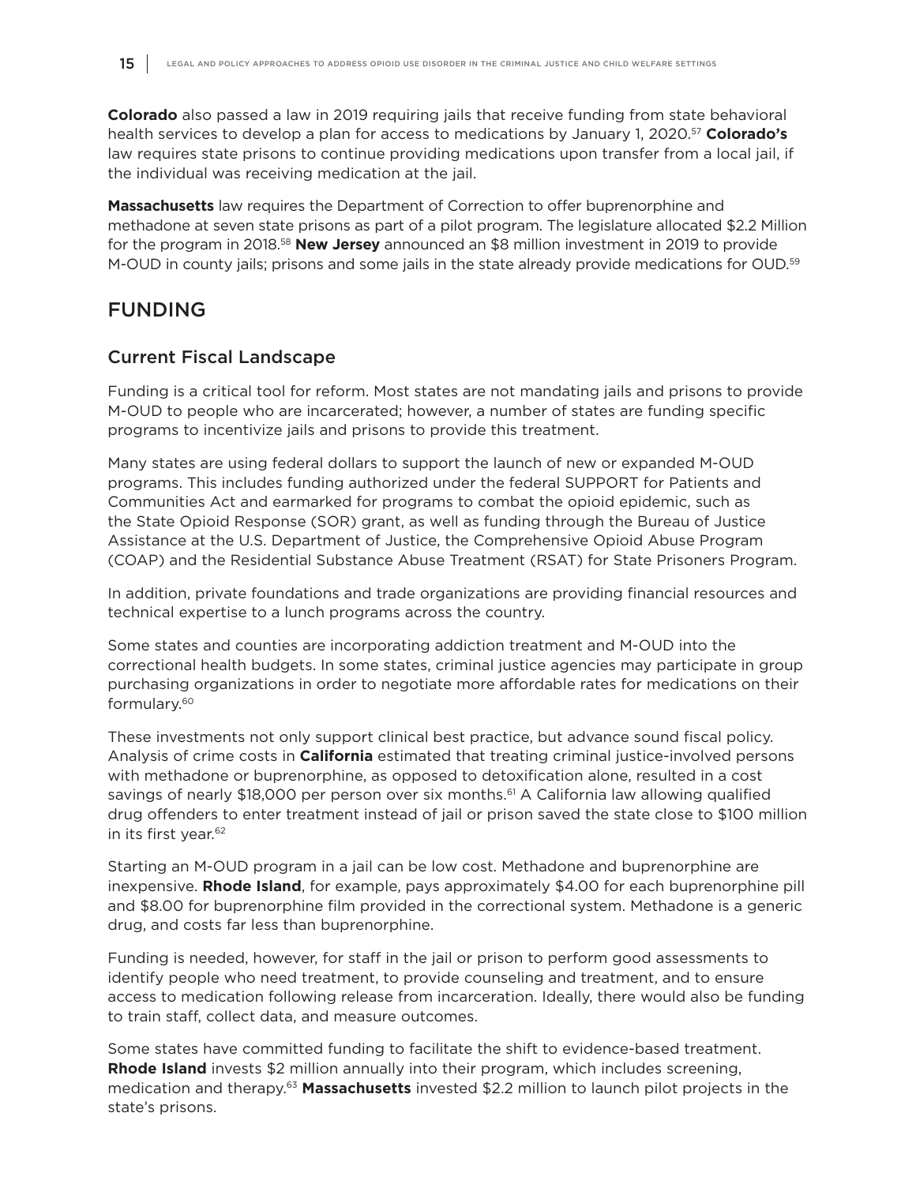**Colorado** also passed a law in 2019 requiring jails that receive funding from state behavioral health services to develop a plan for access to medications by January 1, 2020.[57] **Colorado's** law requires state prisons to continue providing medications upon transfer from a local jail, if the individual was receiving medication at the jail.

**Massachusetts** law requires the Department of Correction to offer buprenorphine and methadone at seven state prisons as part of a pilot program. The legislature allocated $2.2 Million for the program in 2018.[58] **New Jersey** announced an $8 million investment in 2019 to provide M-OUD in county jails; prisons and some jails in the state already provide medications for OUD.[59]

## FUNDING

### Current Fiscal Landscape

Funding is a critical tool for reform. Most states are not mandating jails and prisons to provide M-OUD to people who are incarcerated; however, a number of states are funding specific programs to incentivize jails and prisons to provide this treatment.

Many states are using federal dollars to support the launch of new or expanded M-OUD programs. This includes funding authorized under the federal SUPPORT for Patients and Communities Act and earmarked for programs to combat the opioid epidemic, such as the State Opioid Response (SOR) grant, as well as funding through the Bureau of Justice Assistance at the U.S. Department of Justice, the Comprehensive Opioid Abuse Program (COAP) and the Residential Substance Abuse Treatment (RSAT) for State Prisoners Program.

In addition, private foundations and trade organizations are providing financial resources and technical expertise to a lunch programs across the country.

Some states and counties are incorporating addiction treatment and M-OUD into the correctional health budgets. In some states, criminal justice agencies may participate in group purchasing organizations in order to negotiate more affordable rates for medications on their formulary.[60]

These investments not only support clinical best practice, but advance sound fiscal policy. Analysis of crime costs in **California** estimated that treating criminal justice-involved persons with methadone or buprenorphine, as opposed to detoxification alone, resulted in a cost savings of nearly $18,000 per person over six months.[61] A California law allowing qualified drug offenders to enter treatment instead of jail or prison saved the state close to $100 million in its first year.[62]

Starting an M-OUD program in a jail can be low cost. Methadone and buprenorphine are inexpensive. **Rhode Island**, for example, pays approximately $4.00 for each buprenorphine pill and $8.00 for buprenorphine film provided in the correctional system. Methadone is a generic drug, and costs far less than buprenorphine.

Funding is needed, however, for staff in the jail or prison to perform good assessments to identify people who need treatment, to provide counseling and treatment, and to ensure access to medication following release from incarceration. Ideally, there would also be funding to train staff, collect data, and measure outcomes.

Some states have committed funding to facilitate the shift to evidence-based treatment. **Rhode Island** invests $2 million annually into their program, which includes screening, medication and therapy.[63] **Massachusetts** invested $2.2 million to launch pilot projects in the state's prisons.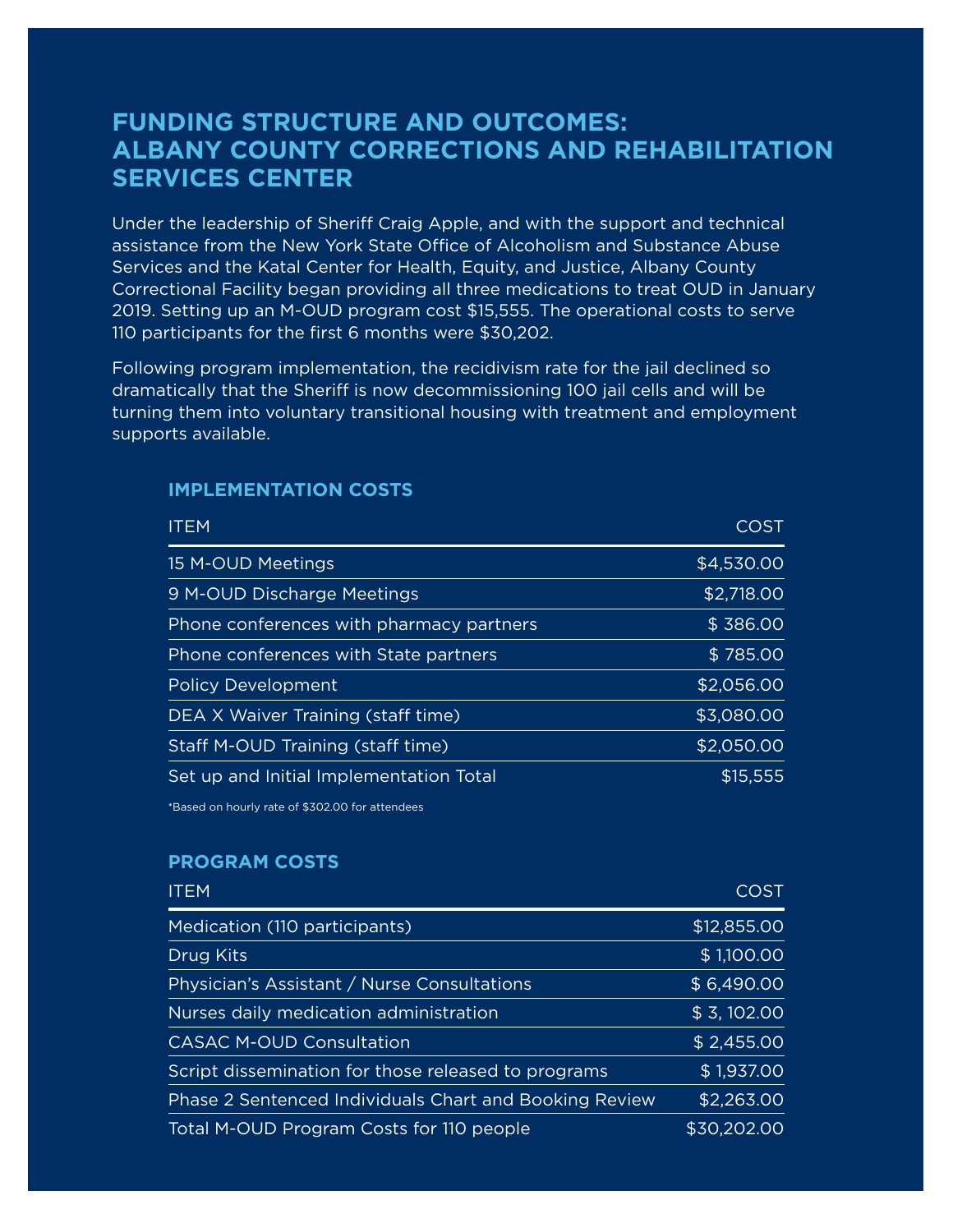## FUNDING STRUCTURE AND OUTCOMES: ALBANY COUNTY CORRECTIONS AND REHABILITATION SERVICES CENTER

Under the leadership of Sheriff Craig Apple, and with the support and technical assistance from the New York State Office of Alcoholism and Substance Abuse Services and the Katal Center for Health, Equity, and Justice, Albany County Correctional Facility began providing all three medications to treat OUD in January 2019. Setting up an M-OUD program cost $15,555. The operational costs to serve 110 participants for the first 6 months were $30,202.

Following program implementation, the recidivism rate for the jail declined so dramatically that the Sheriff is now decommissioning 100 jail cells and will be turning them into voluntary transitional housing with treatment and employment supports available.

### IMPLEMENTATION COSTS

| ITEM | COST |
|---|---|
| 15 M-OUD Meetings | $4,530.00 |
| 9 M-OUD Discharge Meetings | $2,718.00 |
| Phone conferences with pharmacy partners | $ 386.00 |
| Phone conferences with State partners | $ 785.00 |
| Policy Development | $2,056.00 |
| DEA X Waiver Training (staff time) | $3,080.00 |
| Staff M-OUD Training (staff time) | $2,050.00 |
| Set up and Initial Implementation Total | $15,555 |

*Based on hourly rate of $302.00 for attendees

### PROGRAM COSTS

| ITEM | COST |
|---|---|
| Medication (110 participants) | $12,855.00 |
| Drug Kits | $ 1,100.00 |
| Physician's Assistant / Nurse Consultations | $ 6,490.00 |
| Nurses daily medication administration | $ 3, 102.00 |
| CASAC M-OUD Consultation | $ 2,455.00 |
| Script dissemination for those released to programs | $ 1,937.00 |
| Phase 2 Sentenced Individuals Chart and Booking Review | $2,263.00 |
| Total M-OUD Program Costs for 110 people | $30,202.00 |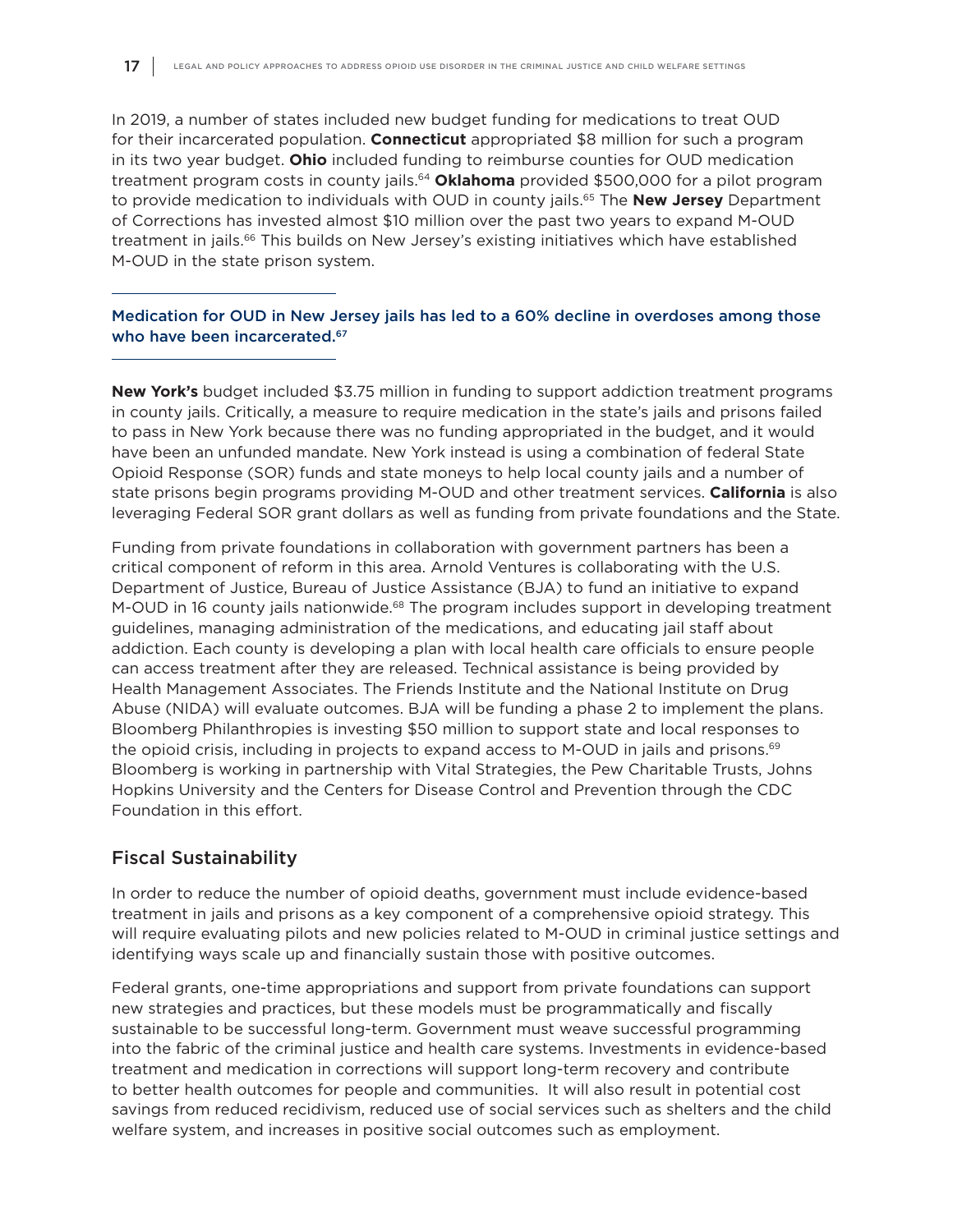In 2019, a number of states included new budget funding for medications to treat OUD for their incarcerated population. **Connecticut** appropriated $8 million for such a program in its two year budget. **Ohio** included funding to reimburse counties for OUD medication treatment program costs in county jails.[64] **Oklahoma** provided $500,000 for a pilot program to provide medication to individuals with OUD in county jails.[65] The **New Jersey** Department of Corrections has invested almost $10 million over the past two years to expand M-OUD treatment in jails.[66] This builds on New Jersey's existing initiatives which have established M-OUD in the state prison system.

---

Medication for OUD in New Jersey jails has led to a 60% decline in overdoses among those who have been incarcerated.[67]

---

**New York's** budget included $3.75 million in funding to support addiction treatment programs in county jails. Critically, a measure to require medication in the state's jails and prisons failed to pass in New York because there was no funding appropriated in the budget, and it would have been an unfunded mandate. New York instead is using a combination of federal State Opioid Response (SOR) funds and state moneys to help local county jails and a number of state prisons begin programs providing M-OUD and other treatment services. **California** is also leveraging Federal SOR grant dollars as well as funding from private foundations and the State.

Funding from private foundations in collaboration with government partners has been a critical component of reform in this area. Arnold Ventures is collaborating with the U.S. Department of Justice, Bureau of Justice Assistance (BJA) to fund an initiative to expand M-OUD in 16 county jails nationwide.[68] The program includes support in developing treatment guidelines, managing administration of the medications, and educating jail staff about addiction. Each county is developing a plan with local health care officials to ensure people can access treatment after they are released. Technical assistance is being provided by Health Management Associates. The Friends Institute and the National Institute on Drug Abuse (NIDA) will evaluate outcomes. BJA will be funding a phase 2 to implement the plans. Bloomberg Philanthropies is investing $50 million to support state and local responses to the opioid crisis, including in projects to expand access to M-OUD in jails and prisons.[69] Bloomberg is working in partnership with Vital Strategies, the Pew Charitable Trusts, Johns Hopkins University and the Centers for Disease Control and Prevention through the CDC Foundation in this effort.

## Fiscal Sustainability

In order to reduce the number of opioid deaths, government must include evidence-based treatment in jails and prisons as a key component of a comprehensive opioid strategy. This will require evaluating pilots and new policies related to M-OUD in criminal justice settings and identifying ways scale up and financially sustain those with positive outcomes.

Federal grants, one-time appropriations and support from private foundations can support new strategies and practices, but these models must be programmatically and fiscally sustainable to be successful long-term. Government must weave successful programming into the fabric of the criminal justice and health care systems. Investments in evidence-based treatment and medication in corrections will support long-term recovery and contribute to better health outcomes for people and communities. It will also result in potential cost savings from reduced recidivism, reduced use of social services such as shelters and the child welfare system, and increases in positive social outcomes such as employment.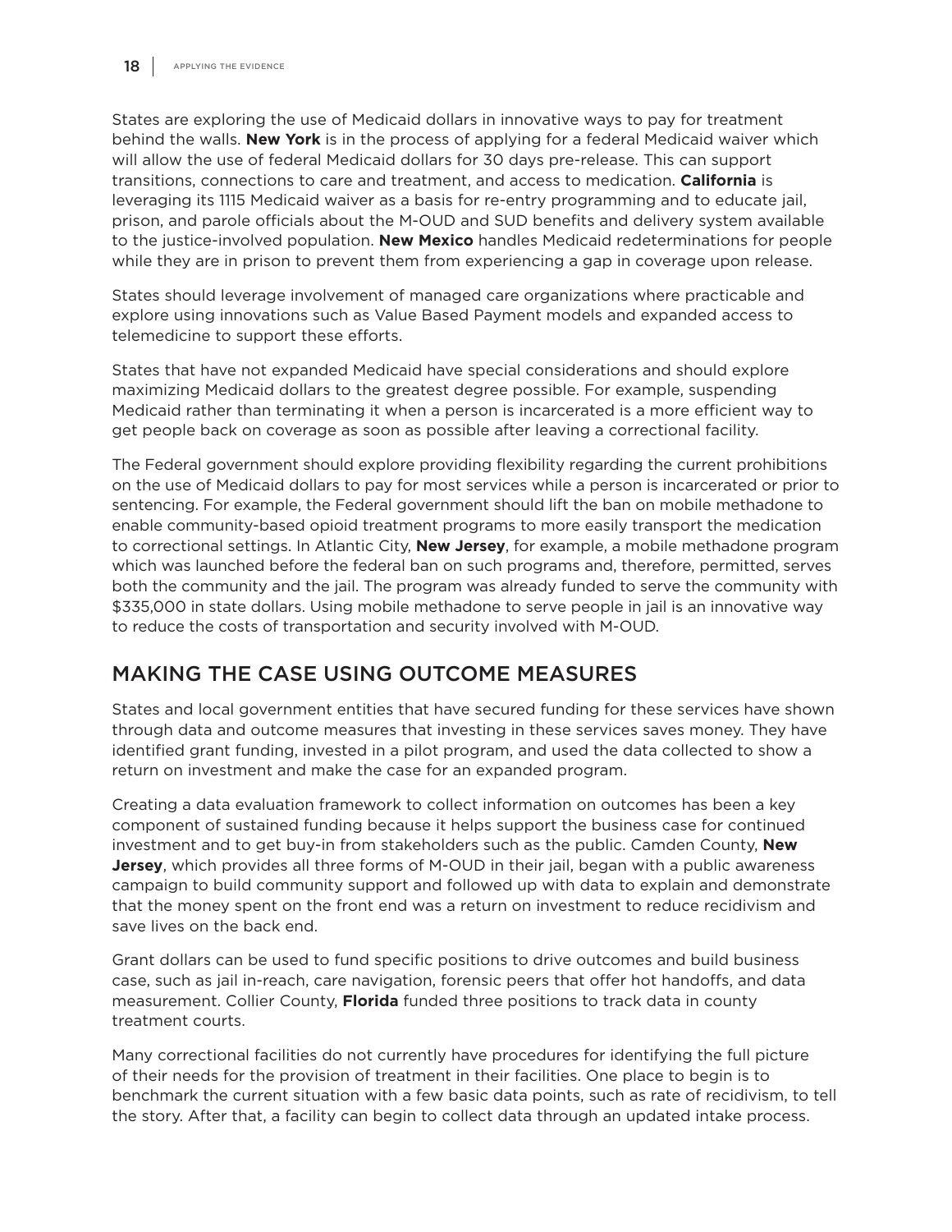States are exploring the use of Medicaid dollars in innovative ways to pay for treatment behind the walls. **New York** is in the process of applying for a federal Medicaid waiver which will allow the use of federal Medicaid dollars for 30 days pre-release. This can support transitions, connections to care and treatment, and access to medication. **California** is leveraging its 1115 Medicaid waiver as a basis for re-entry programming and to educate jail, prison, and parole officials about the M-OUD and SUD benefits and delivery system available to the justice-involved population. **New Mexico** handles Medicaid redeterminations for people while they are in prison to prevent them from experiencing a gap in coverage upon release.

States should leverage involvement of managed care organizations where practicable and explore using innovations such as Value Based Payment models and expanded access to telemedicine to support these efforts.

States that have not expanded Medicaid have special considerations and should explore maximizing Medicaid dollars to the greatest degree possible. For example, suspending Medicaid rather than terminating it when a person is incarcerated is a more efficient way to get people back on coverage as soon as possible after leaving a correctional facility.

The Federal government should explore providing flexibility regarding the current prohibitions on the use of Medicaid dollars to pay for most services while a person is incarcerated or prior to sentencing. For example, the Federal government should lift the ban on mobile methadone to enable community-based opioid treatment programs to more easily transport the medication to correctional settings. In Atlantic City, **New Jersey**, for example, a mobile methadone program which was launched before the federal ban on such programs and, therefore, permitted, serves both the community and the jail. The program was already funded to serve the community with $335,000 in state dollars. Using mobile methadone to serve people in jail is an innovative way to reduce the costs of transportation and security involved with M-OUD.

## MAKING THE CASE USING OUTCOME MEASURES

States and local government entities that have secured funding for these services have shown through data and outcome measures that investing in these services saves money. They have identified grant funding, invested in a pilot program, and used the data collected to show a return on investment and make the case for an expanded program.

Creating a data evaluation framework to collect information on outcomes has been a key component of sustained funding because it helps support the business case for continued investment and to get buy-in from stakeholders such as the public. Camden County, **New Jersey**, which provides all three forms of M-OUD in their jail, began with a public awareness campaign to build community support and followed up with data to explain and demonstrate that the money spent on the front end was a return on investment to reduce recidivism and save lives on the back end.

Grant dollars can be used to fund specific positions to drive outcomes and build business case, such as jail in-reach, care navigation, forensic peers that offer hot handoffs, and data measurement. Collier County, **Florida** funded three positions to track data in county treatment courts.

Many correctional facilities do not currently have procedures for identifying the full picture of their needs for the provision of treatment in their facilities. One place to begin is to benchmark the current situation with a few basic data points, such as rate of recidivism, to tell the story. After that, a facility can begin to collect data through an updated intake process.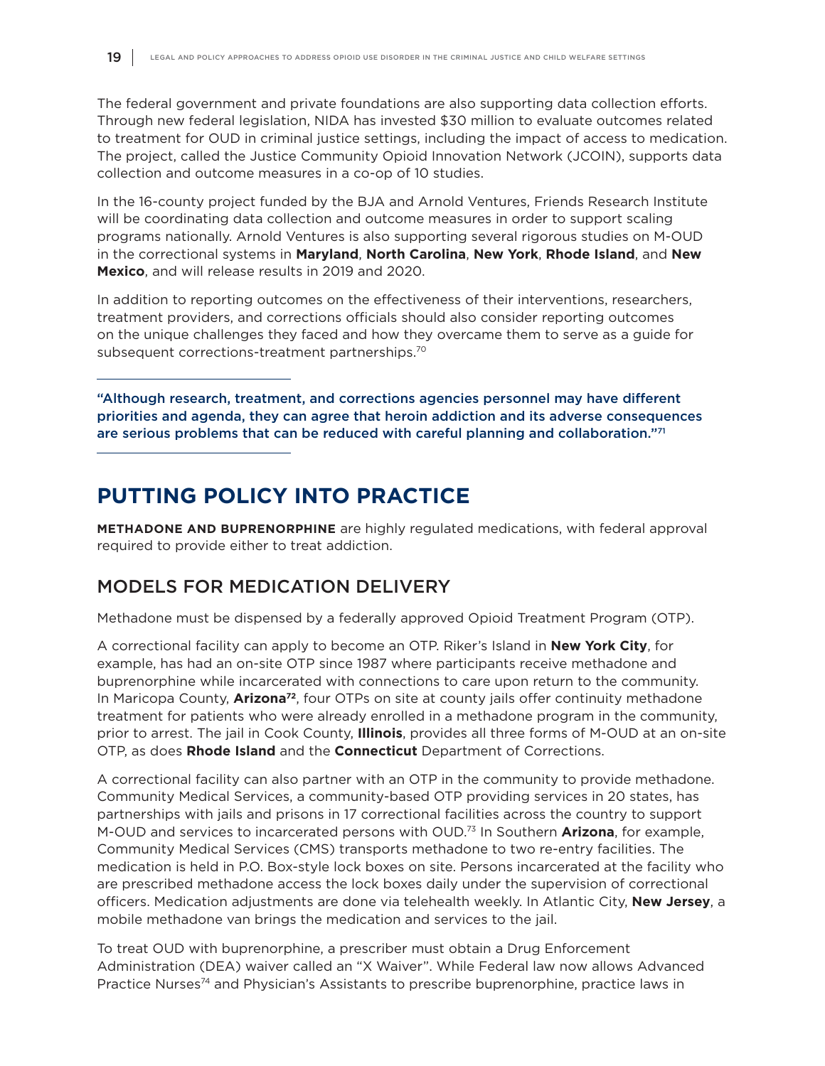The federal government and private foundations are also supporting data collection efforts. Through new federal legislation, NIDA has invested $30 million to evaluate outcomes related to treatment for OUD in criminal justice settings, including the impact of access to medication. The project, called the Justice Community Opioid Innovation Network (JCOIN), supports data collection and outcome measures in a co-op of 10 studies.

In the 16-county project funded by the BJA and Arnold Ventures, Friends Research Institute will be coordinating data collection and outcome measures in order to support scaling programs nationally. Arnold Ventures is also supporting several rigorous studies on M-OUD in the correctional systems in **Maryland**, **North Carolina**, **New York**, **Rhode Island**, and **New Mexico**, and will release results in 2019 and 2020.

In addition to reporting outcomes on the effectiveness of their interventions, researchers, treatment providers, and corrections officials should also consider reporting outcomes on the unique challenges they faced and how they overcame them to serve as a guide for subsequent corrections-treatment partnerships.[70]

---

**"Although research, treatment, and corrections agencies personnel may have different priorities and agenda, they can agree that heroin addiction and its adverse consequences are serious problems that can be reduced with careful planning and collaboration."[71]**

---

# PUTTING POLICY INTO PRACTICE

**METHADONE AND BUPRENORPHINE** are highly regulated medications, with federal approval required to provide either to treat addiction.

## MODELS FOR MEDICATION DELIVERY

Methadone must be dispensed by a federally approved Opioid Treatment Program (OTP).

A correctional facility can apply to become an OTP. Riker's Island in **New York City**, for example, has had an on-site OTP since 1987 where participants receive methadone and buprenorphine while incarcerated with connections to care upon return to the community. In Maricopa County, **Arizona**[72], four OTPs on site at county jails offer continuity methadone treatment for patients who were already enrolled in a methadone program in the community, prior to arrest. The jail in Cook County, **Illinois**, provides all three forms of M-OUD at an on-site OTP, as does **Rhode Island** and the **Connecticut** Department of Corrections.

A correctional facility can also partner with an OTP in the community to provide methadone. Community Medical Services, a community-based OTP providing services in 20 states, has partnerships with jails and prisons in 17 correctional facilities across the country to support M-OUD and services to incarcerated persons with OUD.[73] In Southern **Arizona**, for example, Community Medical Services (CMS) transports methadone to two re-entry facilities. The medication is held in P.O. Box-style lock boxes on site. Persons incarcerated at the facility who are prescribed methadone access the lock boxes daily under the supervision of correctional officers. Medication adjustments are done via telehealth weekly. In Atlantic City, **New Jersey**, a mobile methadone van brings the medication and services to the jail.

To treat OUD with buprenorphine, a prescriber must obtain a Drug Enforcement Administration (DEA) waiver called an "X Waiver". While Federal law now allows Advanced Practice Nurses[74] and Physician's Assistants to prescribe buprenorphine, practice laws in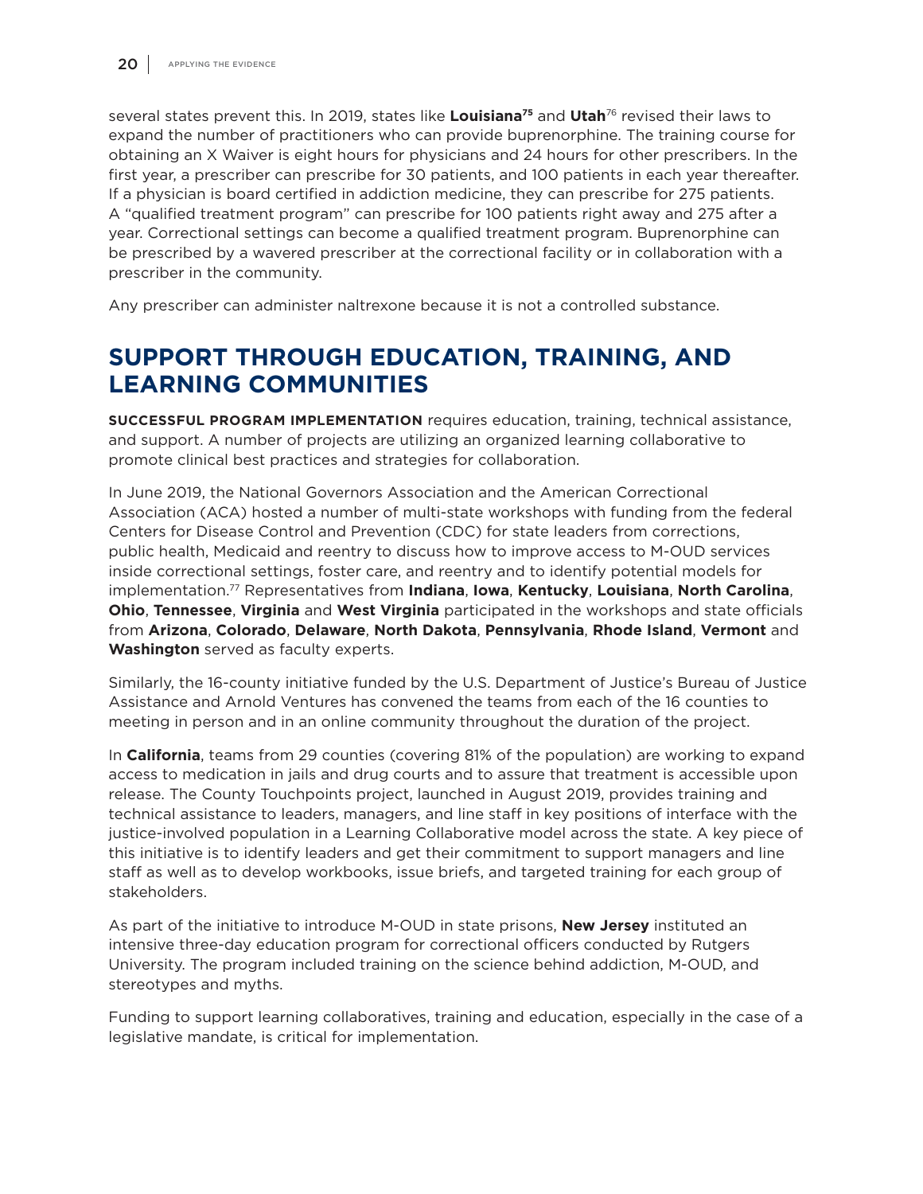several states prevent this. In 2019, states like **Louisiana**[75] and **Utah**[76] revised their laws to expand the number of practitioners who can provide buprenorphine. The training course for obtaining an X Waiver is eight hours for physicians and 24 hours for other prescribers. In the first year, a prescriber can prescribe for 30 patients, and 100 patients in each year thereafter. If a physician is board certified in addiction medicine, they can prescribe for 275 patients. A "qualified treatment program" can prescribe for 100 patients right away and 275 after a year. Correctional settings can become a qualified treatment program. Buprenorphine can be prescribed by a wavered prescriber at the correctional facility or in collaboration with a prescriber in the community.

Any prescriber can administer naltrexone because it is not a controlled substance.

## SUPPORT THROUGH EDUCATION, TRAINING, AND LEARNING COMMUNITIES

**SUCCESSFUL PROGRAM IMPLEMENTATION** requires education, training, technical assistance, and support. A number of projects are utilizing an organized learning collaborative to promote clinical best practices and strategies for collaboration.

In June 2019, the National Governors Association and the American Correctional Association (ACA) hosted a number of multi-state workshops with funding from the federal Centers for Disease Control and Prevention (CDC) for state leaders from corrections, public health, Medicaid and reentry to discuss how to improve access to M-OUD services inside correctional settings, foster care, and reentry and to identify potential models for implementation.[77] Representatives from **Indiana**, **Iowa**, **Kentucky**, **Louisiana**, **North Carolina**, **Ohio**, **Tennessee**, **Virginia** and **West Virginia** participated in the workshops and state officials from **Arizona**, **Colorado**, **Delaware**, **North Dakota**, **Pennsylvania**, **Rhode Island**, **Vermont** and **Washington** served as faculty experts.

Similarly, the 16-county initiative funded by the U.S. Department of Justice's Bureau of Justice Assistance and Arnold Ventures has convened the teams from each of the 16 counties to meeting in person and in an online community throughout the duration of the project.

In **California**, teams from 29 counties (covering 81% of the population) are working to expand access to medication in jails and drug courts and to assure that treatment is accessible upon release. The County Touchpoints project, launched in August 2019, provides training and technical assistance to leaders, managers, and line staff in key positions of interface with the justice-involved population in a Learning Collaborative model across the state. A key piece of this initiative is to identify leaders and get their commitment to support managers and line staff as well as to develop workbooks, issue briefs, and targeted training for each group of stakeholders.

As part of the initiative to introduce M-OUD in state prisons, **New Jersey** instituted an intensive three-day education program for correctional officers conducted by Rutgers University. The program included training on the science behind addiction, M-OUD, and stereotypes and myths.

Funding to support learning collaboratives, training and education, especially in the case of a legislative mandate, is critical for implementation.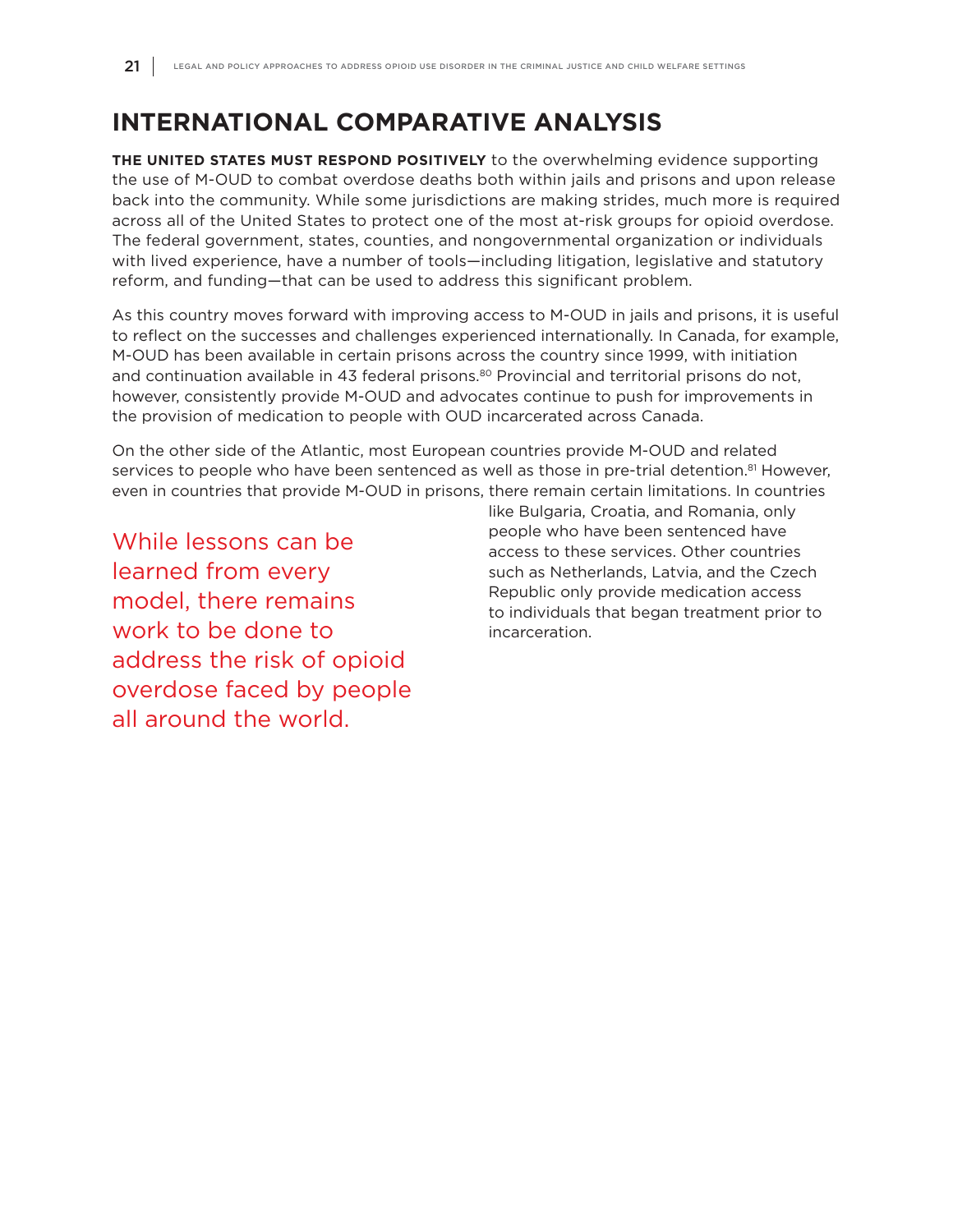# INTERNATIONAL COMPARATIVE ANALYSIS

**THE UNITED STATES MUST RESPOND POSITIVELY** to the overwhelming evidence supporting the use of M-OUD to combat overdose deaths both within jails and prisons and upon release back into the community. While some jurisdictions are making strides, much more is required across all of the United States to protect one of the most at-risk groups for opioid overdose. The federal government, states, counties, and nongovernmental organization or individuals with lived experience, have a number of tools—including litigation, legislative and statutory reform, and funding—that can be used to address this significant problem.

As this country moves forward with improving access to M-OUD in jails and prisons, it is useful to reflect on the successes and challenges experienced internationally. In Canada, for example, M-OUD has been available in certain prisons across the country since 1999, with initiation and continuation available in 43 federal prisons.[80] Provincial and territorial prisons do not, however, consistently provide M-OUD and advocates continue to push for improvements in the provision of medication to people with OUD incarcerated across Canada.

On the other side of the Atlantic, most European countries provide M-OUD and related services to people who have been sentenced as well as those in pre-trial detention.[81] However, even in countries that provide M-OUD in prisons, there remain certain limitations. In countries like Bulgaria, Croatia, and Romania, only people who have been sentenced have access to these services. Other countries such as Netherlands, Latvia, and the Czech Republic only provide medication access to individuals that began treatment prior to incarceration.

While lessons can be learned from every model, there remains work to be done to address the risk of opioid overdose faced by people all around the world.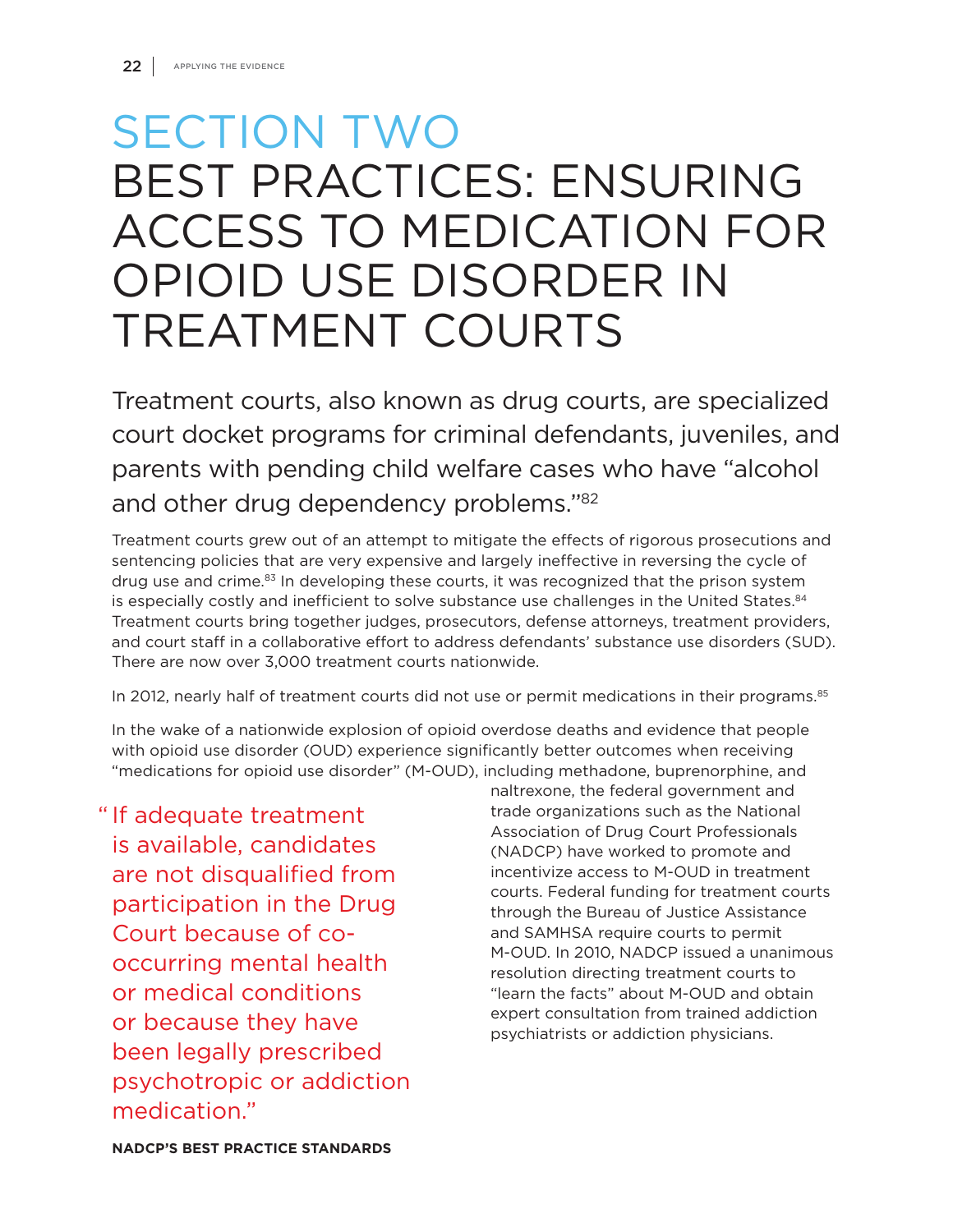# SECTION TWO
# BEST PRACTICES: ENSURING ACCESS TO MEDICATION FOR OPIOID USE DISORDER IN TREATMENT COURTS

Treatment courts, also known as drug courts, are specialized court docket programs for criminal defendants, juveniles, and parents with pending child welfare cases who have "alcohol and other drug dependency problems."[82]

Treatment courts grew out of an attempt to mitigate the effects of rigorous prosecutions and sentencing policies that are very expensive and largely ineffective in reversing the cycle of drug use and crime.[83] In developing these courts, it was recognized that the prison system is especially costly and inefficient to solve substance use challenges in the United States.[84] Treatment courts bring together judges, prosecutors, defense attorneys, treatment providers, and court staff in a collaborative effort to address defendants' substance use disorders (SUD). There are now over 3,000 treatment courts nationwide.

In 2012, nearly half of treatment courts did not use or permit medications in their programs.[85]

In the wake of a nationwide explosion of opioid overdose deaths and evidence that people with opioid use disorder (OUD) experience significantly better outcomes when receiving "medications for opioid use disorder" (M-OUD), including methadone, buprenorphine, and naltrexone, the federal government and trade organizations such as the National Association of Drug Court Professionals (NADCP) have worked to promote and incentivize access to M-OUD in treatment courts. Federal funding for treatment courts through the Bureau of Justice Assistance and SAMHSA require courts to permit M-OUD. In 2010, NADCP issued a unanimous resolution directing treatment courts to "learn the facts" about M-OUD and obtain expert consultation from trained addiction psychiatrists or addiction physicians.

> "If adequate treatment is available, candidates are not disqualified from participation in the Drug Court because of co-occurring mental health or medical conditions or because they have been legally prescribed psychotropic or addiction medication."
>
> **NADCP'S BEST PRACTICE STANDARDS**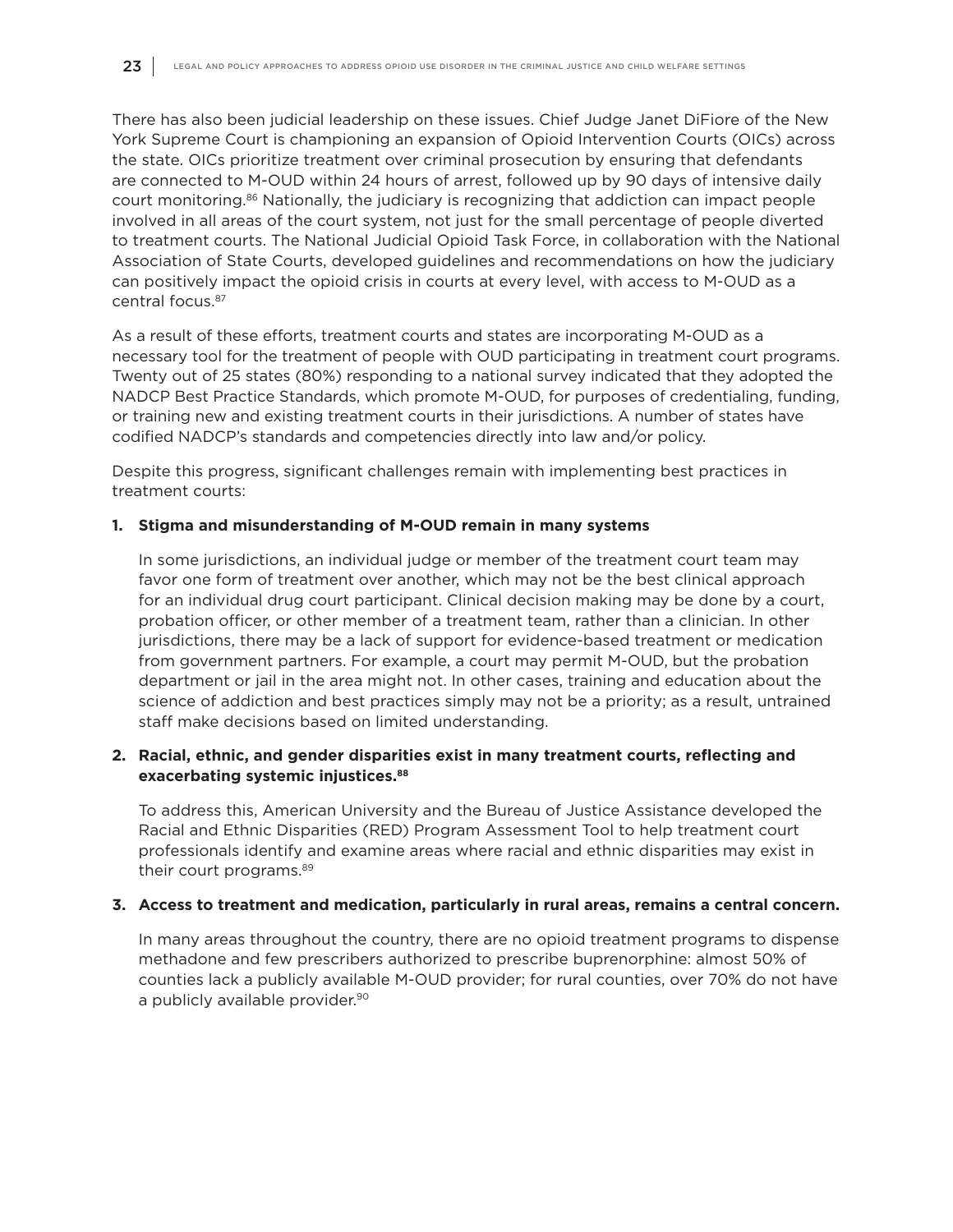There has also been judicial leadership on these issues. Chief Judge Janet DiFiore of the New York Supreme Court is championing an expansion of Opioid Intervention Courts (OICs) across the state. OICs prioritize treatment over criminal prosecution by ensuring that defendants are connected to M-OUD within 24 hours of arrest, followed up by 90 days of intensive daily court monitoring.[86] Nationally, the judiciary is recognizing that addiction can impact people involved in all areas of the court system, not just for the small percentage of people diverted to treatment courts. The National Judicial Opioid Task Force, in collaboration with the National Association of State Courts, developed guidelines and recommendations on how the judiciary can positively impact the opioid crisis in courts at every level, with access to M-OUD as a central focus.[87]

As a result of these efforts, treatment courts and states are incorporating M-OUD as a necessary tool for the treatment of people with OUD participating in treatment court programs. Twenty out of 25 states (80%) responding to a national survey indicated that they adopted the NADCP Best Practice Standards, which promote M-OUD, for purposes of credentialing, funding, or training new and existing treatment courts in their jurisdictions. A number of states have codified NADCP's standards and competencies directly into law and/or policy.

Despite this progress, significant challenges remain with implementing best practices in treatment courts:

1. **Stigma and misunderstanding of M-OUD remain in many systems**

   In some jurisdictions, an individual judge or member of the treatment court team may favor one form of treatment over another, which may not be the best clinical approach for an individual drug court participant. Clinical decision making may be done by a court, probation officer, or other member of a treatment team, rather than a clinician. In other jurisdictions, there may be a lack of support for evidence-based treatment or medication from government partners. For example, a court may permit M-OUD, but the probation department or jail in the area might not. In other cases, training and education about the science of addiction and best practices simply may not be a priority; as a result, untrained staff make decisions based on limited understanding.

2. **Racial, ethnic, and gender disparities exist in many treatment courts, reflecting and exacerbating systemic injustices.[88]**

   To address this, American University and the Bureau of Justice Assistance developed the Racial and Ethnic Disparities (RED) Program Assessment Tool to help treatment court professionals identify and examine areas where racial and ethnic disparities may exist in their court programs.[89]

3. **Access to treatment and medication, particularly in rural areas, remains a central concern.**

   In many areas throughout the country, there are no opioid treatment programs to dispense methadone and few prescribers authorized to prescribe buprenorphine: almost 50% of counties lack a publicly available M-OUD provider; for rural counties, over 70% do not have a publicly available provider.[90]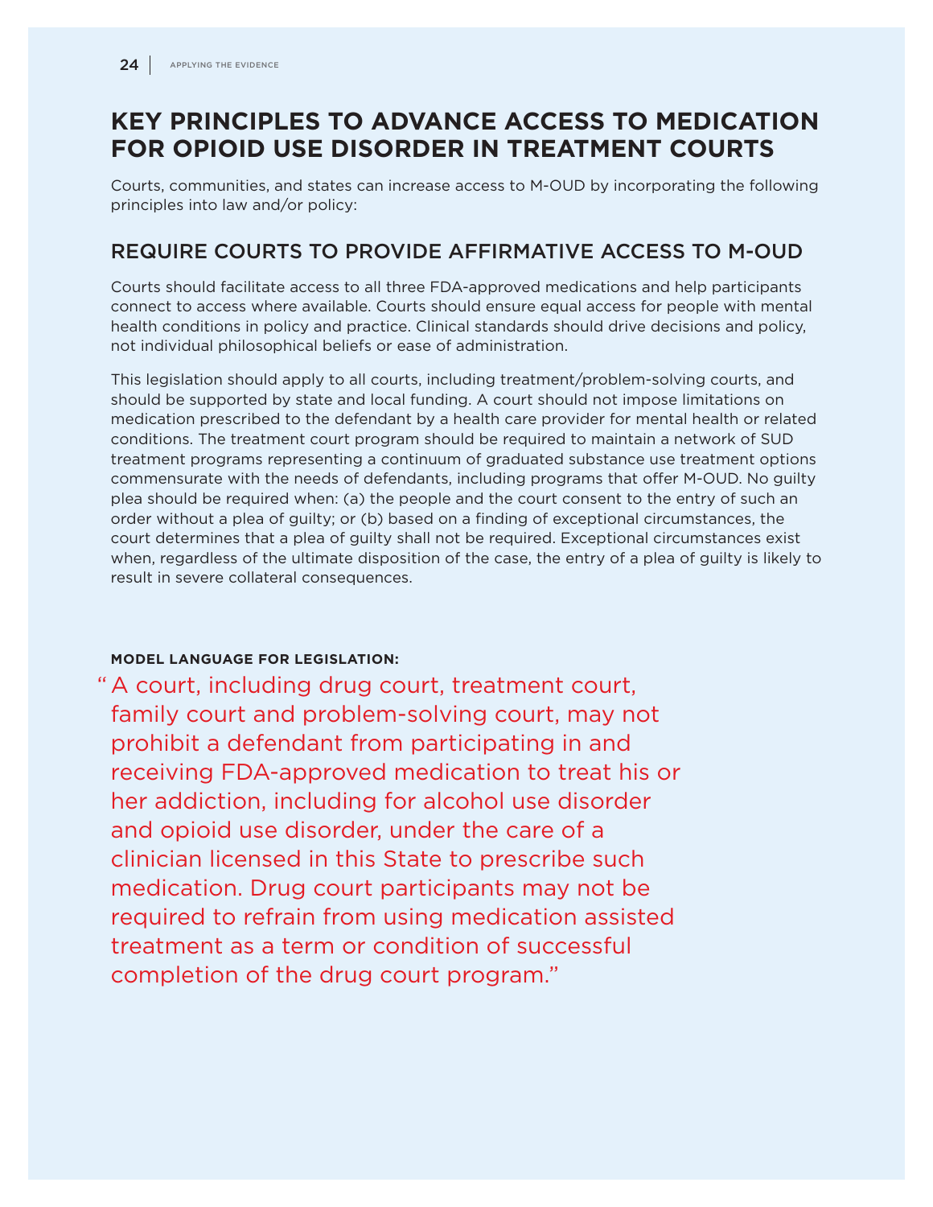# KEY PRINCIPLES TO ADVANCE ACCESS TO MEDICATION FOR OPIOID USE DISORDER IN TREATMENT COURTS

Courts, communities, and states can increase access to M-OUD by incorporating the following principles into law and/or policy:

## REQUIRE COURTS TO PROVIDE AFFIRMATIVE ACCESS TO M-OUD

Courts should facilitate access to all three FDA-approved medications and help participants connect to access where available. Courts should ensure equal access for people with mental health conditions in policy and practice. Clinical standards should drive decisions and policy, not individual philosophical beliefs or ease of administration.

This legislation should apply to all courts, including treatment/problem-solving courts, and should be supported by state and local funding. A court should not impose limitations on medication prescribed to the defendant by a health care provider for mental health or related conditions. The treatment court program should be required to maintain a network of SUD treatment programs representing a continuum of graduated substance use treatment options commensurate with the needs of defendants, including programs that offer M-OUD. No guilty plea should be required when: (a) the people and the court consent to the entry of such an order without a plea of guilty; or (b) based on a finding of exceptional circumstances, the court determines that a plea of guilty shall not be required. Exceptional circumstances exist when, regardless of the ultimate disposition of the case, the entry of a plea of guilty is likely to result in severe collateral consequences.

**MODEL LANGUAGE FOR LEGISLATION:**

> "A court, including drug court, treatment court, family court and problem-solving court, may not prohibit a defendant from participating in and receiving FDA-approved medication to treat his or her addiction, including for alcohol use disorder and opioid use disorder, under the care of a clinician licensed in this State to prescribe such medication. Drug court participants may not be required to refrain from using medication assisted treatment as a term or condition of successful completion of the drug court program."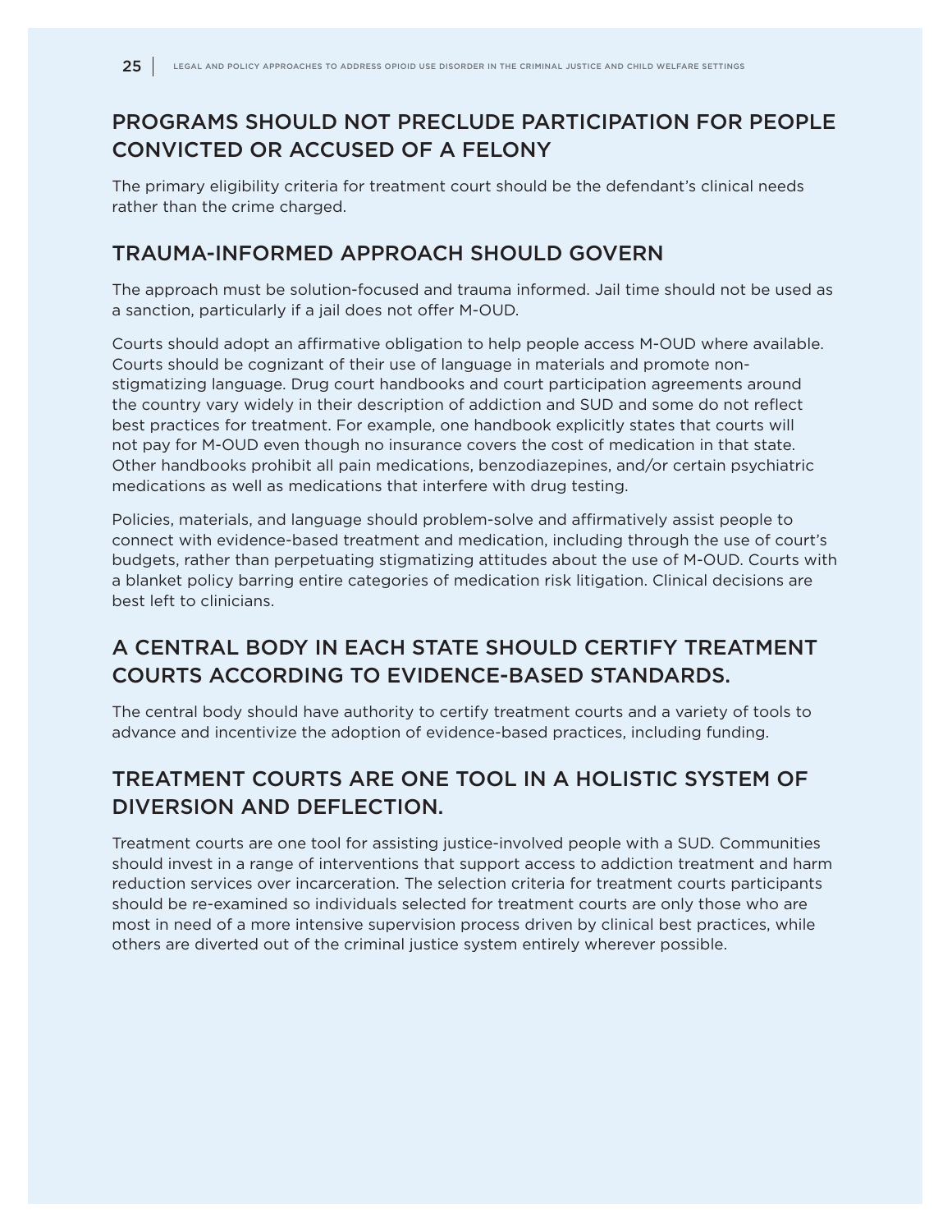## PROGRAMS SHOULD NOT PRECLUDE PARTICIPATION FOR PEOPLE CONVICTED OR ACCUSED OF A FELONY

The primary eligibility criteria for treatment court should be the defendant's clinical needs rather than the crime charged.

## TRAUMA-INFORMED APPROACH SHOULD GOVERN

The approach must be solution-focused and trauma informed. Jail time should not be used as a sanction, particularly if a jail does not offer M-OUD.

Courts should adopt an affirmative obligation to help people access M-OUD where available. Courts should be cognizant of their use of language in materials and promote non-stigmatizing language. Drug court handbooks and court participation agreements around the country vary widely in their description of addiction and SUD and some do not reflect best practices for treatment. For example, one handbook explicitly states that courts will not pay for M-OUD even though no insurance covers the cost of medication in that state. Other handbooks prohibit all pain medications, benzodiazepines, and/or certain psychiatric medications as well as medications that interfere with drug testing.

Policies, materials, and language should problem-solve and affirmatively assist people to connect with evidence-based treatment and medication, including through the use of court's budgets, rather than perpetuating stigmatizing attitudes about the use of M-OUD. Courts with a blanket policy barring entire categories of medication risk litigation. Clinical decisions are best left to clinicians.

## A CENTRAL BODY IN EACH STATE SHOULD CERTIFY TREATMENT COURTS ACCORDING TO EVIDENCE-BASED STANDARDS.

The central body should have authority to certify treatment courts and a variety of tools to advance and incentivize the adoption of evidence-based practices, including funding.

## TREATMENT COURTS ARE ONE TOOL IN A HOLISTIC SYSTEM OF DIVERSION AND DEFLECTION.

Treatment courts are one tool for assisting justice-involved people with a SUD. Communities should invest in a range of interventions that support access to addiction treatment and harm reduction services over incarceration. The selection criteria for treatment courts participants should be re-examined so individuals selected for treatment courts are only those who are most in need of a more intensive supervision process driven by clinical best practices, while others are diverted out of the criminal justice system entirely wherever possible.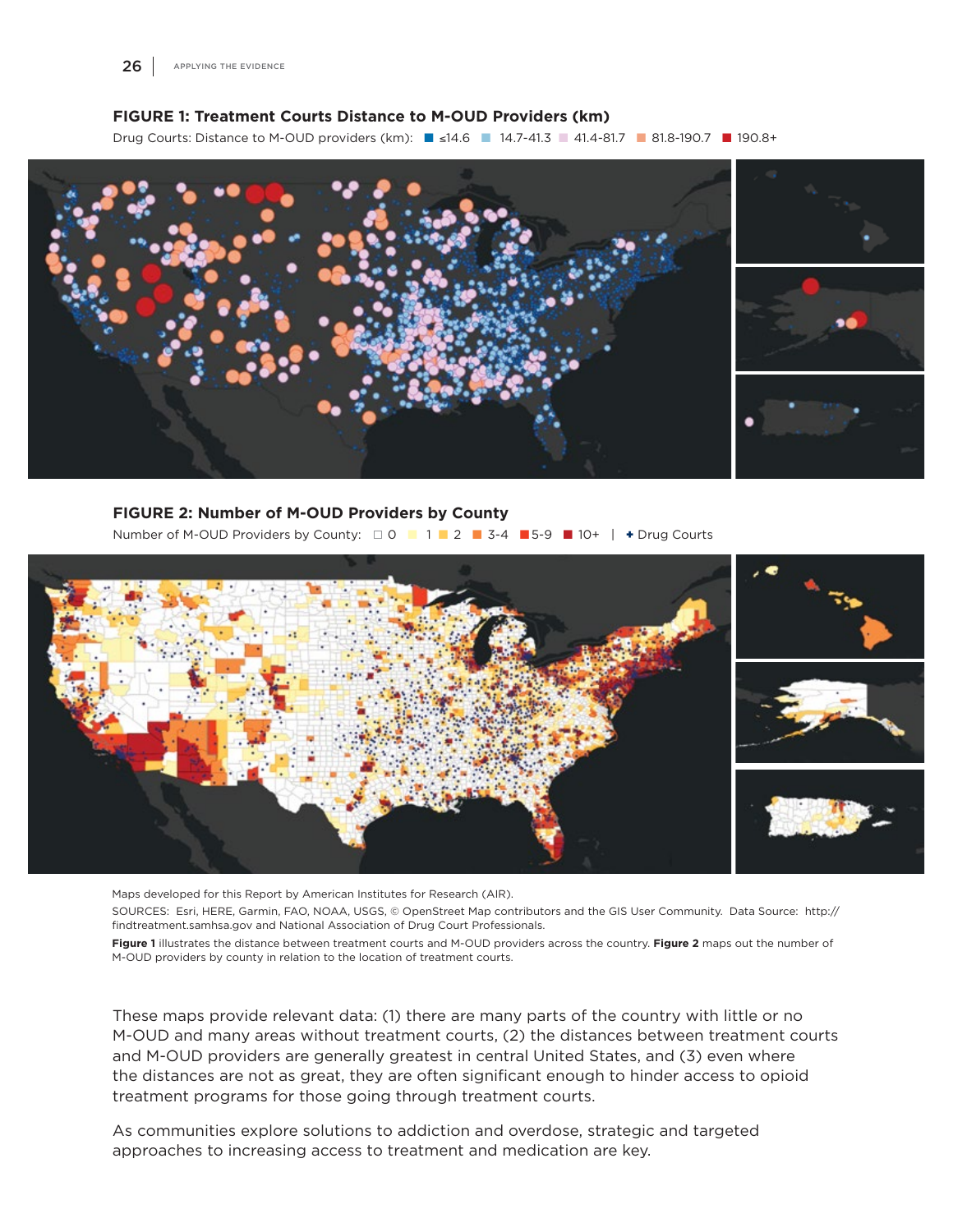**FIGURE 1: Treatment Courts Distance to M-OUD Providers (km)**

Drug Courts: Distance to M-OUD providers (km): ≤14.6 | 14.7-41.3 | 41.4-81.7 | 81.8-190.7 | 190.8+

**FIGURE 2: Number of M-OUD Providers by County**

Number of M-OUD Providers by County: 0 | 1 | 2 | 3-4 | 5-9 | 10+ | ✦ Drug Courts

Maps developed for this Report by American Institutes for Research (AIR).

SOURCES: Esri, HERE, Garmin, FAO, NOAA, USGS, © OpenStreet Map contributors and the GIS User Community. Data Source: http://findtreatment.samhsa.gov and National Association of Drug Court Professionals.

**Figure 1** illustrates the distance between treatment courts and M-OUD providers across the country. **Figure 2** maps out the number of M-OUD providers by county in relation to the location of treatment courts.

These maps provide relevant data: (1) there are many parts of the country with little or no M-OUD and many areas without treatment courts, (2) the distances between treatment courts and M-OUD providers are generally greatest in central United States, and (3) even where the distances are not as great, they are often significant enough to hinder access to opioid treatment programs for those going through treatment courts.

As communities explore solutions to addiction and overdose, strategic and targeted approaches to increasing access to treatment and medication are key.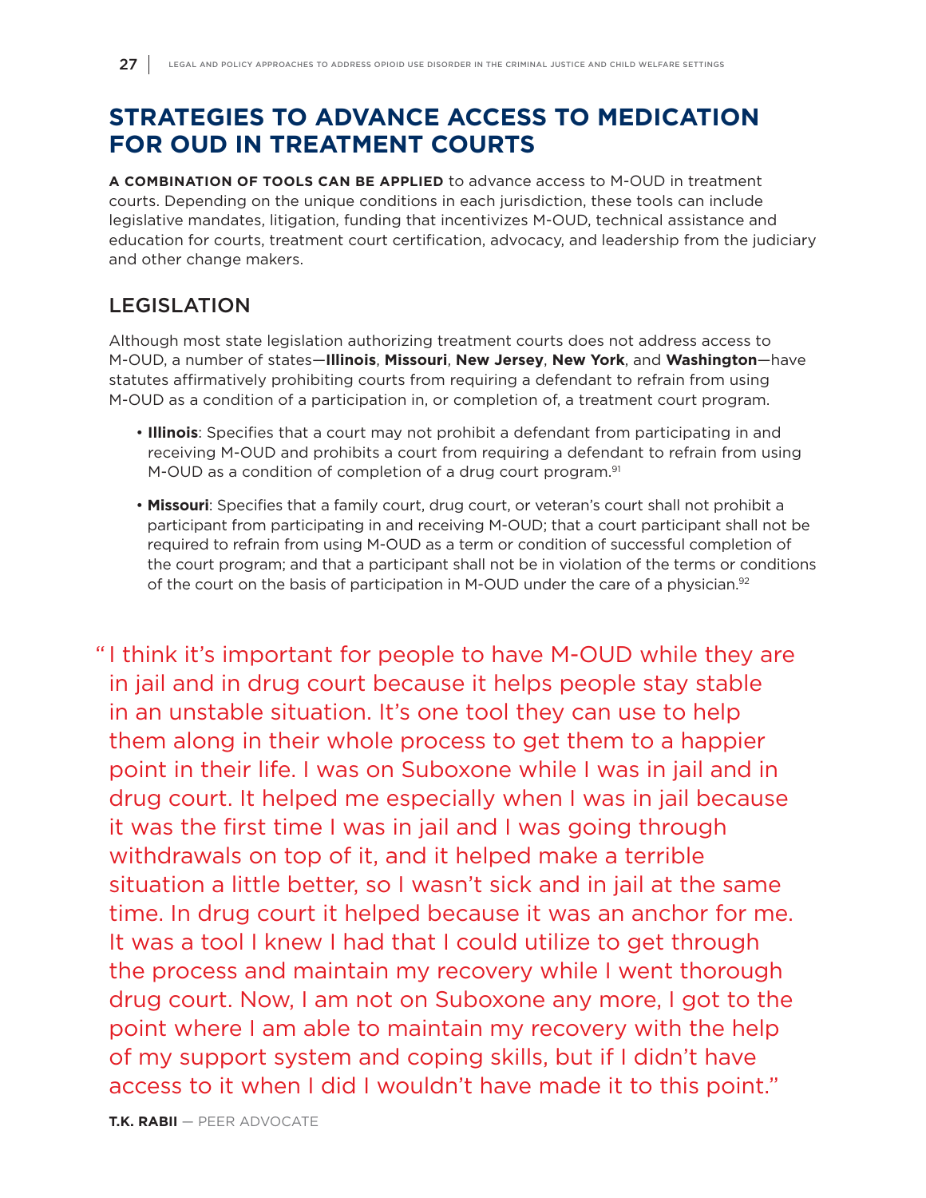# STRATEGIES TO ADVANCE ACCESS TO MEDICATION FOR OUD IN TREATMENT COURTS

**A COMBINATION OF TOOLS CAN BE APPLIED** to advance access to M-OUD in treatment courts. Depending on the unique conditions in each jurisdiction, these tools can include legislative mandates, litigation, funding that incentivizes M-OUD, technical assistance and education for courts, treatment court certification, advocacy, and leadership from the judiciary and other change makers.

## LEGISLATION

Although most state legislation authorizing treatment courts does not address access to M-OUD, a number of states—**Illinois**, **Missouri**, **New Jersey**, **New York**, and **Washington**—have statutes affirmatively prohibiting courts from requiring a defendant to refrain from using M-OUD as a condition of a participation in, or completion of, a treatment court program.

- **Illinois**: Specifies that a court may not prohibit a defendant from participating in and receiving M-OUD and prohibits a court from requiring a defendant to refrain from using M-OUD as a condition of completion of a drug court program.[91]
- **Missouri**: Specifies that a family court, drug court, or veteran's court shall not prohibit a participant from participating in and receiving M-OUD; that a court participant shall not be required to refrain from using M-OUD as a term or condition of successful completion of the court program; and that a participant shall not be in violation of the terms or conditions of the court on the basis of participation in M-OUD under the care of a physician.[92]

> "I think it's important for people to have M-OUD while they are in jail and in drug court because it helps people stay stable in an unstable situation. It's one tool they can use to help them along in their whole process to get them to a happier point in their life. I was on Suboxone while I was in jail and in drug court. It helped me especially when I was in jail because it was the first time I was in jail and I was going through withdrawals on top of it, and it helped make a terrible situation a little better, so I wasn't sick and in jail at the same time. In drug court it helped because it was an anchor for me. It was a tool I knew I had that I could utilize to get through the process and maintain my recovery while I went thorough drug court. Now, I am not on Suboxone any more, I got to the point where I am able to maintain my recovery with the help of my support system and coping skills, but if I didn't have access to it when I did I wouldn't have made it to this point."
>
> **T.K. RABII** — PEER ADVOCATE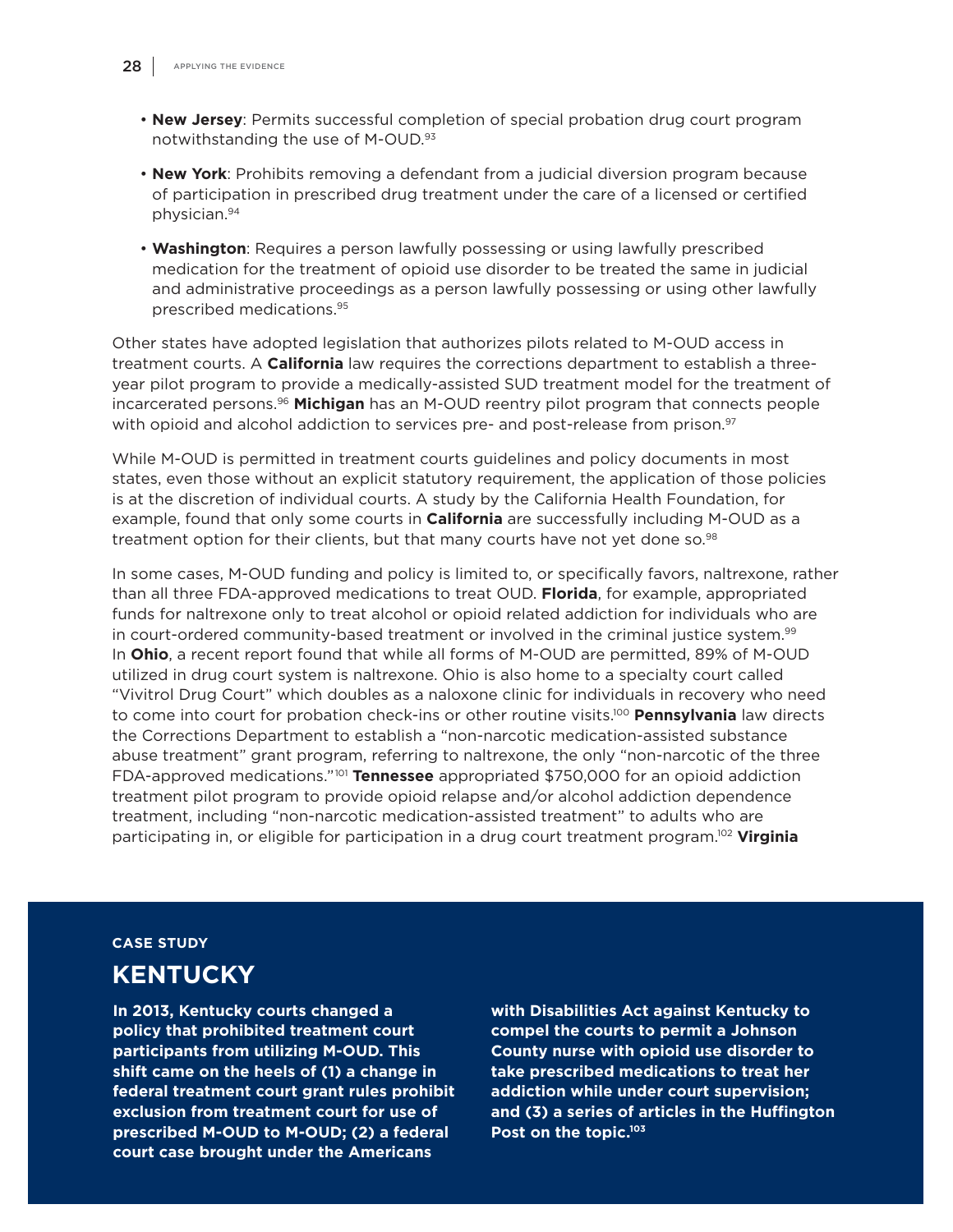- **New Jersey**: Permits successful completion of special probation drug court program notwithstanding the use of M-OUD.[93]

- **New York**: Prohibits removing a defendant from a judicial diversion program because of participation in prescribed drug treatment under the care of a licensed or certified physician.[94]

- **Washington**: Requires a person lawfully possessing or using lawfully prescribed medication for the treatment of opioid use disorder to be treated the same in judicial and administrative proceedings as a person lawfully possessing or using other lawfully prescribed medications.[95]

Other states have adopted legislation that authorizes pilots related to M-OUD access in treatment courts. A **California** law requires the corrections department to establish a three-year pilot program to provide a medically-assisted SUD treatment model for the treatment of incarcerated persons.[96] **Michigan** has an M-OUD reentry pilot program that connects people with opioid and alcohol addiction to services pre- and post-release from prison.[97]

While M-OUD is permitted in treatment courts guidelines and policy documents in most states, even those without an explicit statutory requirement, the application of those policies is at the discretion of individual courts. A study by the California Health Foundation, for example, found that only some courts in **California** are successfully including M-OUD as a treatment option for their clients, but that many courts have not yet done so.[98]

In some cases, M-OUD funding and policy is limited to, or specifically favors, naltrexone, rather than all three FDA-approved medications to treat OUD. **Florida**, for example, appropriated funds for naltrexone only to treat alcohol or opioid related addiction for individuals who are in court-ordered community-based treatment or involved in the criminal justice system.[99] In **Ohio**, a recent report found that while all forms of M-OUD are permitted, 89% of M-OUD utilized in drug court system is naltrexone. Ohio is also home to a specialty court called "Vivitrol Drug Court" which doubles as a naloxone clinic for individuals in recovery who need to come into court for probation check-ins or other routine visits.[100] **Pennsylvania** law directs the Corrections Department to establish a "non-narcotic medication-assisted substance abuse treatment" grant program, referring to naltrexone, the only "non-narcotic of the three FDA-approved medications."[101] **Tennessee** appropriated $750,000 for an opioid addiction treatment pilot program to provide opioid relapse and/or alcohol addiction dependence treatment, including "non-narcotic medication-assisted treatment" to adults who are participating in, or eligible for participation in a drug court treatment program.[102] **Virginia**

**CASE STUDY**

## KENTUCKY

**In 2013, Kentucky courts changed a policy that prohibited treatment court participants from utilizing M-OUD. This shift came on the heels of (1) a change in federal treatment court grant rules prohibit exclusion from treatment court for use of prescribed M-OUD to M-OUD; (2) a federal court case brought under the Americans with Disabilities Act against Kentucky to compel the courts to permit a Johnson County nurse with opioid use disorder to take prescribed medications to treat her addiction while under court supervision; and (3) a series of articles in the Huffington Post on the topic.[103]**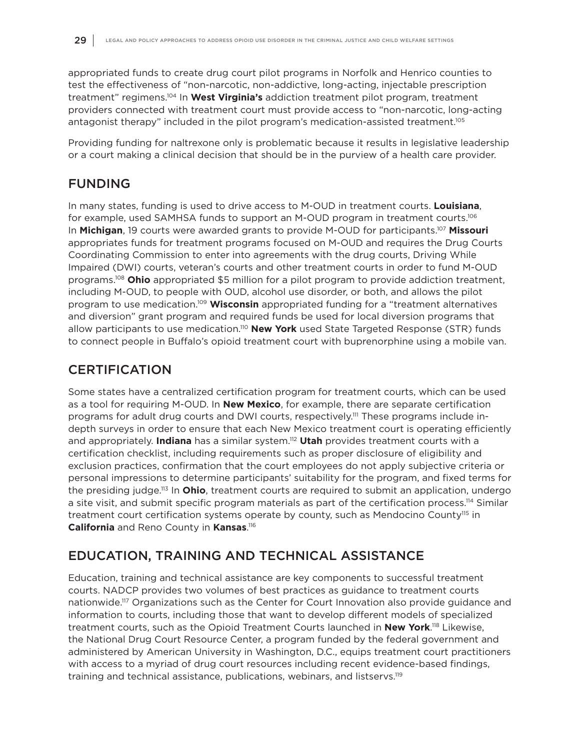appropriated funds to create drug court pilot programs in Norfolk and Henrico counties to test the effectiveness of "non-narcotic, non-addictive, long-acting, injectable prescription treatment" regimens.[104] In **West Virginia's** addiction treatment pilot program, treatment providers connected with treatment court must provide access to "non-narcotic, long-acting antagonist therapy" included in the pilot program's medication-assisted treatment.[105]

Providing funding for naltrexone only is problematic because it results in legislative leadership or a court making a clinical decision that should be in the purview of a health care provider.

## FUNDING

In many states, funding is used to drive access to M-OUD in treatment courts. **Louisiana**, for example, used SAMHSA funds to support an M-OUD program in treatment courts.[106] In **Michigan**, 19 courts were awarded grants to provide M-OUD for participants.[107] **Missouri** appropriates funds for treatment programs focused on M-OUD and requires the Drug Courts Coordinating Commission to enter into agreements with the drug courts, Driving While Impaired (DWI) courts, veteran's courts and other treatment courts in order to fund M-OUD programs.[108] **Ohio** appropriated $5 million for a pilot program to provide addiction treatment, including M-OUD, to people with OUD, alcohol use disorder, or both, and allows the pilot program to use medication.[109] **Wisconsin** appropriated funding for a "treatment alternatives and diversion" grant program and required funds be used for local diversion programs that allow participants to use medication.[110] **New York** used State Targeted Response (STR) funds to connect people in Buffalo's opioid treatment court with buprenorphine using a mobile van.

## CERTIFICATION

Some states have a centralized certification program for treatment courts, which can be used as a tool for requiring M-OUD. In **New Mexico**, for example, there are separate certification programs for adult drug courts and DWI courts, respectively.[111] These programs include in-depth surveys in order to ensure that each New Mexico treatment court is operating efficiently and appropriately. **Indiana** has a similar system.[112] **Utah** provides treatment courts with a certification checklist, including requirements such as proper disclosure of eligibility and exclusion practices, confirmation that the court employees do not apply subjective criteria or personal impressions to determine participants' suitability for the program, and fixed terms for the presiding judge.[113] In **Ohio**, treatment courts are required to submit an application, undergo a site visit, and submit specific program materials as part of the certification process.[114] Similar treatment court certification systems operate by county, such as Mendocino County[115] in **California** and Reno County in **Kansas**.[116]

## EDUCATION, TRAINING AND TECHNICAL ASSISTANCE

Education, training and technical assistance are key components to successful treatment courts. NADCP provides two volumes of best practices as guidance to treatment courts nationwide.[117] Organizations such as the Center for Court Innovation also provide guidance and information to courts, including those that want to develop different models of specialized treatment courts, such as the Opioid Treatment Courts launched in **New York**.[118] Likewise, the National Drug Court Resource Center, a program funded by the federal government and administered by American University in Washington, D.C., equips treatment court practitioners with access to a myriad of drug court resources including recent evidence-based findings, training and technical assistance, publications, webinars, and listservs.[119]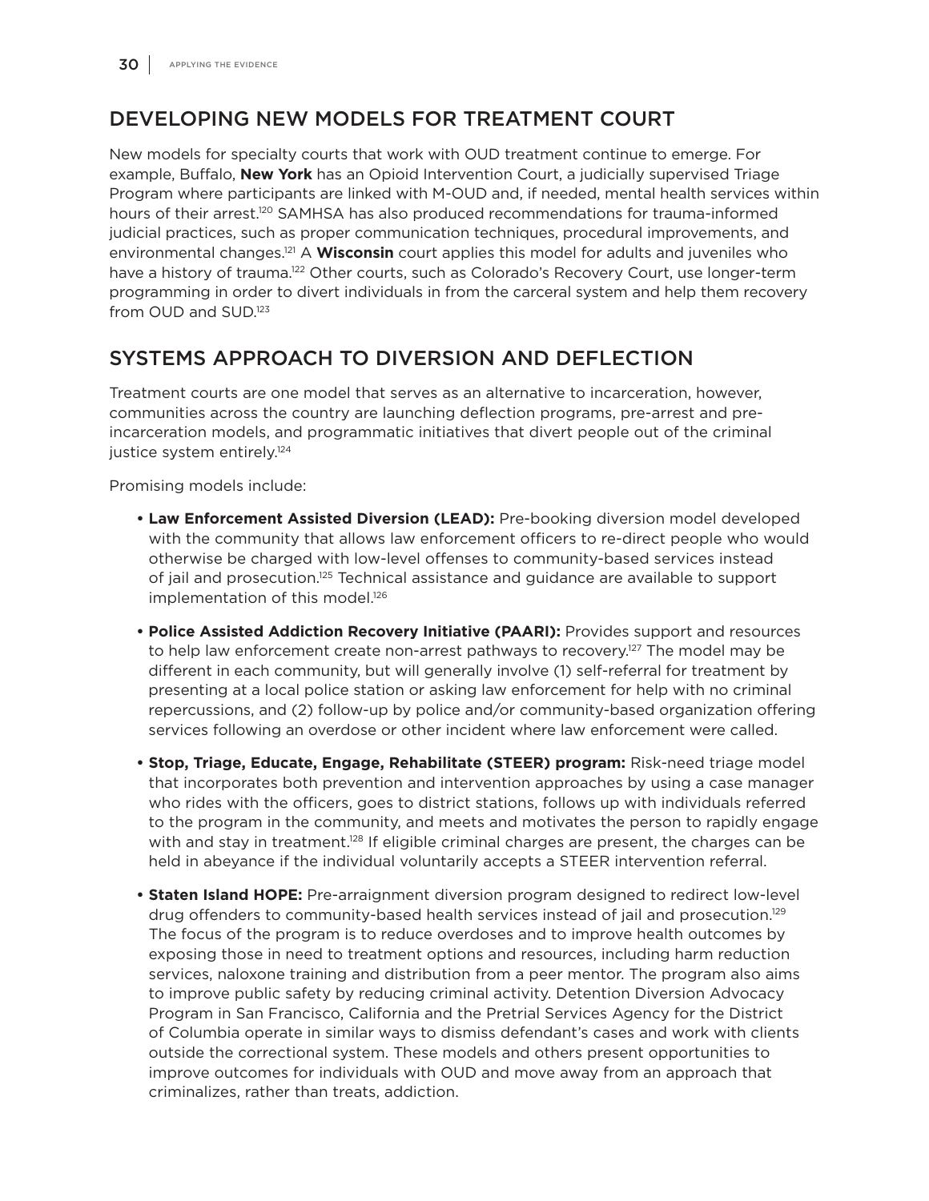## DEVELOPING NEW MODELS FOR TREATMENT COURT

New models for specialty courts that work with OUD treatment continue to emerge. For example, Buffalo, **New York** has an Opioid Intervention Court, a judicially supervised Triage Program where participants are linked with M-OUD and, if needed, mental health services within hours of their arrest.[120] SAMHSA has also produced recommendations for trauma-informed judicial practices, such as proper communication techniques, procedural improvements, and environmental changes.[121] A **Wisconsin** court applies this model for adults and juveniles who have a history of trauma.[122] Other courts, such as Colorado's Recovery Court, use longer-term programming in order to divert individuals in from the carceral system and help them recovery from OUD and SUD.[123]

## SYSTEMS APPROACH TO DIVERSION AND DEFLECTION

Treatment courts are one model that serves as an alternative to incarceration, however, communities across the country are launching deflection programs, pre-arrest and pre-incarceration models, and programmatic initiatives that divert people out of the criminal justice system entirely.[124]

Promising models include:

- **Law Enforcement Assisted Diversion (LEAD):** Pre-booking diversion model developed with the community that allows law enforcement officers to re-direct people who would otherwise be charged with low-level offenses to community-based services instead of jail and prosecution.[125] Technical assistance and guidance are available to support implementation of this model.[126]
- **Police Assisted Addiction Recovery Initiative (PAARI):** Provides support and resources to help law enforcement create non-arrest pathways to recovery.[127] The model may be different in each community, but will generally involve (1) self-referral for treatment by presenting at a local police station or asking law enforcement for help with no criminal repercussions, and (2) follow-up by police and/or community-based organization offering services following an overdose or other incident where law enforcement were called.
- **Stop, Triage, Educate, Engage, Rehabilitate (STEER) program:** Risk-need triage model that incorporates both prevention and intervention approaches by using a case manager who rides with the officers, goes to district stations, follows up with individuals referred to the program in the community, and meets and motivates the person to rapidly engage with and stay in treatment.[128] If eligible criminal charges are present, the charges can be held in abeyance if the individual voluntarily accepts a STEER intervention referral.
- **Staten Island HOPE:** Pre-arraignment diversion program designed to redirect low-level drug offenders to community-based health services instead of jail and prosecution.[129] The focus of the program is to reduce overdoses and to improve health outcomes by exposing those in need to treatment options and resources, including harm reduction services, naloxone training and distribution from a peer mentor. The program also aims to improve public safety by reducing criminal activity. Detention Diversion Advocacy Program in San Francisco, California and the Pretrial Services Agency for the District of Columbia operate in similar ways to dismiss defendant's cases and work with clients outside the correctional system. These models and others present opportunities to improve outcomes for individuals with OUD and move away from an approach that criminalizes, rather than treats, addiction.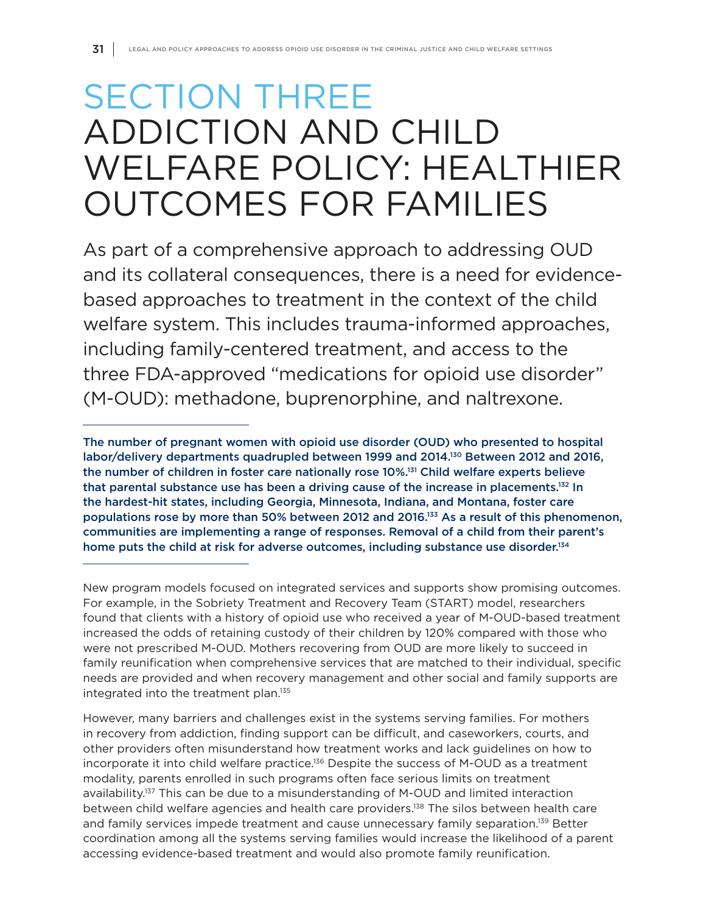# SECTION THREE
# ADDICTION AND CHILD WELFARE POLICY: HEALTHIER OUTCOMES FOR FAMILIES

As part of a comprehensive approach to addressing OUD and its collateral consequences, there is a need for evidence-based approaches to treatment in the context of the child welfare system. This includes trauma-informed approaches, including family-centered treatment, and access to the three FDA-approved "medications for opioid use disorder" (M-OUD): methadone, buprenorphine, and naltrexone.

---

**The number of pregnant women with opioid use disorder (OUD) who presented to hospital labor/delivery departments quadrupled between 1999 and 2014.[130] Between 2012 and 2016, the number of children in foster care nationally rose 10%.[131] Child welfare experts believe that parental substance use has been a driving cause of the increase in placements.[132] In the hardest-hit states, including Georgia, Minnesota, Indiana, and Montana, foster care populations rose by more than 50% between 2012 and 2016.[133] As a result of this phenomenon, communities are implementing a range of responses. Removal of a child from their parent's home puts the child at risk for adverse outcomes, including substance use disorder.[134]**

---

New program models focused on integrated services and supports show promising outcomes. For example, in the Sobriety Treatment and Recovery Team (START) model, researchers found that clients with a history of opioid use who received a year of M-OUD-based treatment increased the odds of retaining custody of their children by 120% compared with those who were not prescribed M-OUD. Mothers recovering from OUD are more likely to succeed in family reunification when comprehensive services that are matched to their individual, specific needs are provided and when recovery management and other social and family supports are integrated into the treatment plan.[135]

However, many barriers and challenges exist in the systems serving families. For mothers in recovery from addiction, finding support can be difficult, and caseworkers, courts, and other providers often misunderstand how treatment works and lack guidelines on how to incorporate it into child welfare practice.[136] Despite the success of M-OUD as a treatment modality, parents enrolled in such programs often face serious limits on treatment availability.[137] This can be due to a misunderstanding of M-OUD and limited interaction between child welfare agencies and health care providers.[138] The silos between health care and family services impede treatment and cause unnecessary family separation.[139] Better coordination among all the systems serving families would increase the likelihood of a parent accessing evidence-based treatment and would also promote family reunification.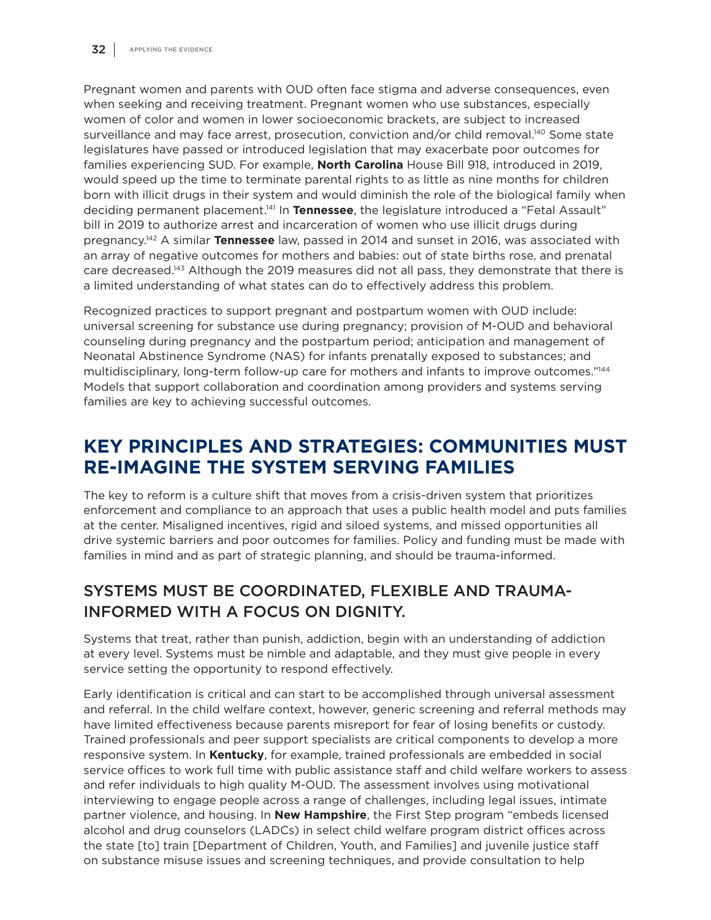Pregnant women and parents with OUD often face stigma and adverse consequences, even when seeking and receiving treatment. Pregnant women who use substances, especially women of color and women in lower socioeconomic brackets, are subject to increased surveillance and may face arrest, prosecution, conviction and/or child removal.[140] Some state legislatures have passed or introduced legislation that may exacerbate poor outcomes for families experiencing SUD. For example, **North Carolina** House Bill 918, introduced in 2019, would speed up the time to terminate parental rights to as little as nine months for children born with illicit drugs in their system and would diminish the role of the biological family when deciding permanent placement.[141] In **Tennessee**, the legislature introduced a "Fetal Assault" bill in 2019 to authorize arrest and incarceration of women who use illicit drugs during pregnancy.[142] A similar **Tennessee** law, passed in 2014 and sunset in 2016, was associated with an array of negative outcomes for mothers and babies: out of state births rose, and prenatal care decreased.[143] Although the 2019 measures did not all pass, they demonstrate that there is a limited understanding of what states can do to effectively address this problem.

Recognized practices to support pregnant and postpartum women with OUD include: universal screening for substance use during pregnancy; provision of M-OUD and behavioral counseling during pregnancy and the postpartum period; anticipation and management of Neonatal Abstinence Syndrome (NAS) for infants prenatally exposed to substances; and multidisciplinary, long-term follow-up care for mothers and infants to improve outcomes."[144] Models that support collaboration and coordination among providers and systems serving families are key to achieving successful outcomes.

## KEY PRINCIPLES AND STRATEGIES: COMMUNITIES MUST RE-IMAGINE THE SYSTEM SERVING FAMILIES

The key to reform is a culture shift that moves from a crisis-driven system that prioritizes enforcement and compliance to an approach that uses a public health model and puts families at the center. Misaligned incentives, rigid and siloed systems, and missed opportunities all drive systemic barriers and poor outcomes for families. Policy and funding must be made with families in mind and as part of strategic planning, and should be trauma-informed.

### SYSTEMS MUST BE COORDINATED, FLEXIBLE AND TRAUMA-INFORMED WITH A FOCUS ON DIGNITY.

Systems that treat, rather than punish, addiction, begin with an understanding of addiction at every level. Systems must be nimble and adaptable, and they must give people in every service setting the opportunity to respond effectively.

Early identification is critical and can start to be accomplished through universal assessment and referral. In the child welfare context, however, generic screening and referral methods may have limited effectiveness because parents misreport for fear of losing benefits or custody. Trained professionals and peer support specialists are critical components to develop a more responsive system. In **Kentucky**, for example, trained professionals are embedded in social service offices to work full time with public assistance staff and child welfare workers to assess and refer individuals to high quality M-OUD. The assessment involves using motivational interviewing to engage people across a range of challenges, including legal issues, intimate partner violence, and housing. In **New Hampshire**, the First Step program "embeds licensed alcohol and drug counselors (LADCs) in select child welfare program district offices across the state [to] train [Department of Children, Youth, and Families] and juvenile justice staff on substance misuse issues and screening techniques, and provide consultation to help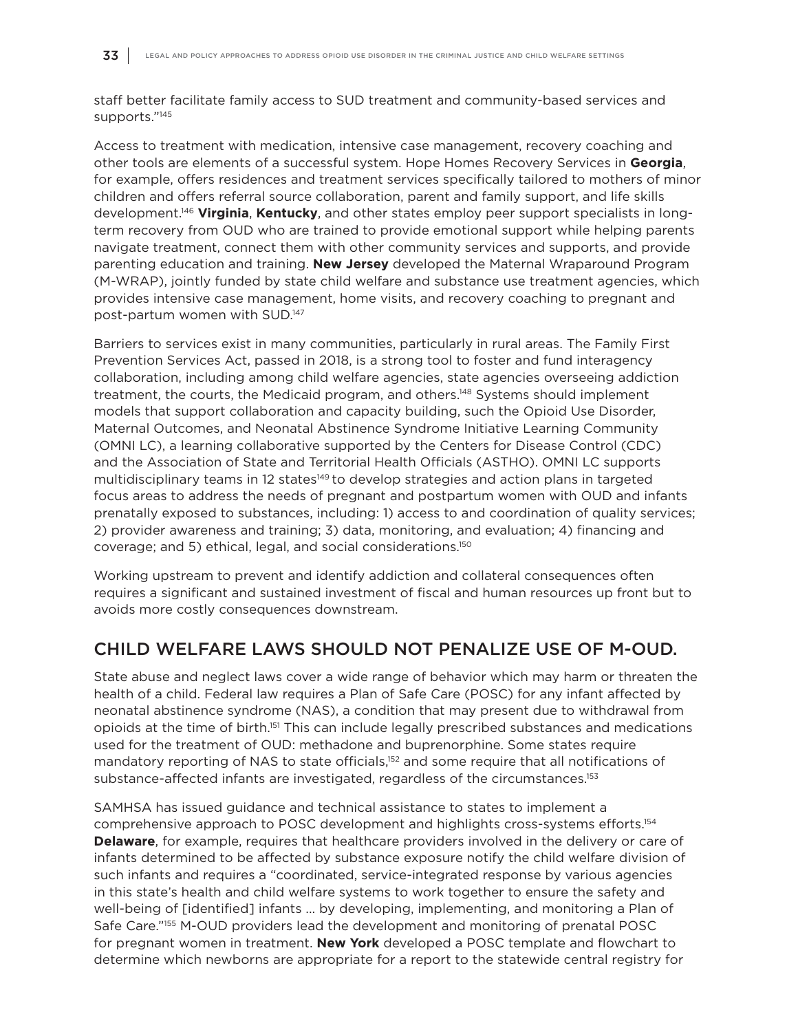staff better facilitate family access to SUD treatment and community-based services and supports."[145]

Access to treatment with medication, intensive case management, recovery coaching and other tools are elements of a successful system. Hope Homes Recovery Services in **Georgia**, for example, offers residences and treatment services specifically tailored to mothers of minor children and offers referral source collaboration, parent and family support, and life skills development.[146] **Virginia**, **Kentucky**, and other states employ peer support specialists in long-term recovery from OUD who are trained to provide emotional support while helping parents navigate treatment, connect them with other community services and supports, and provide parenting education and training. **New Jersey** developed the Maternal Wraparound Program (M-WRAP), jointly funded by state child welfare and substance use treatment agencies, which provides intensive case management, home visits, and recovery coaching to pregnant and post-partum women with SUD.[147]

Barriers to services exist in many communities, particularly in rural areas. The Family First Prevention Services Act, passed in 2018, is a strong tool to foster and fund interagency collaboration, including among child welfare agencies, state agencies overseeing addiction treatment, the courts, the Medicaid program, and others.[148] Systems should implement models that support collaboration and capacity building, such the Opioid Use Disorder, Maternal Outcomes, and Neonatal Abstinence Syndrome Initiative Learning Community (OMNI LC), a learning collaborative supported by the Centers for Disease Control (CDC) and the Association of State and Territorial Health Officials (ASTHO). OMNI LC supports multidisciplinary teams in 12 states[149] to develop strategies and action plans in targeted focus areas to address the needs of pregnant and postpartum women with OUD and infants prenatally exposed to substances, including: 1) access to and coordination of quality services; 2) provider awareness and training; 3) data, monitoring, and evaluation; 4) financing and coverage; and 5) ethical, legal, and social considerations.[150]

Working upstream to prevent and identify addiction and collateral consequences often requires a significant and sustained investment of fiscal and human resources up front but to avoids more costly consequences downstream.

## CHILD WELFARE LAWS SHOULD NOT PENALIZE USE OF M-OUD.

State abuse and neglect laws cover a wide range of behavior which may harm or threaten the health of a child. Federal law requires a Plan of Safe Care (POSC) for any infant affected by neonatal abstinence syndrome (NAS), a condition that may present due to withdrawal from opioids at the time of birth.[151] This can include legally prescribed substances and medications used for the treatment of OUD: methadone and buprenorphine. Some states require mandatory reporting of NAS to state officials,[152] and some require that all notifications of substance-affected infants are investigated, regardless of the circumstances.[153]

SAMHSA has issued guidance and technical assistance to states to implement a comprehensive approach to POSC development and highlights cross-systems efforts.[154] **Delaware**, for example, requires that healthcare providers involved in the delivery or care of infants determined to be affected by substance exposure notify the child welfare division of such infants and requires a "coordinated, service-integrated response by various agencies in this state's health and child welfare systems to work together to ensure the safety and well-being of [identified] infants … by developing, implementing, and monitoring a Plan of Safe Care."[155] M-OUD providers lead the development and monitoring of prenatal POSC for pregnant women in treatment. **New York** developed a POSC template and flowchart to determine which newborns are appropriate for a report to the statewide central registry for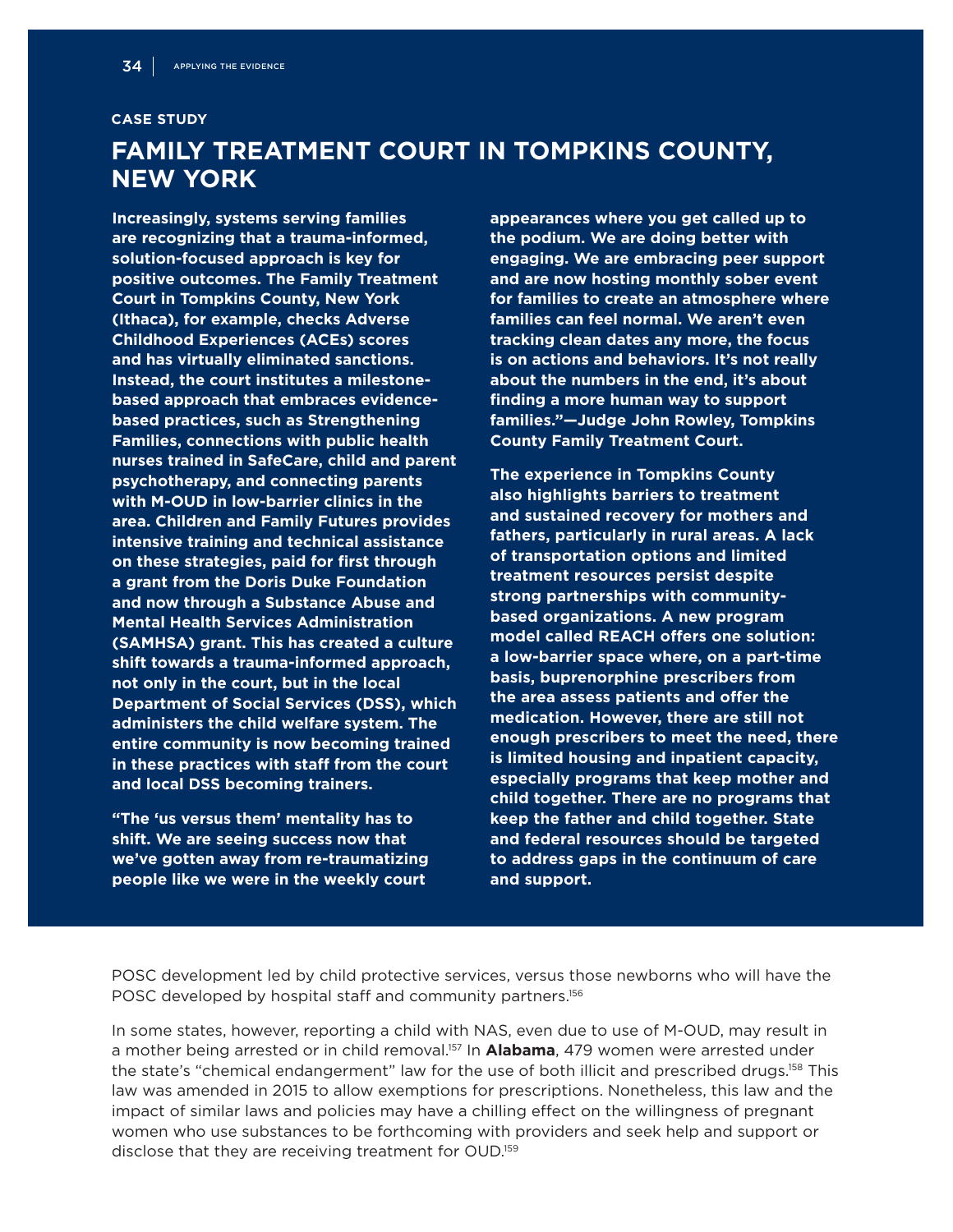**CASE STUDY**

## FAMILY TREATMENT COURT IN TOMPKINS COUNTY, NEW YORK

**Increasingly, systems serving families are recognizing that a trauma-informed, solution-focused approach is key for positive outcomes. The Family Treatment Court in Tompkins County, New York (Ithaca), for example, checks Adverse Childhood Experiences (ACEs) scores and has virtually eliminated sanctions. Instead, the court institutes a milestone-based approach that embraces evidence-based practices, such as Strengthening Families, connections with public health nurses trained in SafeCare, child and parent psychotherapy, and connecting parents with M-OUD in low-barrier clinics in the area. Children and Family Futures provides intensive training and technical assistance on these strategies, paid for first through a grant from the Doris Duke Foundation and now through a Substance Abuse and Mental Health Services Administration (SAMHSA) grant. This has created a culture shift towards a trauma-informed approach, not only in the court, but in the local Department of Social Services (DSS), which administers the child welfare system. The entire community is now becoming trained in these practices with staff from the court and local DSS becoming trainers.**

**"The 'us versus them' mentality has to shift. We are seeing success now that we've gotten away from re-traumatizing people like we were in the weekly court appearances where you get called up to the podium. We are doing better with engaging. We are embracing peer support and are now hosting monthly sober event for families to create an atmosphere where families can feel normal. We aren't even tracking clean dates any more, the focus is on actions and behaviors. It's not really about the numbers in the end, it's about finding a more human way to support families."—Judge John Rowley, Tompkins County Family Treatment Court.**

**The experience in Tompkins County also highlights barriers to treatment and sustained recovery for mothers and fathers, particularly in rural areas. A lack of transportation options and limited treatment resources persist despite strong partnerships with community-based organizations. A new program model called REACH offers one solution: a low-barrier space where, on a part-time basis, buprenorphine prescribers from the area assess patients and offer the medication. However, there are still not enough prescribers to meet the need, there is limited housing and inpatient capacity, especially programs that keep mother and child together. There are no programs that keep the father and child together. State and federal resources should be targeted to address gaps in the continuum of care and support.**

POSC development led by child protective services, versus those newborns who will have the POSC developed by hospital staff and community partners.[156]

In some states, however, reporting a child with NAS, even due to use of M-OUD, may result in a mother being arrested or in child removal.[157] In **Alabama**, 479 women were arrested under the state's "chemical endangerment" law for the use of both illicit and prescribed drugs.[158] This law was amended in 2015 to allow exemptions for prescriptions. Nonetheless, this law and the impact of similar laws and policies may have a chilling effect on the willingness of pregnant women who use substances to be forthcoming with providers and seek help and support or disclose that they are receiving treatment for OUD.[159]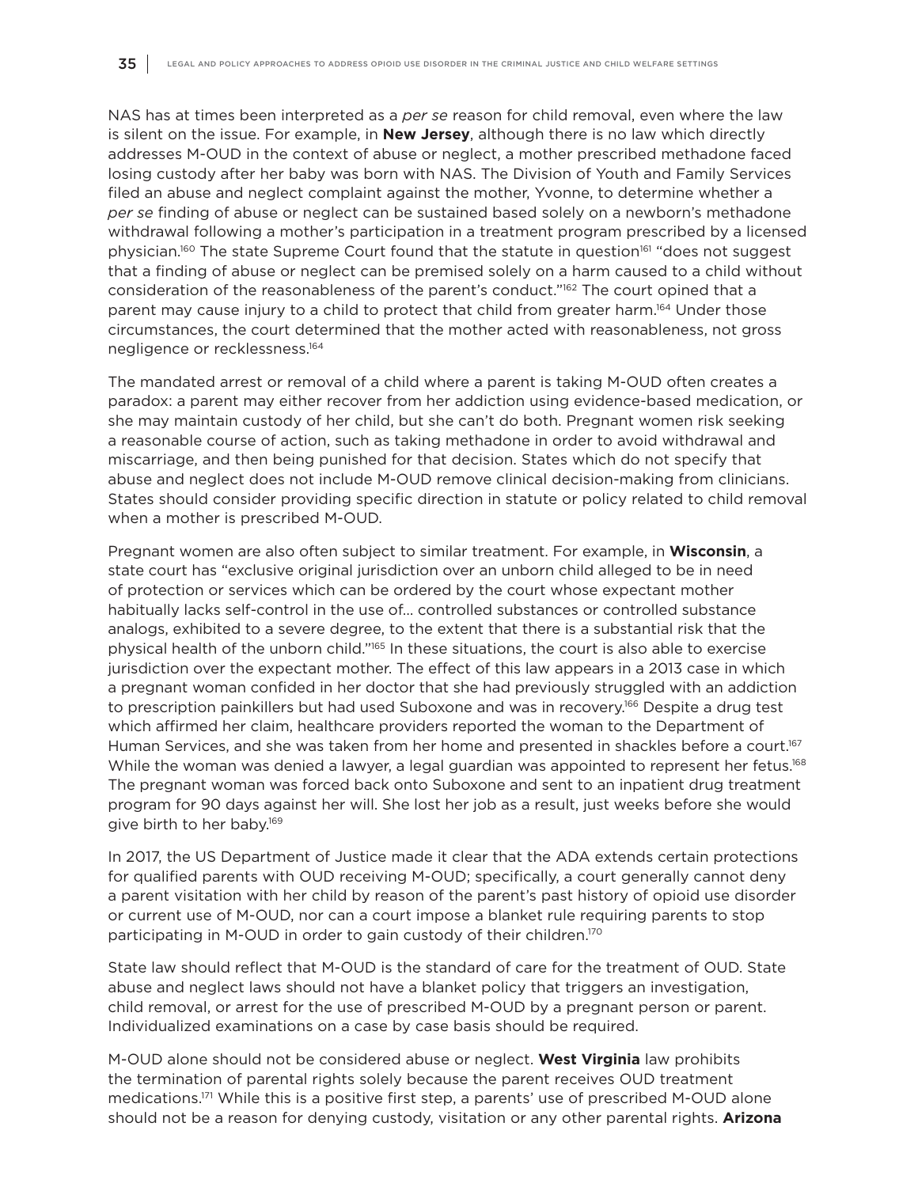NAS has at times been interpreted as a *per se* reason for child removal, even where the law is silent on the issue. For example, in **New Jersey**, although there is no law which directly addresses M-OUD in the context of abuse or neglect, a mother prescribed methadone faced losing custody after her baby was born with NAS. The Division of Youth and Family Services filed an abuse and neglect complaint against the mother, Yvonne, to determine whether a *per se* finding of abuse or neglect can be sustained based solely on a newborn's methadone withdrawal following a mother's participation in a treatment program prescribed by a licensed physician.[160] The state Supreme Court found that the statute in question[161] "does not suggest that a finding of abuse or neglect can be premised solely on a harm caused to a child without consideration of the reasonableness of the parent's conduct."[162] The court opined that a parent may cause injury to a child to protect that child from greater harm.[164] Under those circumstances, the court determined that the mother acted with reasonableness, not gross negligence or recklessness.[164]

The mandated arrest or removal of a child where a parent is taking M-OUD often creates a paradox: a parent may either recover from her addiction using evidence-based medication, or she may maintain custody of her child, but she can't do both. Pregnant women risk seeking a reasonable course of action, such as taking methadone in order to avoid withdrawal and miscarriage, and then being punished for that decision. States which do not specify that abuse and neglect does not include M-OUD remove clinical decision-making from clinicians. States should consider providing specific direction in statute or policy related to child removal when a mother is prescribed M-OUD.

Pregnant women are also often subject to similar treatment. For example, in **Wisconsin**, a state court has "exclusive original jurisdiction over an unborn child alleged to be in need of protection or services which can be ordered by the court whose expectant mother habitually lacks self-control in the use of... controlled substances or controlled substance analogs, exhibited to a severe degree, to the extent that there is a substantial risk that the physical health of the unborn child."[165] In these situations, the court is also able to exercise jurisdiction over the expectant mother. The effect of this law appears in a 2013 case in which a pregnant woman confided in her doctor that she had previously struggled with an addiction to prescription painkillers but had used Suboxone and was in recovery.[166] Despite a drug test which affirmed her claim, healthcare providers reported the woman to the Department of Human Services, and she was taken from her home and presented in shackles before a court.[167] While the woman was denied a lawyer, a legal guardian was appointed to represent her fetus.[168] The pregnant woman was forced back onto Suboxone and sent to an inpatient drug treatment program for 90 days against her will. She lost her job as a result, just weeks before she would give birth to her baby.[169]

In 2017, the US Department of Justice made it clear that the ADA extends certain protections for qualified parents with OUD receiving M-OUD; specifically, a court generally cannot deny a parent visitation with her child by reason of the parent's past history of opioid use disorder or current use of M-OUD, nor can a court impose a blanket rule requiring parents to stop participating in M-OUD in order to gain custody of their children.[170]

State law should reflect that M-OUD is the standard of care for the treatment of OUD. State abuse and neglect laws should not have a blanket policy that triggers an investigation, child removal, or arrest for the use of prescribed M-OUD by a pregnant person or parent. Individualized examinations on a case by case basis should be required.

M-OUD alone should not be considered abuse or neglect. **West Virginia** law prohibits the termination of parental rights solely because the parent receives OUD treatment medications.[171] While this is a positive first step, a parents' use of prescribed M-OUD alone should not be a reason for denying custody, visitation or any other parental rights. **Arizona**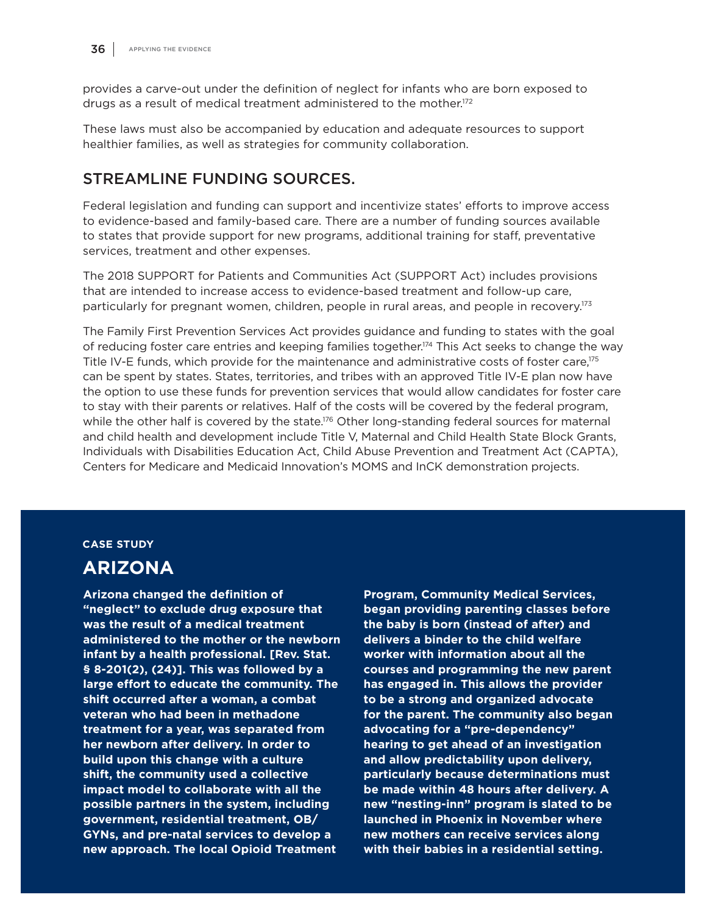provides a carve-out under the definition of neglect for infants who are born exposed to drugs as a result of medical treatment administered to the mother.[172]

These laws must also be accompanied by education and adequate resources to support healthier families, as well as strategies for community collaboration.

## STREAMLINE FUNDING SOURCES.

Federal legislation and funding can support and incentivize states' efforts to improve access to evidence-based and family-based care. There are a number of funding sources available to states that provide support for new programs, additional training for staff, preventative services, treatment and other expenses.

The 2018 SUPPORT for Patients and Communities Act (SUPPORT Act) includes provisions that are intended to increase access to evidence-based treatment and follow-up care, particularly for pregnant women, children, people in rural areas, and people in recovery.[173]

The Family First Prevention Services Act provides guidance and funding to states with the goal of reducing foster care entries and keeping families together.[174] This Act seeks to change the way Title IV-E funds, which provide for the maintenance and administrative costs of foster care,[175] can be spent by states. States, territories, and tribes with an approved Title IV-E plan now have the option to use these funds for prevention services that would allow candidates for foster care to stay with their parents or relatives. Half of the costs will be covered by the federal program, while the other half is covered by the state.[176] Other long-standing federal sources for maternal and child health and development include Title V, Maternal and Child Health State Block Grants, Individuals with Disabilities Education Act, Child Abuse Prevention and Treatment Act (CAPTA), Centers for Medicare and Medicaid Innovation's MOMS and InCK demonstration projects.

**CASE STUDY**

## ARIZONA

**Arizona changed the definition of "neglect" to exclude drug exposure that was the result of a medical treatment administered to the mother or the newborn infant by a health professional. [Rev. Stat. § 8-201(2), (24)]. This was followed by a large effort to educate the community. The shift occurred after a woman, a combat veteran who had been in methadone treatment for a year, was separated from her newborn after delivery. In order to build upon this change with a culture shift, the community used a collective impact model to collaborate with all the possible partners in the system, including government, residential treatment, OB/GYNs, and pre-natal services to develop a new approach. The local Opioid Treatment Program, Community Medical Services, began providing parenting classes before the baby is born (instead of after) and delivers a binder to the child welfare worker with information about all the courses and programming the new parent has engaged in. This allows the provider to be a strong and organized advocate for the parent. The community also began advocating for a "pre-dependency" hearing to get ahead of an investigation and allow predictability upon delivery, particularly because determinations must be made within 48 hours after delivery. A new "nesting-inn" program is slated to be launched in Phoenix in November where new mothers can receive services along with their babies in a residential setting.**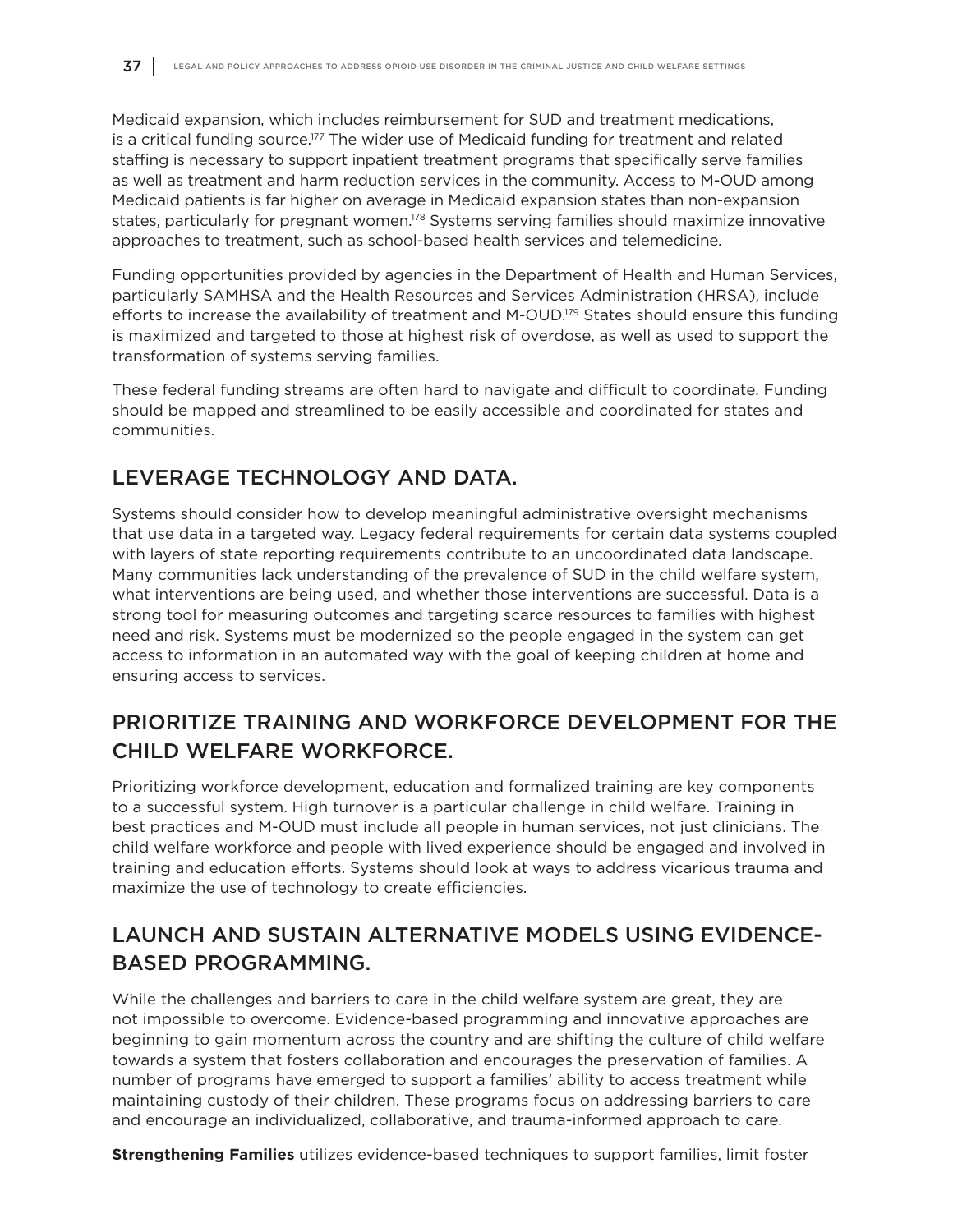Medicaid expansion, which includes reimbursement for SUD and treatment medications, is a critical funding source.[177] The wider use of Medicaid funding for treatment and related staffing is necessary to support inpatient treatment programs that specifically serve families as well as treatment and harm reduction services in the community. Access to M-OUD among Medicaid patients is far higher on average in Medicaid expansion states than non-expansion states, particularly for pregnant women.[178] Systems serving families should maximize innovative approaches to treatment, such as school-based health services and telemedicine.

Funding opportunities provided by agencies in the Department of Health and Human Services, particularly SAMHSA and the Health Resources and Services Administration (HRSA), include efforts to increase the availability of treatment and M-OUD.[179] States should ensure this funding is maximized and targeted to those at highest risk of overdose, as well as used to support the transformation of systems serving families.

These federal funding streams are often hard to navigate and difficult to coordinate. Funding should be mapped and streamlined to be easily accessible and coordinated for states and communities.

## LEVERAGE TECHNOLOGY AND DATA.

Systems should consider how to develop meaningful administrative oversight mechanisms that use data in a targeted way. Legacy federal requirements for certain data systems coupled with layers of state reporting requirements contribute to an uncoordinated data landscape. Many communities lack understanding of the prevalence of SUD in the child welfare system, what interventions are being used, and whether those interventions are successful. Data is a strong tool for measuring outcomes and targeting scarce resources to families with highest need and risk. Systems must be modernized so the people engaged in the system can get access to information in an automated way with the goal of keeping children at home and ensuring access to services.

## PRIORITIZE TRAINING AND WORKFORCE DEVELOPMENT FOR THE CHILD WELFARE WORKFORCE.

Prioritizing workforce development, education and formalized training are key components to a successful system. High turnover is a particular challenge in child welfare. Training in best practices and M-OUD must include all people in human services, not just clinicians. The child welfare workforce and people with lived experience should be engaged and involved in training and education efforts. Systems should look at ways to address vicarious trauma and maximize the use of technology to create efficiencies.

## LAUNCH AND SUSTAIN ALTERNATIVE MODELS USING EVIDENCE-BASED PROGRAMMING.

While the challenges and barriers to care in the child welfare system are great, they are not impossible to overcome. Evidence-based programming and innovative approaches are beginning to gain momentum across the country and are shifting the culture of child welfare towards a system that fosters collaboration and encourages the preservation of families. A number of programs have emerged to support a families' ability to access treatment while maintaining custody of their children. These programs focus on addressing barriers to care and encourage an individualized, collaborative, and trauma-informed approach to care.

**Strengthening Families** utilizes evidence-based techniques to support families, limit foster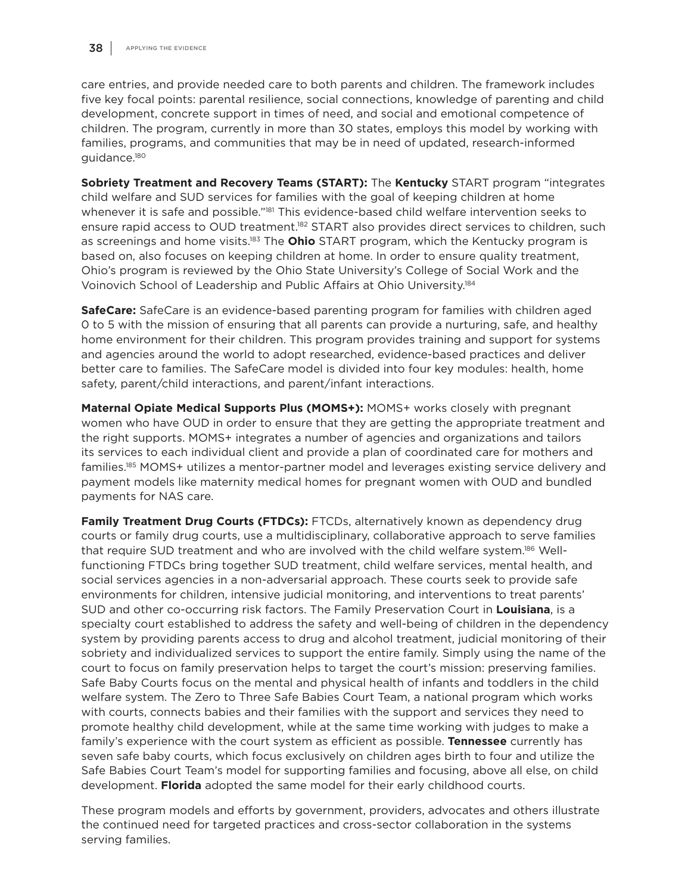care entries, and provide needed care to both parents and children. The framework includes five key focal points: parental resilience, social connections, knowledge of parenting and child development, concrete support in times of need, and social and emotional competence of children. The program, currently in more than 30 states, employs this model by working with families, programs, and communities that may be in need of updated, research-informed guidance.[180]

**Sobriety Treatment and Recovery Teams (START):** The **Kentucky** START program "integrates child welfare and SUD services for families with the goal of keeping children at home whenever it is safe and possible."[181] This evidence-based child welfare intervention seeks to ensure rapid access to OUD treatment.[182] START also provides direct services to children, such as screenings and home visits.[183] The **Ohio** START program, which the Kentucky program is based on, also focuses on keeping children at home. In order to ensure quality treatment, Ohio's program is reviewed by the Ohio State University's College of Social Work and the Voinovich School of Leadership and Public Affairs at Ohio University.[184]

**SafeCare:** SafeCare is an evidence-based parenting program for families with children aged 0 to 5 with the mission of ensuring that all parents can provide a nurturing, safe, and healthy home environment for their children. This program provides training and support for systems and agencies around the world to adopt researched, evidence-based practices and deliver better care to families. The SafeCare model is divided into four key modules: health, home safety, parent/child interactions, and parent/infant interactions.

**Maternal Opiate Medical Supports Plus (MOMS+):** MOMS+ works closely with pregnant women who have OUD in order to ensure that they are getting the appropriate treatment and the right supports. MOMS+ integrates a number of agencies and organizations and tailors its services to each individual client and provide a plan of coordinated care for mothers and families.[185] MOMS+ utilizes a mentor-partner model and leverages existing service delivery and payment models like maternity medical homes for pregnant women with OUD and bundled payments for NAS care.

**Family Treatment Drug Courts (FTDCs):** FTCDs, alternatively known as dependency drug courts or family drug courts, use a multidisciplinary, collaborative approach to serve families that require SUD treatment and who are involved with the child welfare system.[186] Well-functioning FTDCs bring together SUD treatment, child welfare services, mental health, and social services agencies in a non-adversarial approach. These courts seek to provide safe environments for children, intensive judicial monitoring, and interventions to treat parents' SUD and other co-occurring risk factors. The Family Preservation Court in **Louisiana**, is a specialty court established to address the safety and well-being of children in the dependency system by providing parents access to drug and alcohol treatment, judicial monitoring of their sobriety and individualized services to support the entire family. Simply using the name of the court to focus on family preservation helps to target the court's mission: preserving families. Safe Baby Courts focus on the mental and physical health of infants and toddlers in the child welfare system. The Zero to Three Safe Babies Court Team, a national program which works with courts, connects babies and their families with the support and services they need to promote healthy child development, while at the same time working with judges to make a family's experience with the court system as efficient as possible. **Tennessee** currently has seven safe baby courts, which focus exclusively on children ages birth to four and utilize the Safe Babies Court Team's model for supporting families and focusing, above all else, on child development. **Florida** adopted the same model for their early childhood courts.

These program models and efforts by government, providers, advocates and others illustrate the continued need for targeted practices and cross-sector collaboration in the systems serving families.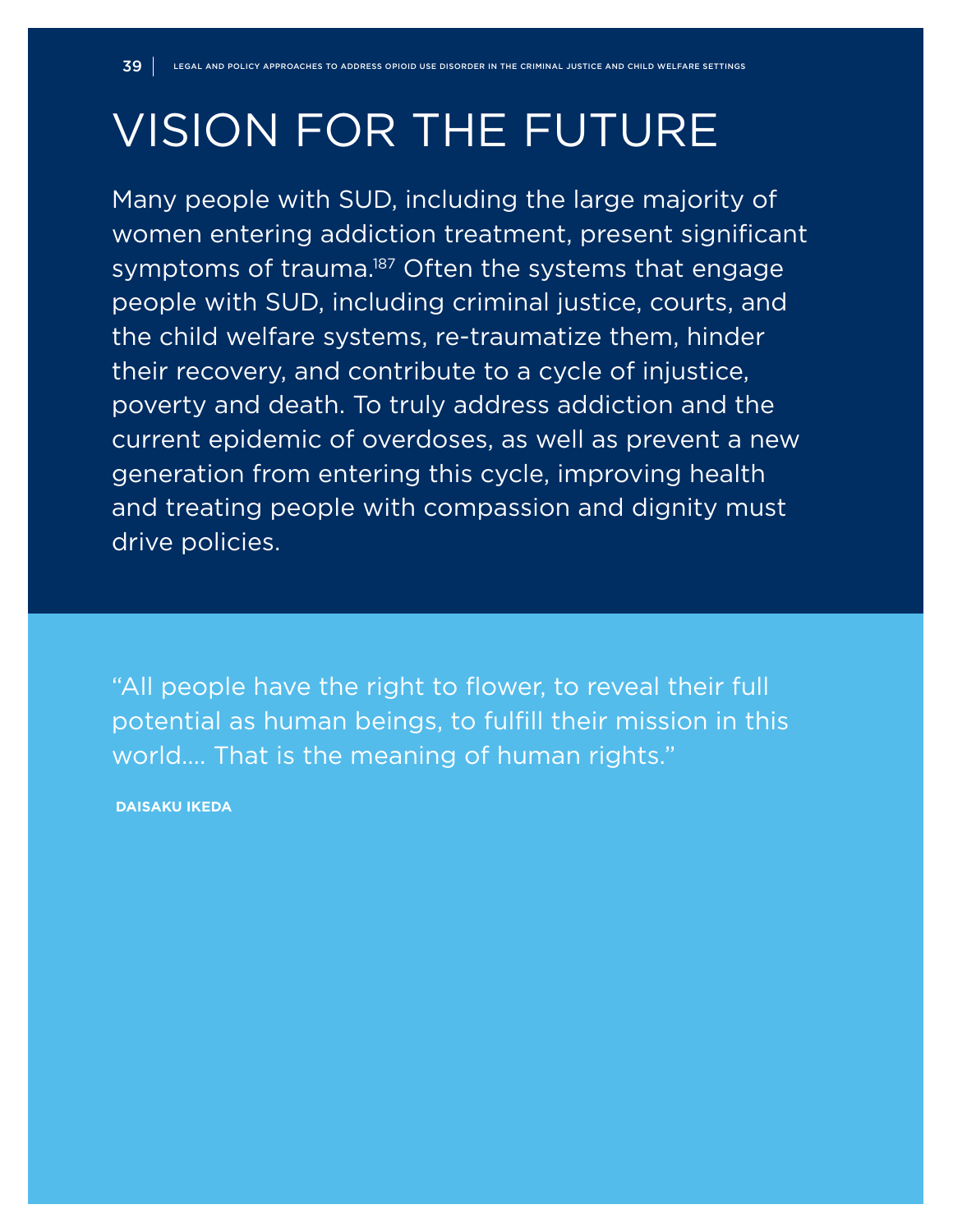# VISION FOR THE FUTURE

Many people with SUD, including the large majority of women entering addiction treatment, present significant symptoms of trauma.[187] Often the systems that engage people with SUD, including criminal justice, courts, and the child welfare systems, re-traumatize them, hinder their recovery, and contribute to a cycle of injustice, poverty and death. To truly address addiction and the current epidemic of overdoses, as well as prevent a new generation from entering this cycle, improving health and treating people with compassion and dignity must drive policies.

"All people have the right to flower, to reveal their full potential as human beings, to fulfill their mission in this world.... That is the meaning of human rights."

**DAISAKU IKEDA**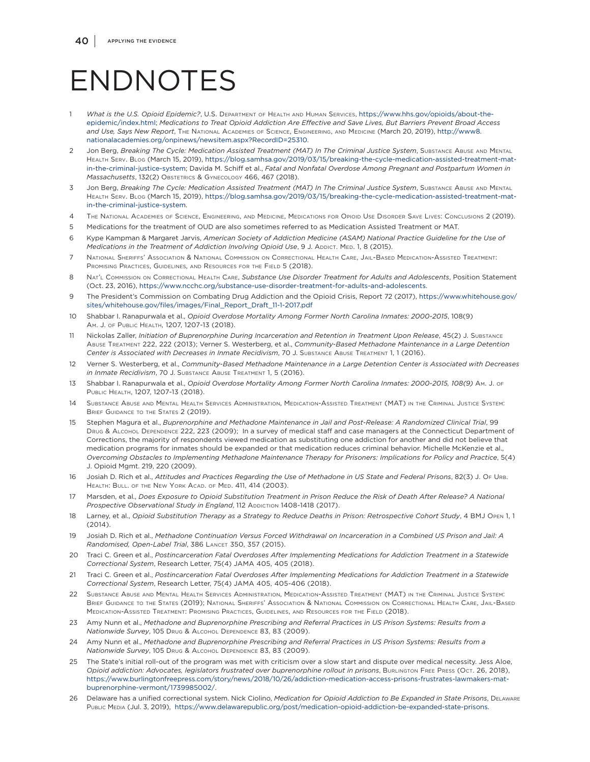# ENDNOTES

1. *What is the U.S. Opioid Epidemic?*, U.S. Department of Health and Human Services, https://www.hhs.gov/opioids/about-the-epidemic/index.html; *Medications to Treat Opioid Addiction Are Effective and Save Lives, But Barriers Prevent Broad Access and Use, Says New Report*, The National Academies of Science, Engineering, and Medicine (March 20, 2019), http://www8.nationalacademies.org/onpinews/newsitem.aspx?RecordID=25310.
2. Jon Berg, *Breaking The Cycle: Medication Assisted Treatment (MAT) In The Criminal Justice System*, Substance Abuse and Mental Health Serv. Blog (March 15, 2019), https://blog.samhsa.gov/2019/03/15/breaking-the-cycle-medication-assisted-treatment-mat-in-the-criminal-justice-system; Davida M. Schiff et al., *Fatal and Nonfatal Overdose Among Pregnant and Postpartum Women in Massachusetts*, 132(2) Obstetrics & Gynecology 466, 467 (2018).
3. Jon Berg, *Breaking The Cycle: Medication Assisted Treatment (MAT) In The Criminal Justice System*, Substance Abuse and Mental Health Serv. Blog (March 15, 2019), https://blog.samhsa.gov/2019/03/15/breaking-the-cycle-medication-assisted-treatment-mat-in-the-criminal-justice-system.
4. The National Academies of Science, Engineering, and Medicine, Medications for Opioid Use Disorder Save Lives: Conclusions 2 (2019).
5. Medications for the treatment of OUD are also sometimes referred to as Medication Assisted Treatment or MAT.
6. Kype Kampman & Margaret Jarvis, *American Society of Addiction Medicine (ASAM) National Practice Guideline for the Use of Medications in the Treatment of Addiction Involving Opioid Use*, 9 J. Addict. Med. 1, 8 (2015).
7. National Sheriffs' Association & National Commission on Correctional Health Care, Jail-Based Medication-Assisted Treatment: Promising Practices, Guidelines, and Resources for the Field 5 (2018).
8. Nat'l Commission on Correctional Health Care, *Substance Use Disorder Treatment for Adults and Adolescents*, Position Statement (Oct. 23, 2016), https://www.ncchc.org/substance-use-disorder-treatment-for-adults-and-adolescents.
9. The President's Commission on Combating Drug Addiction and the Opioid Crisis, Report 72 (2017), https://www.whitehouse.gov/sites/whitehouse.gov/files/images/Final_Report_Draft_11-1-2017.pdf
10. Shabbar I. Ranapurwala et al., *Opioid Overdose Mortality Among Former North Carolina Inmates: 2000-2015*, 108(9) Am. J. of Public Health, 1207, 1207-13 (2018).
11. Nickolas Zaller, *Initiation of Buprenorphine During Incarceration and Retention in Treatment Upon Release*, 45(2) J. Substance Abuse Treatment 222, 222 (2013); Verner S. Westerberg, et al., *Community-Based Methadone Maintenance in a Large Detention Center is Associated with Decreases in Inmate Recidivism*, 70 J. Substance Abuse Treatment 1, 1 (2016).
12. Verner S. Westerberg, et al., *Community-Based Methadone Maintenance in a Large Detention Center is Associated with Decreases in Inmate Recidivism*, 70 J. Substance Abuse Treatment 1, 5 (2016).
13. Shabbar I. Ranapurwala et al., *Opioid Overdose Mortality Among Former North Carolina Inmates: 2000-2015, 108(9)* Am. J. of Public Health, 1207, 1207-13 (2018).
14. Substance Abuse and Mental Health Services Administration, Medication-Assisted Treatment (MAT) in the Criminal Justice System: Brief Guidance to the States 2 (2019).
15. Stephen Magura et al., *Buprenorphine and Methadone Maintenance in Jail and Post-Release: A Randomized Clinical Trial*, 99 Drug & Alcohol Dependence 222, 223 (2009); In a survey of medical staff and case managers at the Connecticut Department of Corrections, the majority of respondents viewed medication as substituting one addiction for another and did not believe that medication programs for inmates should be expanded or that medication reduces criminal behavior. Michelle McKenzie et al., *Overcoming Obstacles to Implementing Methadone Maintenance Therapy for Prisoners: Implications for Policy and Practice*, 5(4) J. Opioid Mgmt. 219, 220 (2009).
16. Josiah D. Rich et al., *Attitudes and Practices Regarding the Use of Methadone in US State and Federal Prisons*, 82(3) J. Of Urb. Health: Bull. of the New York Acad. of Med. 411, 414 (2003).
17. Marsden, et al., *Does Exposure to Opioid Substitution Treatment in Prison Reduce the Risk of Death After Release? A National Prospective Observational Study in England*, 112 Addiction 1408-1418 (2017).
18. Larney, et al., *Opioid Substitution Therapy as a Strategy to Reduce Deaths in Prison: Retrospective Cohort Study*, 4 BMJ Open 1, 1 (2014).
19. Josiah D. Rich et al., *Methadone Continuation Versus Forced Withdrawal on Incarceration in a Combined US Prison and Jail: A Randomised, Open-Label Trial*, 386 Lancet 350, 357 (2015).
20. Traci C. Green et al., *Postincarceration Fatal Overdoses After Implementing Medications for Addiction Treatment in a Statewide Correctional System*, Research Letter, 75(4) JAMA 405, 405 (2018).
21. Traci C. Green et al., *Postincarceration Fatal Overdoses After Implementing Medications for Addiction Treatment in a Statewide Correctional System*, Research Letter, 75(4) JAMA 405, 405-406 (2018).
22. Substance Abuse and Mental Health Services Administration, Medication-Assisted Treatment (MAT) in the Criminal Justice System: Brief Guidance to the States (2019); National Sheriffs' Association & National Commission on Correctional Health Care, Jail-Based Medication-Assisted Treatment: Promising Practices, Guidelines, and Resources for the Field (2018).
23. Amy Nunn et al., *Methadone and Buprenorphine Prescribing and Referral Practices in US Prison Systems: Results from a Nationwide Survey*, 105 Drug & Alcohol Dependence 83, 83 (2009).
24. Amy Nunn et al., *Methadone and Buprenorphine Prescribing and Referral Practices in US Prison Systems: Results from a Nationwide Survey*, 105 Drug & Alcohol Dependence 83, 83 (2009).
25. The State's initial roll-out of the program was met with criticism over a slow start and dispute over medical necessity. Jess Aloe, *Opioid addiction: Advocates, legislators frustrated over buprenorphine rollout in prisons*, Burlington Free Press (Oct. 26, 2018), https://www.burlingtonfreepress.com/story/news/2018/10/26/addiction-medication-access-prisons-frustrates-lawmakers-mat-buprenorphine-vermont/1739985002/.
26. Delaware has a unified correctional system. Nick Ciolino, *Medication for Opioid Addiction to Be Expanded in State Prisons*, Delaware Public Media (Jul. 3, 2019), https://www.delawarepublic.org/post/medication-opioid-addiction-be-expanded-state-prisons.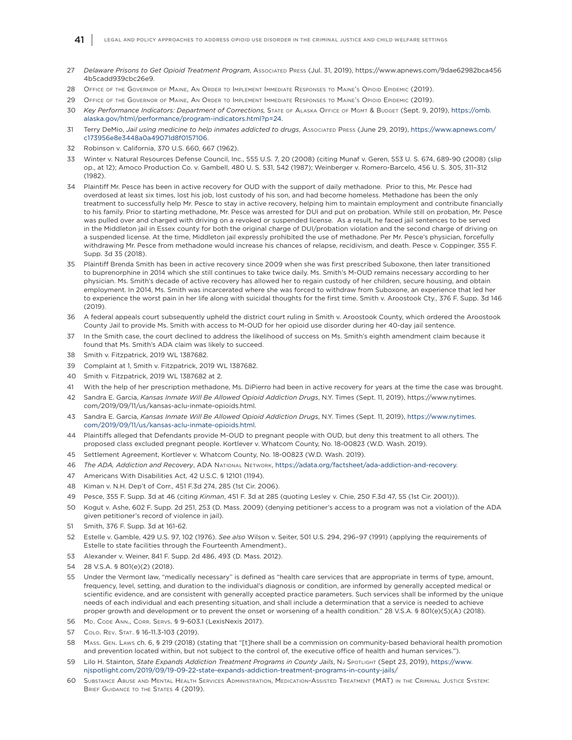27 *Delaware Prisons to Get Opioid Treatment Program*, Associated Press (Jul. 31, 2019), https://www.apnews.com/9dae62982bca4564b5cadd939cbc26e9.

28 Office of the Governor of Maine, An Order to Implement Immediate Responses to Maine's Opioid Epidemic (2019).

29 Office of the Governor of Maine, An Order to Implement Immediate Responses to Maine's Opioid Epidemic (2019).

30 *Key Performance Indicators: Department of Corrections,* State of Alaska Office of Mgmt & Budget (Sept. 9, 2019), https://omb.alaska.gov/html/performance/program-indicators.html?p=24.

31 Terry DeMio, *Jail using medicine to help inmates addicted to drugs*, Associated Press (June 29, 2019), https://www.apnews.com/c173956e8e3448a0a49071d8f0157106.

32 Robinson v. California, 370 U.S. 660, 667 (1962).

33 Winter v. Natural Resources Defense Council, Inc., 555 U.S. 7, 20 (2008) (citing Munaf v. Geren, 553 U. S. 674, 689-90 (2008) (slip op., at 12); Amoco Production Co. v. Gambell, 480 U. S. 531, 542 (1987); Weinberger v. Romero-Barcelo, 456 U. S. 305, 311–312 (1982).

34 Plaintiff Mr. Pesce has been in active recovery for OUD with the support of daily methadone. Prior to this, Mr. Pesce had overdosed at least six times, lost his job, lost custody of his son, and had become homeless. Methadone has been the only treatment to successfully help Mr. Pesce to stay in active recovery, helping him to maintain employment and contribute financially to his family. Prior to starting methadone, Mr. Pesce was arrested for DUI and put on probation. While still on probation, Mr. Pesce was pulled over and charged with driving on a revoked or suspended license. As a result, he faced jail sentences to be served in the Middleton jail in Essex county for both the original charge of DUI/probation violation and the second charge of driving on a suspended license. At the time, Middleton jail expressly prohibited the use of methadone. Per Mr. Pesce's physician, forcefully withdrawing Mr. Pesce from methadone would increase his chances of relapse, recidivism, and death. Pesce v. Coppinger, 355 F. Supp. 3d 35 (2018).

35 Plaintiff Brenda Smith has been in active recovery since 2009 when she was first prescribed Suboxone, then later transitioned to buprenorphine in 2014 which she still continues to take twice daily. Ms. Smith's M-OUD remains necessary according to her physician. Ms. Smith's decade of active recovery has allowed her to regain custody of her children, secure housing, and obtain employment. In 2014, Ms. Smith was incarcerated where she was forced to withdraw from Suboxone, an experience that led her to experience the worst pain in her life along with suicidal thoughts for the first time. Smith v. Aroostook Cty., 376 F. Supp. 3d 146 (2019).

36 A federal appeals court subsequently upheld the district court ruling in Smith v. Aroostook County, which ordered the Aroostook County Jail to provide Ms. Smith with access to M-OUD for her opioid use disorder during her 40-day jail sentence.

37 In the Smith case, the court declined to address the likelihood of success on Ms. Smith's eighth amendment claim because it found that Ms. Smith's ADA claim was likely to succeed.

38 Smith v. Fitzpatrick, 2019 WL 1387682.

39 Complaint at 1, Smith v. Fitzpatrick, 2019 WL 1387682.

40 Smith v. Fitzpatrick, 2019 WL 1387682 at 2.

41 With the help of her prescription methadone, Ms. DiPierro had been in active recovery for years at the time the case was brought.

42 Sandra E. Garcia, *Kansas Inmate Will Be Allowed Opioid Addiction Drugs*, N.Y. Times (Sept. 11, 2019), https://www.nytimes.com/2019/09/11/us/kansas-aclu-inmate-opioids.html.

43 Sandra E. Garcia, *Kansas Inmate Will Be Allowed Opioid Addiction Drugs*, N.Y. Times (Sept. 11, 2019), https://www.nytimes.com/2019/09/11/us/kansas-aclu-inmate-opioids.html.

44 Plaintiffs alleged that Defendants provide M-OUD to pregnant people with OUD, but deny this treatment to all others. The proposed class excluded pregnant people. Kortlever v. Whatcom County, No. 18-00823 (W.D. Wash. 2019).

45 Settlement Agreement, Kortlever v. Whatcom County, No. 18-00823 (W.D. Wash. 2019).

46 *The ADA, Addiction and Recovery*, ADA National Network, https://adata.org/factsheet/ada-addiction-and-recovery.

47 Americans With Disabilities Act, 42 U.S.C. § 12101 (1194).

48 Kiman v. N.H. Dep't of Corr., 451 F.3d 274, 285 (1st Cir. 2006).

49 Pesce, 355 F. Supp. 3d at 46 (citing *Kinman*, 451 F. 3d at 285 (quoting Lesley v. Chie, 250 F.3d 47, 55 (1st Cir. 2001))).

50 Kogut v. Ashe, 602 F. Supp. 2d 251, 253 (D. Mass. 2009) (denying petitioner's access to a program was not a violation of the ADA given petitioner's record of violence in jail).

51 Smith, 376 F. Supp. 3d at 161-62.

52 Estelle v. Gamble, 429 U.S. 97, 102 (1976). *See also* Wilson v. Seiter, 501 U.S. 294, 296–97 (1991) (applying the requirements of Estelle to state facilities through the Fourteenth Amendment)..

53 Alexander v. Weiner, 841 F. Supp. 2d 486, 493 (D. Mass. 2012).

54 28 V.S.A. § 801(e)(2) (2018).

55 Under the Vermont law, "medically necessary" is defined as "health care services that are appropriate in terms of type, amount, frequency, level, setting, and duration to the individual's diagnosis or condition, are informed by generally accepted medical or scientific evidence, and are consistent with generally accepted practice parameters. Such services shall be informed by the unique needs of each individual and each presenting situation, and shall include a determination that a service is needed to achieve proper growth and development or to prevent the onset or worsening of a health condition." 28 V.S.A. § 801(e)(5)(A) (2018).

56 Md. Code Ann., Corr. Servs. § 9-603.1 (LexisNexis 2017).

57 Colo. Rev. Stat. § 16-11.3-103 (2019).

58 Mass. Gen. Laws ch. 6, § 219 (2018) (stating that "[t]here shall be a commission on community-based behavioral health promotion and prevention located within, but not subject to the control of, the executive office of health and human services.").

59 Lilo H. Stainton, *State Expands Addiction Treatment Programs in County Jails*, NJ Spotlight (Sept 23, 2019), https://www.njspotlight.com/2019/09/19-09-22-state-expands-addiction-treatment-programs-in-county-jails/

60 Substance Abuse and Mental Health Services Administration, Medication-Assisted Treatment (MAT) in the Criminal Justice System: Brief Guidance to the States 4 (2019).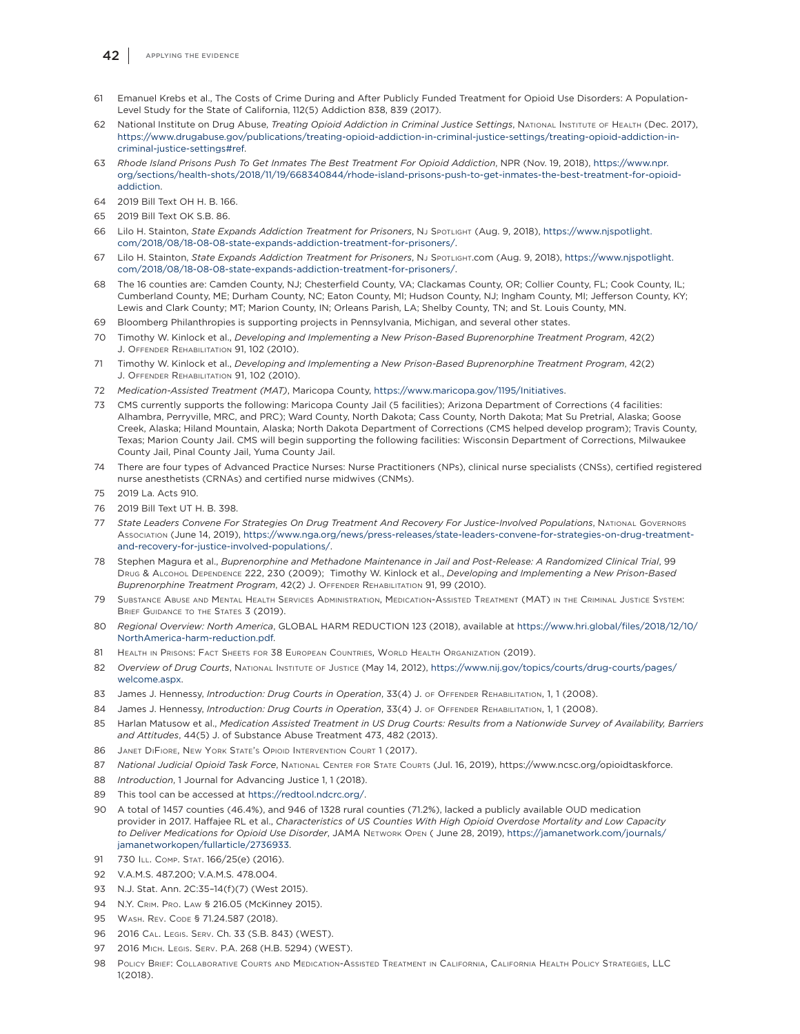61 Emanuel Krebs et al., The Costs of Crime During and After Publicly Funded Treatment for Opioid Use Disorders: A Population-Level Study for the State of California, 112(5) Addiction 838, 839 (2017).

62 National Institute on Drug Abuse, *Treating Opioid Addiction in Criminal Justice Settings*, National Institute of Health (Dec. 2017), https://www.drugabuse.gov/publications/treating-opioid-addiction-in-criminal-justice-settings/treating-opioid-addiction-in-criminal-justice-settings#ref.

63 *Rhode Island Prisons Push To Get Inmates The Best Treatment For Opioid Addiction*, NPR (Nov. 19, 2018), https://www.npr.org/sections/health-shots/2018/11/19/668340844/rhode-island-prisons-push-to-get-inmates-the-best-treatment-for-opioid-addiction.

64 2019 Bill Text OH H. B. 166.

65 2019 Bill Text OK S.B. 86.

66 Lilo H. Stainton, *State Expands Addiction Treatment for Prisoners*, NJ Spotlight (Aug. 9, 2018), https://www.njspotlight.com/2018/08/18-08-08-state-expands-addiction-treatment-for-prisoners/.

67 Lilo H. Stainton, *State Expands Addiction Treatment for Prisoners*, NJ Spotlight.com (Aug. 9, 2018), https://www.njspotlight.com/2018/08/18-08-08-state-expands-addiction-treatment-for-prisoners/.

68 The 16 counties are: Camden County, NJ; Chesterfield County, VA; Clackamas County, OR; Collier County, FL; Cook County, IL; Cumberland County, ME; Durham County, NC; Eaton County, MI; Hudson County, NJ; Ingham County, MI; Jefferson County, KY; Lewis and Clark County; MT; Marion County, IN; Orleans Parish, LA; Shelby County, TN; and St. Louis County, MN.

69 Bloomberg Philanthropies is supporting projects in Pennsylvania, Michigan, and several other states.

70 Timothy W. Kinlock et al., *Developing and Implementing a New Prison-Based Buprenorphine Treatment Program*, 42(2) J. Offender Rehabilitation 91, 102 (2010).

71 Timothy W. Kinlock et al., *Developing and Implementing a New Prison-Based Buprenorphine Treatment Program*, 42(2) J. Offender Rehabilitation 91, 102 (2010).

72 *Medication-Assisted Treatment (MAT)*, Maricopa County, https://www.maricopa.gov/1195/Initiatives.

73 CMS currently supports the following: Maricopa County Jail (5 facilities); Arizona Department of Corrections (4 facilities: Alhambra, Perryville, MRC, and PRC); Ward County, North Dakota; Cass County, North Dakota; Mat Su Pretrial, Alaska; Goose Creek, Alaska; Hiland Mountain, Alaska; North Dakota Department of Corrections (CMS helped develop program); Travis County, Texas; Marion County Jail. CMS will begin supporting the following facilities: Wisconsin Department of Corrections, Milwaukee County Jail, Pinal County Jail, Yuma County Jail.

74 There are four types of Advanced Practice Nurses: Nurse Practitioners (NPs), clinical nurse specialists (CNSs), certified registered nurse anesthetists (CRNAs) and certified nurse midwives (CNMs).

75 2019 La. Acts 910.

76 2019 Bill Text UT H. B. 398.

77 *State Leaders Convene For Strategies On Drug Treatment And Recovery For Justice-Involved Populations*, National Governors Association (June 14, 2019), https://www.nga.org/news/press-releases/state-leaders-convene-for-strategies-on-drug-treatment-and-recovery-for-justice-involved-populations/.

78 Stephen Magura et al., *Buprenorphine and Methadone Maintenance in Jail and Post-Release: A Randomized Clinical Trial*, 99 Drug & Alcohol Dependence 222, 230 (2009); Timothy W. Kinlock et al., *Developing and Implementing a New Prison-Based Buprenorphine Treatment Program*, 42(2) J. Offender Rehabilitation 91, 99 (2010).

79 Substance Abuse and Mental Health Services Administration, Medication-Assisted Treatment (MAT) in the Criminal Justice System: Brief Guidance to the States 3 (2019).

80 *Regional Overview: North America*, GLOBAL HARM REDUCTION 123 (2018), available at https://www.hri.global/files/2018/12/10/NorthAmerica-harm-reduction.pdf.

81 Health in Prisons: Fact Sheets for 38 European Countries, World Health Organization (2019).

82 *Overview of Drug Courts*, National Institute of Justice (May 14, 2012), https://www.nij.gov/topics/courts/drug-courts/pages/welcome.aspx.

83 James J. Hennessy, *Introduction: Drug Courts in Operation*, 33(4) J. of Offender Rehabilitation, 1, 1 (2008).

84 James J. Hennessy, *Introduction: Drug Courts in Operation*, 33(4) J. of Offender Rehabilitation, 1, 1 (2008).

85 Harlan Matusow et al., *Medication Assisted Treatment in US Drug Courts: Results from a Nationwide Survey of Availability, Barriers and Attitudes*, 44(5) J. of Substance Abuse Treatment 473, 482 (2013).

86 Janet DiFiore, New York State's Opioid Intervention Court 1 (2017).

87 *National Judicial Opioid Task Force*, National Center for State Courts (Jul. 16, 2019), https://www.ncsc.org/opioidtaskforce.

88 *Introduction*, 1 Journal for Advancing Justice 1, 1 (2018).

89 This tool can be accessed at https://redtool.ndcrc.org/.

90 A total of 1457 counties (46.4%), and 946 of 1328 rural counties (71.2%), lacked a publicly available OUD medication provider in 2017. Haffajee RL et al., *Characteristics of US Counties With High Opioid Overdose Mortality and Low Capacity to Deliver Medications for Opioid Use Disorder*, JAMA Network Open ( June 28, 2019), https://jamanetwork.com/journals/jamanetworkopen/fullarticle/2736933.

91 730 Ill. Comp. Stat. 166/25(e) (2016).

92 V.A.M.S. 487.200; V.A.M.S. 478.004.

93 N.J. Stat. Ann. 2C:35–14(f)(7) (West 2015).

94 N.Y. Crim. Pro. Law § 216.05 (McKinney 2015).

95 Wash. Rev. Code § 71.24.587 (2018).

96 2016 Cal. Legis. Serv. Ch. 33 (S.B. 843) (WEST).

97 2016 Mich. Legis. Serv. P.A. 268 (H.B. 5294) (WEST).

98 Policy Brief: Collaborative Courts and Medication-Assisted Treatment in California, California Health Policy Strategies, LLC 1(2018).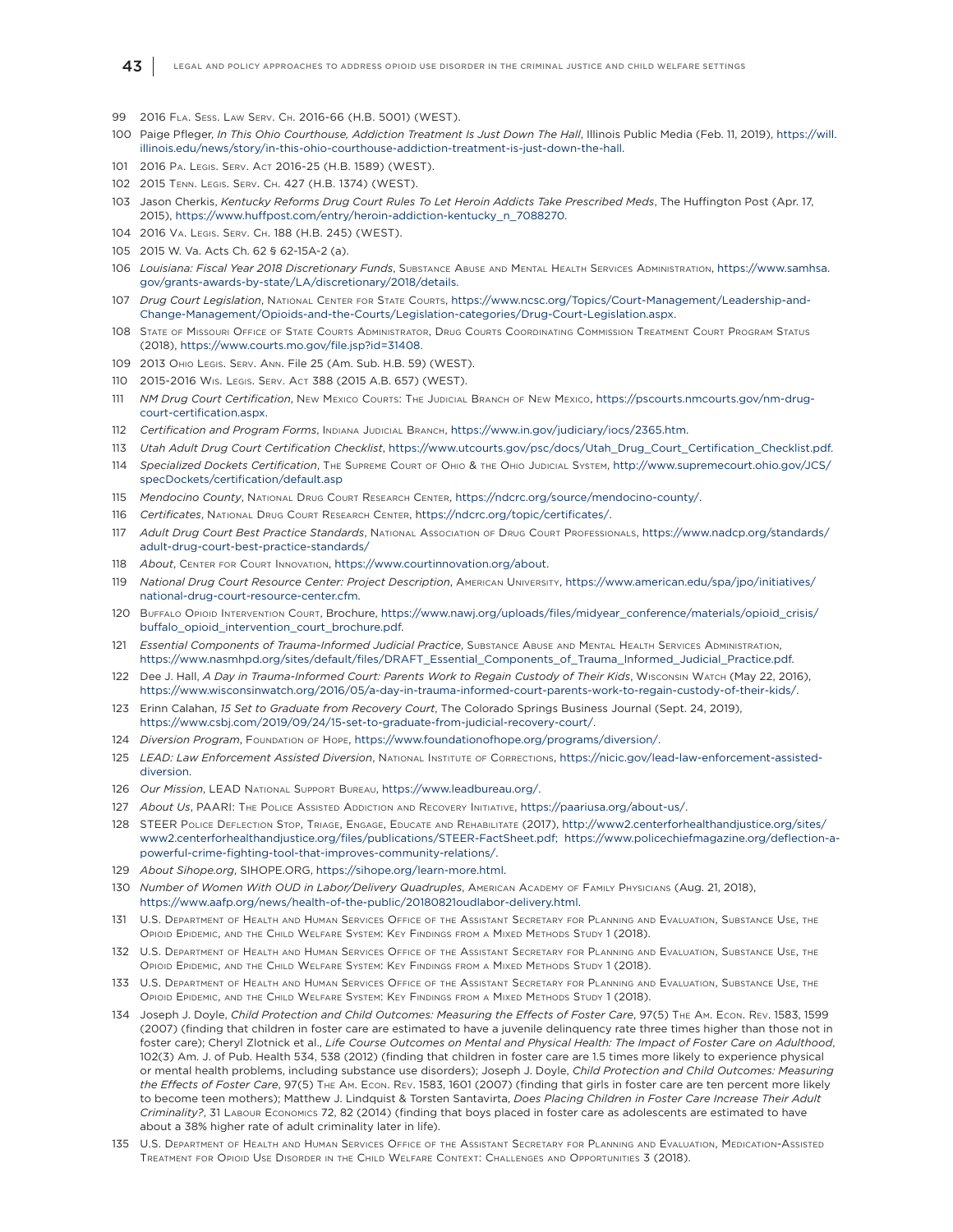99 2016 Fla. Sess. Law Serv. Ch. 2016-66 (H.B. 5001) (WEST).

100 Paige Pfleger, *In This Ohio Courthouse, Addiction Treatment Is Just Down The Hall*, Illinois Public Media (Feb. 11, 2019), https://will.illinois.edu/news/story/in-this-ohio-courthouse-addiction-treatment-is-just-down-the-hall.

101 2016 Pa. Legis. Serv. Act 2016-25 (H.B. 1589) (WEST).

102 2015 Tenn. Legis. Serv. Ch. 427 (H.B. 1374) (WEST).

103 Jason Cherkis, *Kentucky Reforms Drug Court Rules To Let Heroin Addicts Take Prescribed Meds*, The Huffington Post (Apr. 17, 2015), https://www.huffpost.com/entry/heroin-addiction-kentucky_n_7088270.

104 2016 Va. Legis. Serv. Ch. 188 (H.B. 245) (WEST).

105 2015 W. Va. Acts Ch. 62 § 62-15A-2 (a).

106 *Louisiana: Fiscal Year 2018 Discretionary Funds*, Substance Abuse and Mental Health Services Administration, https://www.samhsa.gov/grants-awards-by-state/LA/discretionary/2018/details.

107 *Drug Court Legislation*, National Center for State Courts, https://www.ncsc.org/Topics/Court-Management/Leadership-and-Change-Management/Opioids-and-the-Courts/Legislation-categories/Drug-Court-Legislation.aspx.

108 State of Missouri Office of State Courts Administrator, Drug Courts Coordinating Commission Treatment Court Program Status (2018), https://www.courts.mo.gov/file.jsp?id=31408.

109 2013 Ohio Legis. Serv. Ann. File 25 (Am. Sub. H.B. 59) (WEST).

110 2015-2016 Wis. Legis. Serv. Act 388 (2015 A.B. 657) (WEST).

111 *NM Drug Court Certification*, New Mexico Courts: The Judicial Branch of New Mexico, https://pscourts.nmcourts.gov/nm-drug-court-certification.aspx.

112 *Certification and Program Forms*, Indiana Judicial Branch, https://www.in.gov/judiciary/iocs/2365.htm.

113 *Utah Adult Drug Court Certification Checklist*, https://www.utcourts.gov/psc/docs/Utah_Drug_Court_Certification_Checklist.pdf.

114 *Specialized Dockets Certification*, The Supreme Court of Ohio & the Ohio Judicial System, http://www.supremecourt.ohio.gov/JCS/specDockets/certification/default.asp

115 *Mendocino County*, National Drug Court Research Center, https://ndcrc.org/source/mendocino-county/.

116 *Certificates*, National Drug Court Research Center, https://ndcrc.org/topic/certificates/.

117 *Adult Drug Court Best Practice Standards*, National Association of Drug Court Professionals, https://www.nadcp.org/standards/adult-drug-court-best-practice-standards/

118 *About*, Center for Court Innovation, https://www.courtinnovation.org/about.

119 *National Drug Court Resource Center: Project Description*, American University, https://www.american.edu/spa/jpo/initiatives/national-drug-court-resource-center.cfm.

120 Buffalo Opioid Intervention Court, Brochure, https://www.nawj.org/uploads/files/midyear_conference/materials/opioid_crisis/buffalo_opioid_intervention_court_brochure.pdf.

121 *Essential Components of Trauma-Informed Judicial Practice*, Substance Abuse and Mental Health Services Administration, https://www.nasmhpd.org/sites/default/files/DRAFT_Essential_Components_of_Trauma_Informed_Judicial_Practice.pdf.

122 Dee J. Hall, *A Day in Trauma-Informed Court: Parents Work to Regain Custody of Their Kids*, Wisconsin Watch (May 22, 2016), https://www.wisconsinwatch.org/2016/05/a-day-in-trauma-informed-court-parents-work-to-regain-custody-of-their-kids/.

123 Erinn Calahan, *15 Set to Graduate from Recovery Court*, The Colorado Springs Business Journal (Sept. 24, 2019), https://www.csbj.com/2019/09/24/15-set-to-graduate-from-judicial-recovery-court/.

124 *Diversion Program*, Foundation of Hope, https://www.foundationofhope.org/programs/diversion/.

125 *LEAD: Law Enforcement Assisted Diversion*, National Institute of Corrections, https://nicic.gov/lead-law-enforcement-assisted-diversion.

126 *Our Mission*, LEAD National Support Bureau, https://www.leadbureau.org/.

127 *About Us*, PAARI: The Police Assisted Addiction and Recovery Initiative, https://paariusa.org/about-us/.

128 STEER Police Deflection Stop, Triage, Engage, Educate and Rehabilitate (2017), http://www2.centerforhealthandjustice.org/sites/www2.centerforhealthandjustice.org/files/publications/STEER-FactSheet.pdf; https://www.policechiefmagazine.org/deflection-a-powerful-crime-fighting-tool-that-improves-community-relations/.

129 *About Sihope.org*, SIHOPE.ORG, https://sihope.org/learn-more.html.

130 *Number of Women With OUD in Labor/Delivery Quadruples*, American Academy of Family Physicians (Aug. 21, 2018), https://www.aafp.org/news/health-of-the-public/20180821oudlabor-delivery.html.

131 U.S. Department of Health and Human Services Office of the Assistant Secretary for Planning and Evaluation, Substance Use, the Opioid Epidemic, and the Child Welfare System: Key Findings from a Mixed Methods Study 1 (2018).

132 U.S. Department of Health and Human Services Office of the Assistant Secretary for Planning and Evaluation, Substance Use, the Opioid Epidemic, and the Child Welfare System: Key Findings from a Mixed Methods Study 1 (2018).

133 U.S. Department of Health and Human Services Office of the Assistant Secretary for Planning and Evaluation, Substance Use, the Opioid Epidemic, and the Child Welfare System: Key Findings from a Mixed Methods Study 1 (2018).

134 Joseph J. Doyle, *Child Protection and Child Outcomes: Measuring the Effects of Foster Care*, 97(5) The Am. Econ. Rev. 1583, 1599 (2007) (finding that children in foster care are estimated to have a juvenile delinquency rate three times higher than those not in foster care); Cheryl Zlotnick et al., *Life Course Outcomes on Mental and Physical Health: The Impact of Foster Care on Adulthood*, 102(3) Am. J. of Pub. Health 534, 538 (2012) (finding that children in foster care are 1.5 times more likely to experience physical or mental health problems, including substance use disorders); Joseph J. Doyle, *Child Protection and Child Outcomes: Measuring the Effects of Foster Care*, 97(5) The Am. Econ. Rev. 1583, 1601 (2007) (finding that girls in foster care are ten percent more likely to become teen mothers); Matthew J. Lindquist & Torsten Santavirta, *Does Placing Children in Foster Care Increase Their Adult Criminality?*, 31 Labour Economics 72, 82 (2014) (finding that boys placed in foster care as adolescents are estimated to have about a 38% higher rate of adult criminality later in life).

135 U.S. Department of Health and Human Services Office of the Assistant Secretary for Planning and Evaluation, Medication-Assisted Treatment for Opioid Use Disorder in the Child Welfare Context: Challenges and Opportunities 3 (2018).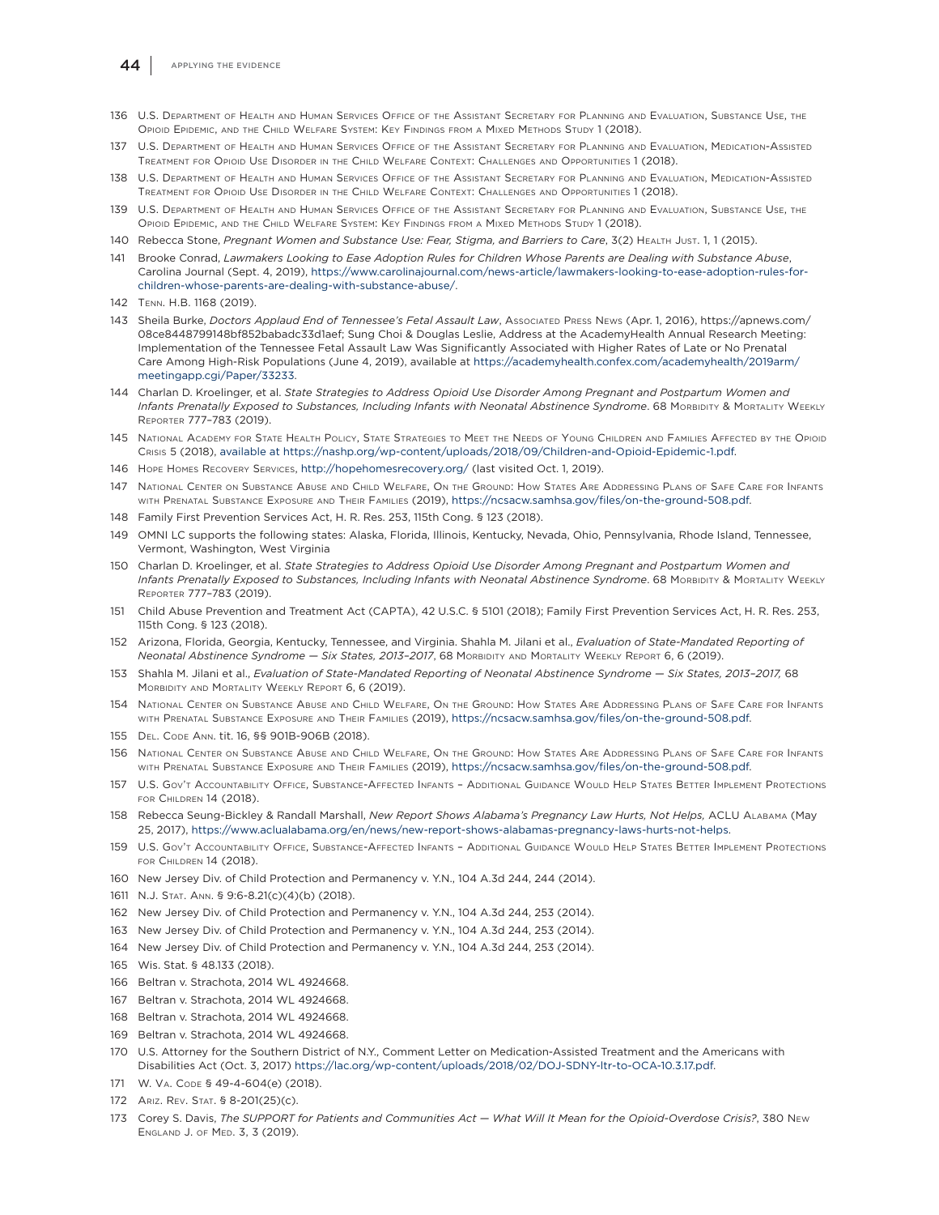136 U.S. Department of Health and Human Services Office of the Assistant Secretary for Planning and Evaluation, Substance Use, the Opioid Epidemic, and the Child Welfare System: Key Findings from a Mixed Methods Study 1 (2018).

137 U.S. Department of Health and Human Services Office of the Assistant Secretary for Planning and Evaluation, Medication-Assisted Treatment for Opioid Use Disorder in the Child Welfare Context: Challenges and Opportunities 1 (2018).

138 U.S. Department of Health and Human Services Office of the Assistant Secretary for Planning and Evaluation, Medication-Assisted Treatment for Opioid Use Disorder in the Child Welfare Context: Challenges and Opportunities 1 (2018).

139 U.S. Department of Health and Human Services Office of the Assistant Secretary for Planning and Evaluation, Substance Use, the Opioid Epidemic, and the Child Welfare System: Key Findings from a Mixed Methods Study 1 (2018).

140 Rebecca Stone, *Pregnant Women and Substance Use: Fear, Stigma, and Barriers to Care*, 3(2) Health Just. 1, 1 (2015).

141 Brooke Conrad, *Lawmakers Looking to Ease Adoption Rules for Children Whose Parents are Dealing with Substance Abuse*, Carolina Journal (Sept. 4, 2019), https://www.carolinajournal.com/news-article/lawmakers-looking-to-ease-adoption-rules-for-children-whose-parents-are-dealing-with-substance-abuse/.

142 Tenn. H.B. 1168 (2019).

143 Sheila Burke, *Doctors Applaud End of Tennessee's Fetal Assault Law*, Associated Press News (Apr. 1, 2016), https://apnews.com/08ce8448799148bf852babadc33d1aef; Sung Choi & Douglas Leslie, Address at the AcademyHealth Annual Research Meeting: Implementation of the Tennessee Fetal Assault Law Was Significantly Associated with Higher Rates of Late or No Prenatal Care Among High-Risk Populations (June 4, 2019), available at https://academyhealth.confex.com/academyhealth/2019arm/meetingapp.cgi/Paper/33233.

144 Charlan D. Kroelinger, et al. *State Strategies to Address Opioid Use Disorder Among Pregnant and Postpartum Women and Infants Prenatally Exposed to Substances, Including Infants with Neonatal Abstinence Syndrome*. 68 Morbidity & Mortality Weekly Reporter 777–783 (2019).

145 National Academy for State Health Policy, State Strategies to Meet the Needs of Young Children and Families Affected by the Opioid Crisis 5 (2018), available at https://nashp.org/wp-content/uploads/2018/09/Children-and-Opioid-Epidemic-1.pdf.

146 Hope Homes Recovery Services, http://hopehomesrecovery.org/ (last visited Oct. 1, 2019).

147 National Center on Substance Abuse and Child Welfare, On the Ground: How States Are Addressing Plans of Safe Care for Infants with Prenatal Substance Exposure and Their Families (2019), https://ncsacw.samhsa.gov/files/on-the-ground-508.pdf.

148 Family First Prevention Services Act, H. R. Res. 253, 115th Cong. § 123 (2018).

149 OMNI LC supports the following states: Alaska, Florida, Illinois, Kentucky, Nevada, Ohio, Pennsylvania, Rhode Island, Tennessee, Vermont, Washington, West Virginia

150 Charlan D. Kroelinger, et al. *State Strategies to Address Opioid Use Disorder Among Pregnant and Postpartum Women and Infants Prenatally Exposed to Substances, Including Infants with Neonatal Abstinence Syndrome*. 68 Morbidity & Mortality Weekly Reporter 777–783 (2019).

151 Child Abuse Prevention and Treatment Act (CAPTA), 42 U.S.C. § 5101 (2018); Family First Prevention Services Act, H. R. Res. 253, 115th Cong. § 123 (2018).

152 Arizona, Florida, Georgia, Kentucky, Tennessee, and Virginia. Shahla M. Jilani et al., *Evaluation of State-Mandated Reporting of Neonatal Abstinence Syndrome — Six States, 2013–2017*, 68 Morbidity and Mortality Weekly Report 6, 6 (2019).

153 Shahla M. Jilani et al., *Evaluation of State-Mandated Reporting of Neonatal Abstinence Syndrome — Six States, 2013–2017,* 68 Morbidity and Mortality Weekly Report 6, 6 (2019).

154 National Center on Substance Abuse and Child Welfare, On the Ground: How States Are Addressing Plans of Safe Care for Infants with Prenatal Substance Exposure and Their Families (2019), https://ncsacw.samhsa.gov/files/on-the-ground-508.pdf.

155 Del. Code Ann. tit. 16, §§ 901B-906B (2018).

156 National Center on Substance Abuse and Child Welfare, On the Ground: How States Are Addressing Plans of Safe Care for Infants with Prenatal Substance Exposure and Their Families (2019), https://ncsacw.samhsa.gov/files/on-the-ground-508.pdf.

157 U.S. Gov't Accountability Office, Substance-Affected Infants – Additional Guidance Would Help States Better Implement Protections for Children 14 (2018).

158 Rebecca Seung-Bickley & Randall Marshall, *New Report Shows Alabama's Pregnancy Law Hurts, Not Helps,* ACLU Alabama (May 25, 2017), https://www.aclualabama.org/en/news/new-report-shows-alabamas-pregnancy-laws-hurts-not-helps.

159 U.S. Gov't Accountability Office, Substance-Affected Infants – Additional Guidance Would Help States Better Implement Protections for Children 14 (2018).

160 New Jersey Div. of Child Protection and Permanency v. Y.N., 104 A.3d 244, 244 (2014).

1611 N.J. Stat. Ann. § 9:6-8.21(c)(4)(b) (2018).

162 New Jersey Div. of Child Protection and Permanency v. Y.N., 104 A.3d 244, 253 (2014).

163 New Jersey Div. of Child Protection and Permanency v. Y.N., 104 A.3d 244, 253 (2014).

164 New Jersey Div. of Child Protection and Permanency v. Y.N., 104 A.3d 244, 253 (2014).

165 Wis. Stat. § 48.133 (2018).

166 Beltran v. Strachota, 2014 WL 4924668.

167 Beltran v. Strachota, 2014 WL 4924668.

168 Beltran v. Strachota, 2014 WL 4924668.

169 Beltran v. Strachota, 2014 WL 4924668.

170 U.S. Attorney for the Southern District of N.Y., Comment Letter on Medication-Assisted Treatment and the Americans with Disabilities Act (Oct. 3, 2017) https://lac.org/wp-content/uploads/2018/02/DOJ-SDNY-ltr-to-OCA-10.3.17.pdf.

171 W. Va. Code § 49-4-604(e) (2018).

172 Ariz. Rev. Stat. § 8-201(25)(c).

173 Corey S. Davis, *The SUPPORT for Patients and Communities Act — What Will It Mean for the Opioid-Overdose Crisis?*, 380 New England J. of Med. 3, 3 (2019).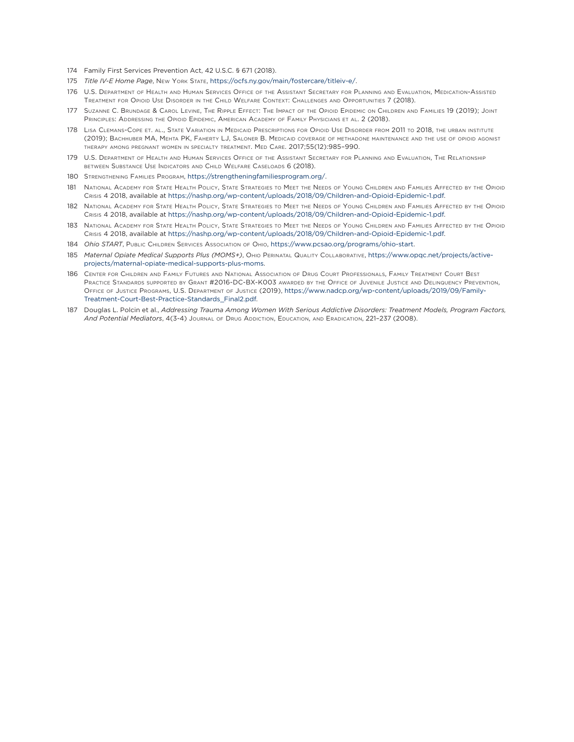174 Family First Services Prevention Act, 42 U.S.C. § 671 (2018).

175 *Title IV-E Home Page*, New York State, https://ocfs.ny.gov/main/fostercare/titleiv-e/.

176 U.S. Department of Health and Human Services Office of the Assistant Secretary for Planning and Evaluation, Medication-Assisted Treatment for Opioid Use Disorder in the Child Welfare Context: Challenges and Opportunities 7 (2018).

177 Suzanne C. Brundage & Carol Levine, The Ripple Effect: The Impact of the Opioid Epidemic on Children and Families 19 (2019); Joint Principles: Addressing the Opioid Epidemic, American Academy of Family Physicians et al. 2 (2018).

178 Lisa Clemans-Cope et. al., State Variation in Medicaid Prescriptions for Opioid Use Disorder from 2011 to 2018, the urban institute (2019); Bachhuber MA, Mehta PK, Faherty LJ, Saloner B. Medicaid coverage of methadone maintenance and the use of opioid agonist therapy among pregnant women in specialty treatment. Med Care. 2017;55(12):985–990.

179 U.S. Department of Health and Human Services Office of the Assistant Secretary for Planning and Evaluation, The Relationship between Substance Use Indicators and Child Welfare Caseloads 6 (2018).

180 Strengthening Families Program, https://strengtheningfamiliesprogram.org/.

181 National Academy for State Health Policy, State Strategies to Meet the Needs of Young Children and Families Affected by the Opioid Crisis 4 2018, available at https://nashp.org/wp-content/uploads/2018/09/Children-and-Opioid-Epidemic-1.pdf.

182 National Academy for State Health Policy, State Strategies to Meet the Needs of Young Children and Families Affected by the Opioid Crisis 4 2018, available at https://nashp.org/wp-content/uploads/2018/09/Children-and-Opioid-Epidemic-1.pdf.

183 National Academy for State Health Policy, State Strategies to Meet the Needs of Young Children and Families Affected by the Opioid Crisis 4 2018, available at https://nashp.org/wp-content/uploads/2018/09/Children-and-Opioid-Epidemic-1.pdf.

184 *Ohio START*, Public Children Services Association of Ohio, https://www.pcsao.org/programs/ohio-start.

185 *Maternal Opiate Medical Supports Plus (MOMS+)*, Ohio Perinatal Quality Collaborative, https://www.opqc.net/projects/active-projects/maternal-opiate-medical-supports-plus-moms.

186 Center for Children and Family Futures and National Association of Drug Court Professionals, Family Treatment Court Best Practice Standards supported by Grant #2016-DC-BX-K003 awarded by the Office of Juvenile Justice and Delinquency Prevention, Office of Justice Programs, U.S. Department of Justice (2019), https://www.nadcp.org/wp-content/uploads/2019/09/Family-Treatment-Court-Best-Practice-Standards_Final2.pdf.

187 Douglas L. Polcin et al., *Addressing Trauma Among Women With Serious Addictive Disorders: Treatment Models, Program Factors, And Potential Mediators*, 4(3-4) Journal of Drug Addiction, Education, and Eradication, 221–237 (2008).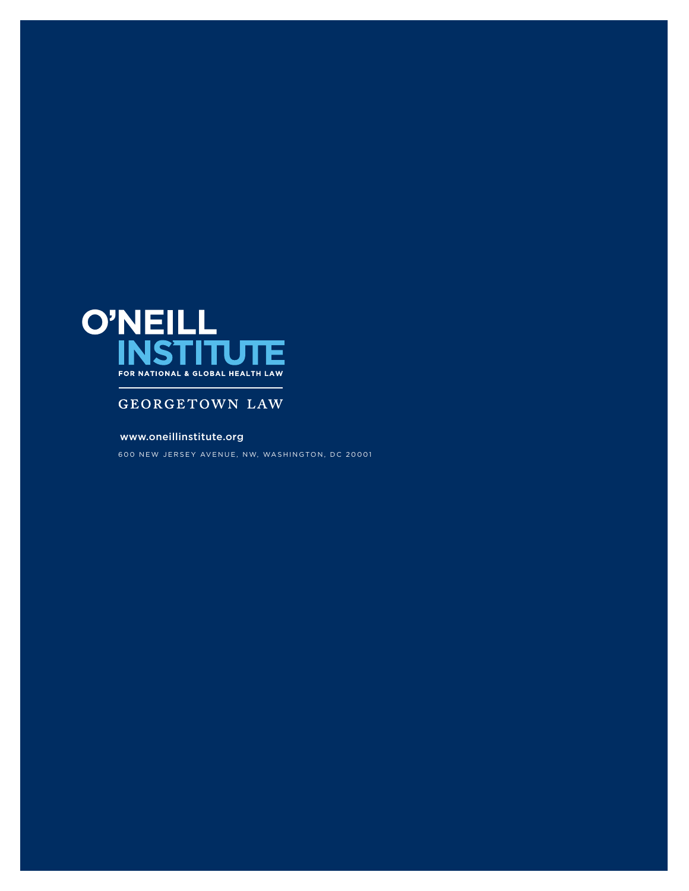O'NEILL
INSTITUTE
FOR NATIONAL & GLOBAL HEALTH LAW

GEORGETOWN LAW

www.oneillinstitute.org

600 NEW JERSEY AVENUE, NW, WASHINGTON, DC 20001